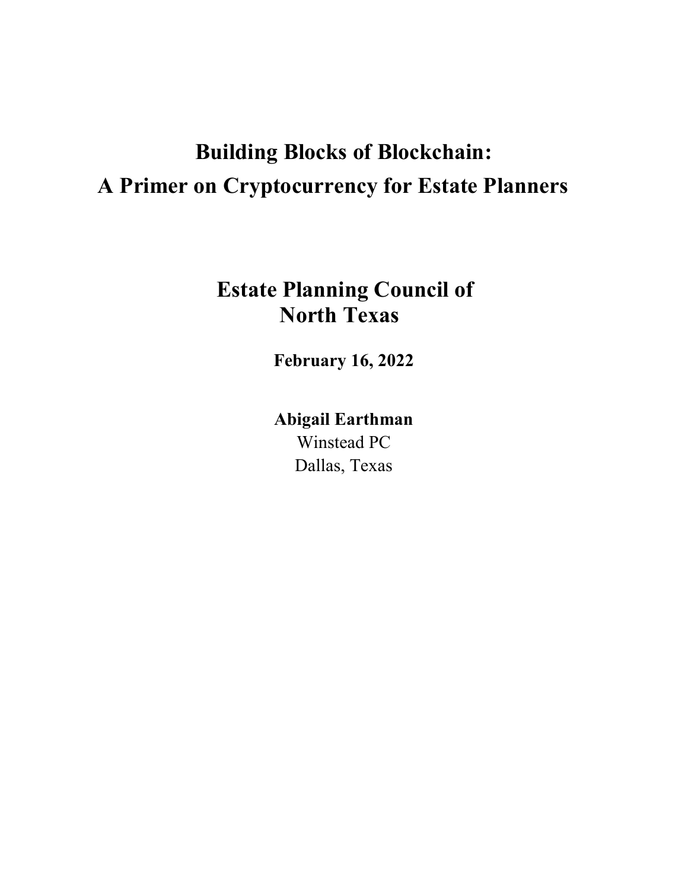# Building Blocks of Blockchain:
# A Primer on Cryptocurrency for Estate Planners

## Estate Planning Council of North Texas

**February 16, 2022**

**Abigail Earthman**
Winstead PC
Dallas, Texas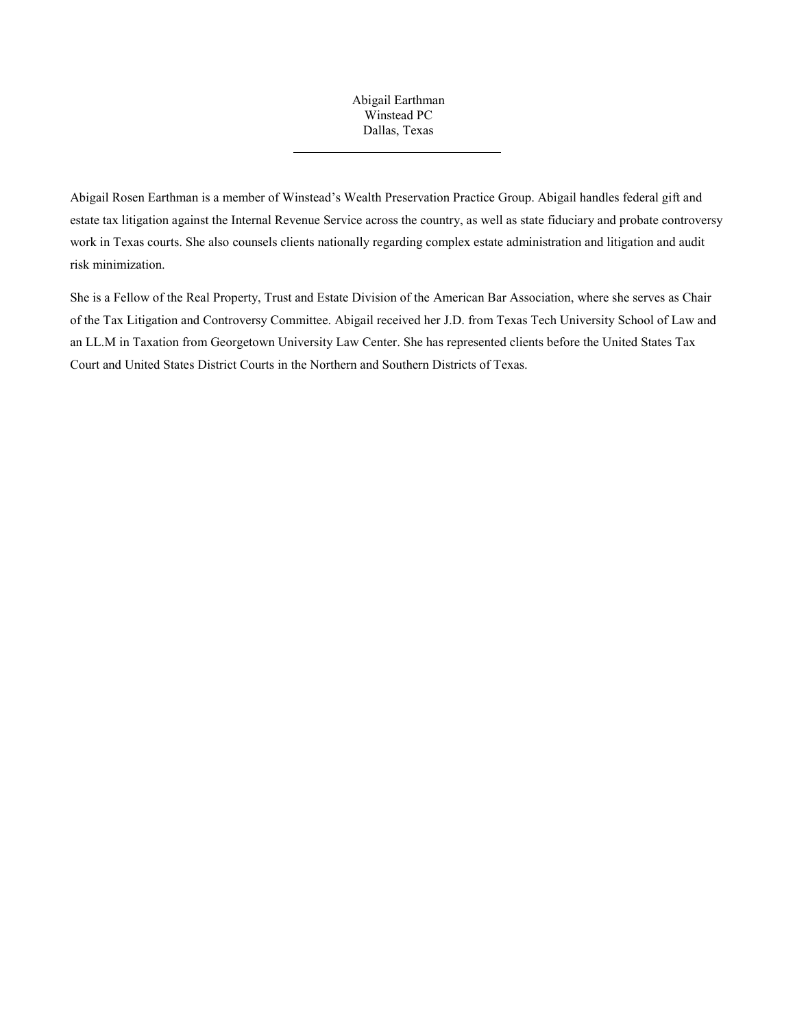Abigail Earthman
Winstead PC
Dallas, Texas

---

Abigail Rosen Earthman is a member of Winstead's Wealth Preservation Practice Group. Abigail handles federal gift and estate tax litigation against the Internal Revenue Service across the country, as well as state fiduciary and probate controversy work in Texas courts. She also counsels clients nationally regarding complex estate administration and litigation and audit risk minimization.

She is a Fellow of the Real Property, Trust and Estate Division of the American Bar Association, where she serves as Chair of the Tax Litigation and Controversy Committee. Abigail received her J.D. from Texas Tech University School of Law and an LL.M in Taxation from Georgetown University Law Center. She has represented clients before the United States Tax Court and United States District Courts in the Northern and Southern Districts of Texas.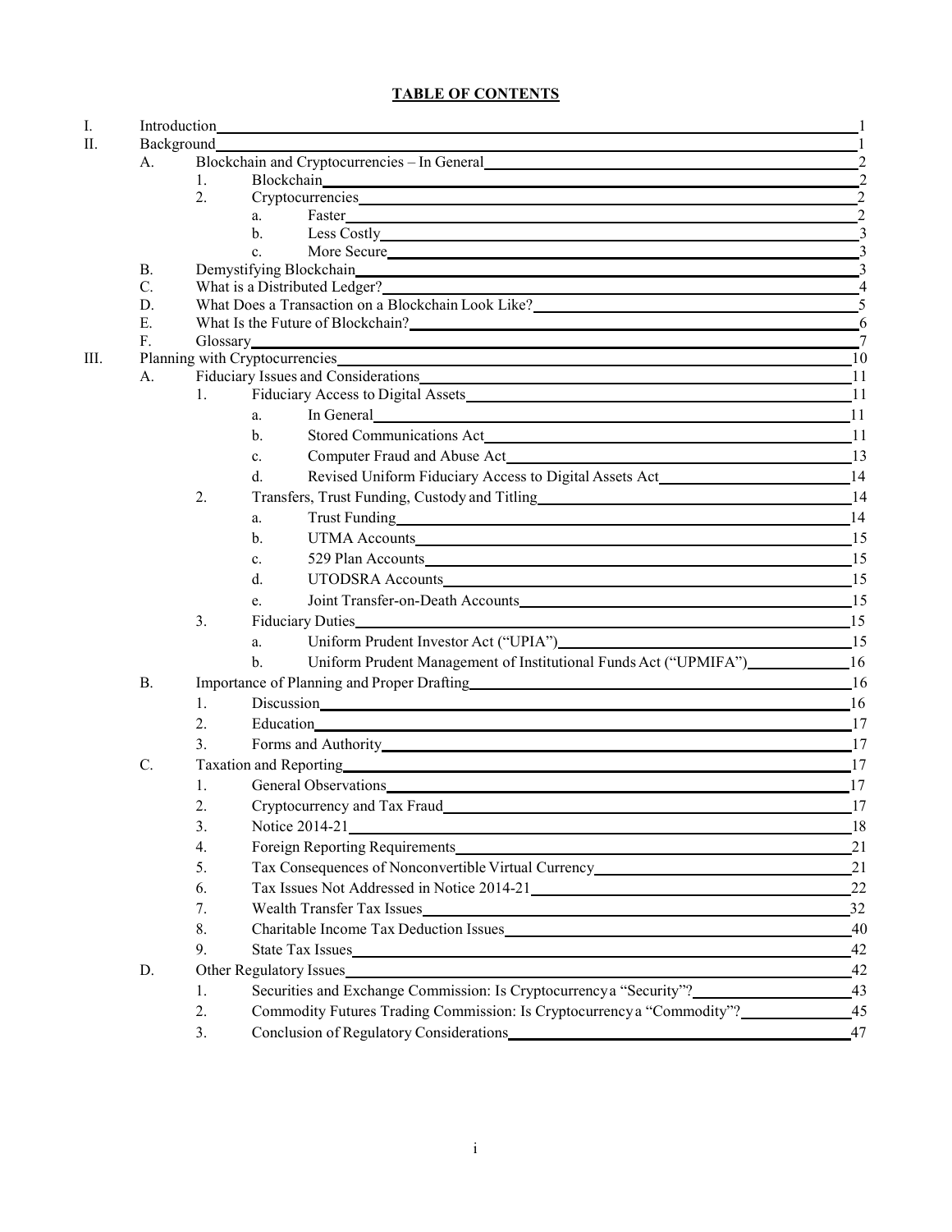# TABLE OF CONTENTS

- I. Introduction — 1
- II. Background — 1
  - A. Blockchain and Cryptocurrencies – In General — 2
    - 1. Blockchain — 2
    - 2. Cryptocurrencies — 2
      - a. Faster — 2
      - b. Less Costly — 3
      - c. More Secure — 3
  - B. Demystifying Blockchain — 3
  - C. What is a Distributed Ledger? — 4
  - D. What Does a Transaction on a Blockchain Look Like? — 5
  - E. What Is the Future of Blockchain? — 6
  - F. Glossary — 7
- III. Planning with Cryptocurrencies — 10
  - A. Fiduciary Issues and Considerations — 11
    - 1. Fiduciary Access to Digital Assets — 11
      - a. In General — 11
      - b. Stored Communications Act — 11
      - c. Computer Fraud and Abuse Act — 13
      - d. Revised Uniform Fiduciary Access to Digital Assets Act — 14
    - 2. Transfers, Trust Funding, Custody and Titling — 14
      - a. Trust Funding — 14
      - b. UTMA Accounts — 15
      - c. 529 Plan Accounts — 15
      - d. UTODSRA Accounts — 15
      - e. Joint Transfer-on-Death Accounts — 15
    - 3. Fiduciary Duties — 15
      - a. Uniform Prudent Investor Act ("UPIA") — 15
      - b. Uniform Prudent Management of Institutional Funds Act ("UPMIFA") — 16
  - B. Importance of Planning and Proper Drafting — 16
    - 1. Discussion — 16
    - 2. Education — 17
    - 3. Forms and Authority — 17
  - C. Taxation and Reporting — 17
    - 1. General Observations — 17
    - 2. Cryptocurrency and Tax Fraud — 17
    - 3. Notice 2014-21 — 18
    - 4. Foreign Reporting Requirements — 21
    - 5. Tax Consequences of Nonconvertible Virtual Currency — 21
    - 6. Tax Issues Not Addressed in Notice 2014-21 — 22
    - 7. Wealth Transfer Tax Issues — 32
    - 8. Charitable Income Tax Deduction Issues — 40
    - 9. State Tax Issues — 42
  - D. Other Regulatory Issues — 42
    - 1. Securities and Exchange Commission: Is Cryptocurrency a "Security"? — 43
    - 2. Commodity Futures Trading Commission: Is Cryptocurrency a "Commodity"? — 45
    - 3. Conclusion of Regulatory Considerations — 47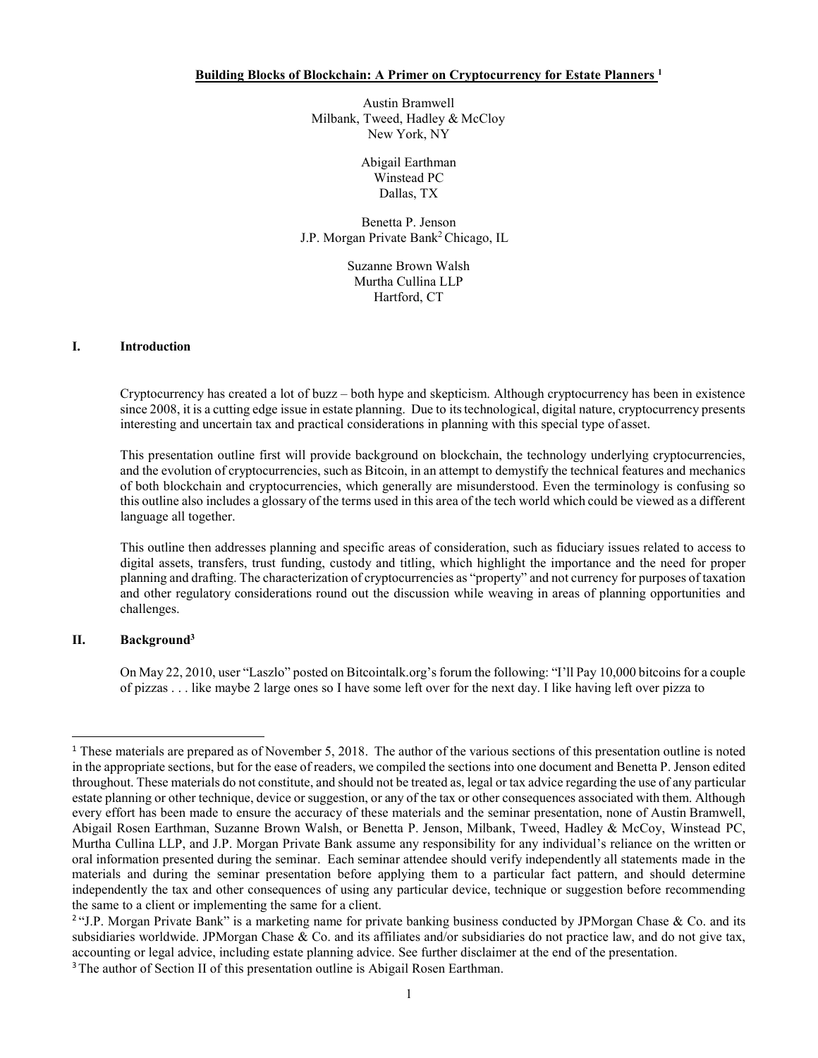**Building Blocks of Blockchain: A Primer on Cryptocurrency for Estate Planners [1]**

Austin Bramwell
Milbank, Tweed, Hadley & McCloy
New York, NY

Abigail Earthman
Winstead PC
Dallas, TX

Benetta P. Jenson
J.P. Morgan Private Bank[2] Chicago, IL

Suzanne Brown Walsh
Murtha Cullina LLP
Hartford, CT

## I. Introduction

Cryptocurrency has created a lot of buzz – both hype and skepticism. Although cryptocurrency has been in existence since 2008, it is a cutting edge issue in estate planning. Due to its technological, digital nature, cryptocurrency presents interesting and uncertain tax and practical considerations in planning with this special type of asset.

This presentation outline first will provide background on blockchain, the technology underlying cryptocurrencies, and the evolution of cryptocurrencies, such as Bitcoin, in an attempt to demystify the technical features and mechanics of both blockchain and cryptocurrencies, which generally are misunderstood. Even the terminology is confusing so this outline also includes a glossary of the terms used in this area of the tech world which could be viewed as a different language all together.

This outline then addresses planning and specific areas of consideration, such as fiduciary issues related to access to digital assets, transfers, trust funding, custody and titling, which highlight the importance and the need for proper planning and drafting. The characterization of cryptocurrencies as "property" and not currency for purposes of taxation and other regulatory considerations round out the discussion while weaving in areas of planning opportunities and challenges.

## II. Background[3]

On May 22, 2010, user "Laszlo" posted on Bitcointalk.org's forum the following: "I'll Pay 10,000 bitcoins for a couple of pizzas . . . like maybe 2 large ones so I have some left over for the next day. I like having left over pizza to

---

[1] These materials are prepared as of November 5, 2018. The author of the various sections of this presentation outline is noted in the appropriate sections, but for the ease of readers, we compiled the sections into one document and Benetta P. Jenson edited throughout. These materials do not constitute, and should not be treated as, legal or tax advice regarding the use of any particular estate planning or other technique, device or suggestion, or any of the tax or other consequences associated with them. Although every effort has been made to ensure the accuracy of these materials and the seminar presentation, none of Austin Bramwell, Abigail Rosen Earthman, Suzanne Brown Walsh, or Benetta P. Jenson, Milbank, Tweed, Hadley & McCoy, Winstead PC, Murtha Cullina LLP, and J.P. Morgan Private Bank assume any responsibility for any individual's reliance on the written or oral information presented during the seminar. Each seminar attendee should verify independently all statements made in the materials and during the seminar presentation before applying them to a particular fact pattern, and should determine independently the tax and other consequences of using any particular device, technique or suggestion before recommending the same to a client or implementing the same for a client.

[2] "J.P. Morgan Private Bank" is a marketing name for private banking business conducted by JPMorgan Chase & Co. and its subsidiaries worldwide. JPMorgan Chase & Co. and its affiliates and/or subsidiaries do not practice law, and do not give tax, accounting or legal advice, including estate planning advice. See further disclaimer at the end of the presentation.

[3] The author of Section II of this presentation outline is Abigail Rosen Earthman.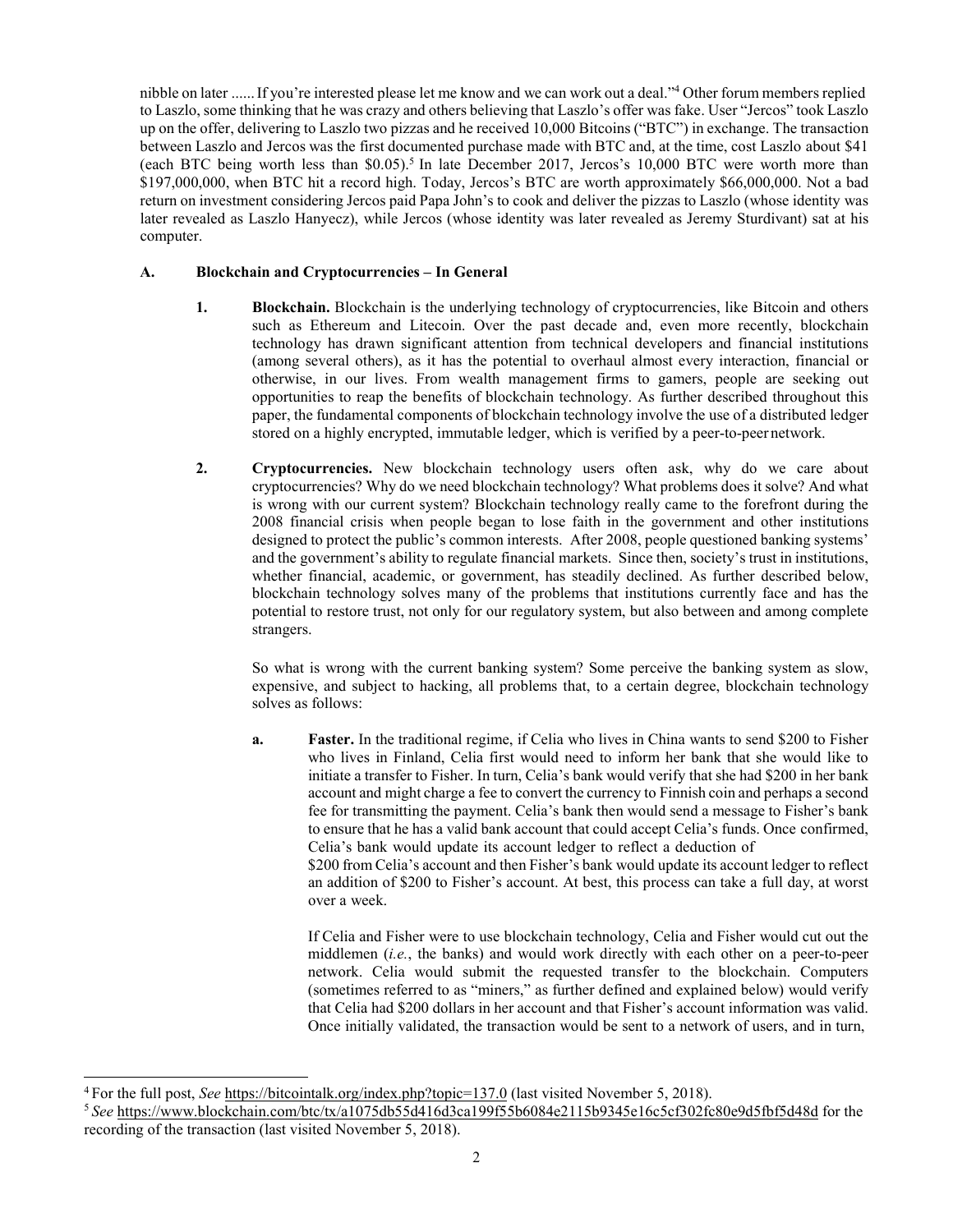nibble on later ...... If you're interested please let me know and we can work out a deal."[4] Other forum members replied to Laszlo, some thinking that he was crazy and others believing that Laszlo's offer was fake. User "Jercos" took Laszlo up on the offer, delivering to Laszlo two pizzas and he received 10,000 Bitcoins ("BTC") in exchange. The transaction between Laszlo and Jercos was the first documented purchase made with BTC and, at the time, cost Laszlo about $41 (each BTC being worth less than $0.05).[5] In late December 2017, Jercos's 10,000 BTC were worth more than $197,000,000, when BTC hit a record high. Today, Jercos's BTC are worth approximately $66,000,000. Not a bad return on investment considering Jercos paid Papa John's to cook and deliver the pizzas to Laszlo (whose identity was later revealed as Laszlo Hanyecz), while Jercos (whose identity was later revealed as Jeremy Sturdivant) sat at his computer.

### A. Blockchain and Cryptocurrencies – In General

**1. Blockchain.** Blockchain is the underlying technology of cryptocurrencies, like Bitcoin and others such as Ethereum and Litecoin. Over the past decade and, even more recently, blockchain technology has drawn significant attention from technical developers and financial institutions (among several others), as it has the potential to overhaul almost every interaction, financial or otherwise, in our lives. From wealth management firms to gamers, people are seeking out opportunities to reap the benefits of blockchain technology. As further described throughout this paper, the fundamental components of blockchain technology involve the use of a distributed ledger stored on a highly encrypted, immutable ledger, which is verified by a peer-to-peer network.

**2. Cryptocurrencies.** New blockchain technology users often ask, why do we care about cryptocurrencies? Why do we need blockchain technology? What problems does it solve? And what is wrong with our current system? Blockchain technology really came to the forefront during the 2008 financial crisis when people began to lose faith in the government and other institutions designed to protect the public's common interests. After 2008, people questioned banking systems' and the government's ability to regulate financial markets. Since then, society's trust in institutions, whether financial, academic, or government, has steadily declined. As further described below, blockchain technology solves many of the problems that institutions currently face and has the potential to restore trust, not only for our regulatory system, but also between and among complete strangers.

So what is wrong with the current banking system? Some perceive the banking system as slow, expensive, and subject to hacking, all problems that, to a certain degree, blockchain technology solves as follows:

**a. Faster.** In the traditional regime, if Celia who lives in China wants to send $200 to Fisher who lives in Finland, Celia first would need to inform her bank that she would like to initiate a transfer to Fisher. In turn, Celia's bank would verify that she had $200 in her bank account and might charge a fee to convert the currency to Finnish coin and perhaps a second fee for transmitting the payment. Celia's bank then would send a message to Fisher's bank to ensure that he has a valid bank account that could accept Celia's funds. Once confirmed, Celia's bank would update its account ledger to reflect a deduction of $200 from Celia's account and then Fisher's bank would update its account ledger to reflect an addition of $200 to Fisher's account. At best, this process can take a full day, at worst over a week.

If Celia and Fisher were to use blockchain technology, Celia and Fisher would cut out the middlemen (*i.e.*, the banks) and would work directly with each other on a peer-to-peer network. Celia would submit the requested transfer to the blockchain. Computers (sometimes referred to as "miners," as further defined and explained below) would verify that Celia had $200 dollars in her account and that Fisher's account information was valid. Once initially validated, the transaction would be sent to a network of users, and in turn,

---

[4] For the full post, *See* https://bitcointalk.org/index.php?topic=137.0 (last visited November 5, 2018).

[5] *See* https://www.blockchain.com/btc/tx/a1075db55d416d3ca199f55b6084e2115b9345e16c5cf302fc80e9d5fbf5d48d for the recording of the transaction (last visited November 5, 2018).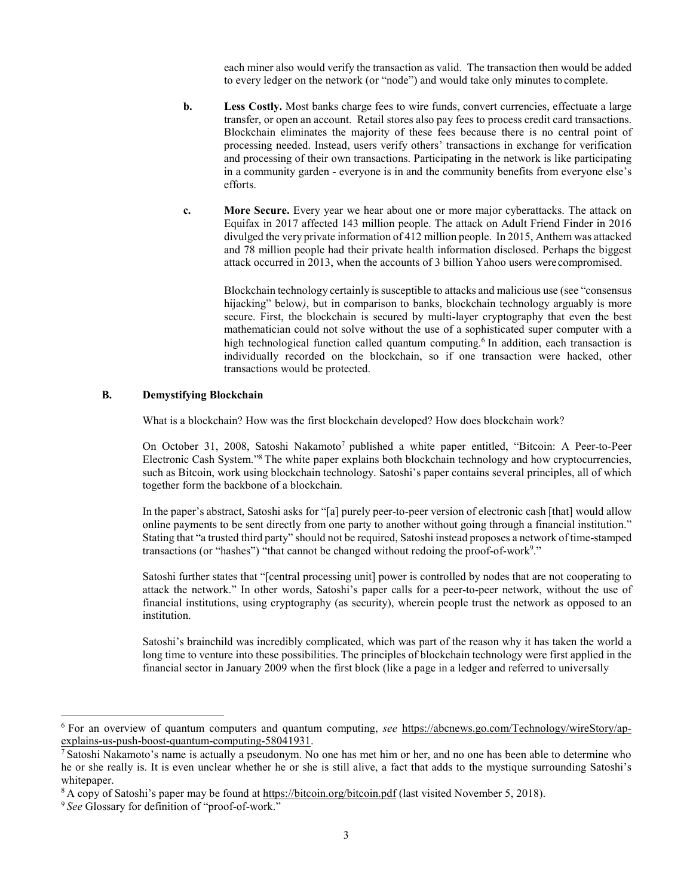each miner also would verify the transaction as valid. The transaction then would be added to every ledger on the network (or "node") and would take only minutes to complete.

**b. Less Costly.** Most banks charge fees to wire funds, convert currencies, effectuate a large transfer, or open an account. Retail stores also pay fees to process credit card transactions. Blockchain eliminates the majority of these fees because there is no central point of processing needed. Instead, users verify others' transactions in exchange for verification and processing of their own transactions. Participating in the network is like participating in a community garden - everyone is in and the community benefits from everyone else's efforts.

**c. More Secure.** Every year we hear about one or more major cyberattacks. The attack on Equifax in 2017 affected 143 million people. The attack on Adult Friend Finder in 2016 divulged the very private information of 412 million people. In 2015, Anthem was attacked and 78 million people had their private health information disclosed. Perhaps the biggest attack occurred in 2013, when the accounts of 3 billion Yahoo users were compromised.

Blockchain technology certainly is susceptible to attacks and malicious use (see "consensus hijacking" below), but in comparison to banks, blockchain technology arguably is more secure. First, the blockchain is secured by multi-layer cryptography that even the best mathematician could not solve without the use of a sophisticated super computer with a high technological function called quantum computing.[6] In addition, each transaction is individually recorded on the blockchain, so if one transaction were hacked, other transactions would be protected.

### B. Demystifying Blockchain

What is a blockchain? How was the first blockchain developed? How does blockchain work?

On October 31, 2008, Satoshi Nakamoto[7] published a white paper entitled, "Bitcoin: A Peer-to-Peer Electronic Cash System."[8] The white paper explains both blockchain technology and how cryptocurrencies, such as Bitcoin, work using blockchain technology. Satoshi's paper contains several principles, all of which together form the backbone of a blockchain.

In the paper's abstract, Satoshi asks for "[a] purely peer-to-peer version of electronic cash [that] would allow online payments to be sent directly from one party to another without going through a financial institution." Stating that "a trusted third party" should not be required, Satoshi instead proposes a network of time-stamped transactions (or "hashes") "that cannot be changed without redoing the proof-of-work[9]."

Satoshi further states that "[central processing unit] power is controlled by nodes that are not cooperating to attack the network." In other words, Satoshi's paper calls for a peer-to-peer network, without the use of financial institutions, using cryptography (as security), wherein people trust the network as opposed to an institution.

Satoshi's brainchild was incredibly complicated, which was part of the reason why it has taken the world a long time to venture into these possibilities. The principles of blockchain technology were first applied in the financial sector in January 2009 when the first block (like a page in a ledger and referred to universally

---

[6] For an overview of quantum computers and quantum computing, *see* https://abcnews.go.com/Technology/wireStory/ap-explains-us-push-boost-quantum-computing-58041931.

[7] Satoshi Nakamoto's name is actually a pseudonym. No one has met him or her, and no one has been able to determine who he or she really is. It is even unclear whether he or she is still alive, a fact that adds to the mystique surrounding Satoshi's whitepaper.

[8] A copy of Satoshi's paper may be found at https://bitcoin.org/bitcoin.pdf (last visited November 5, 2018).

[9] *See* Glossary for definition of "proof-of-work."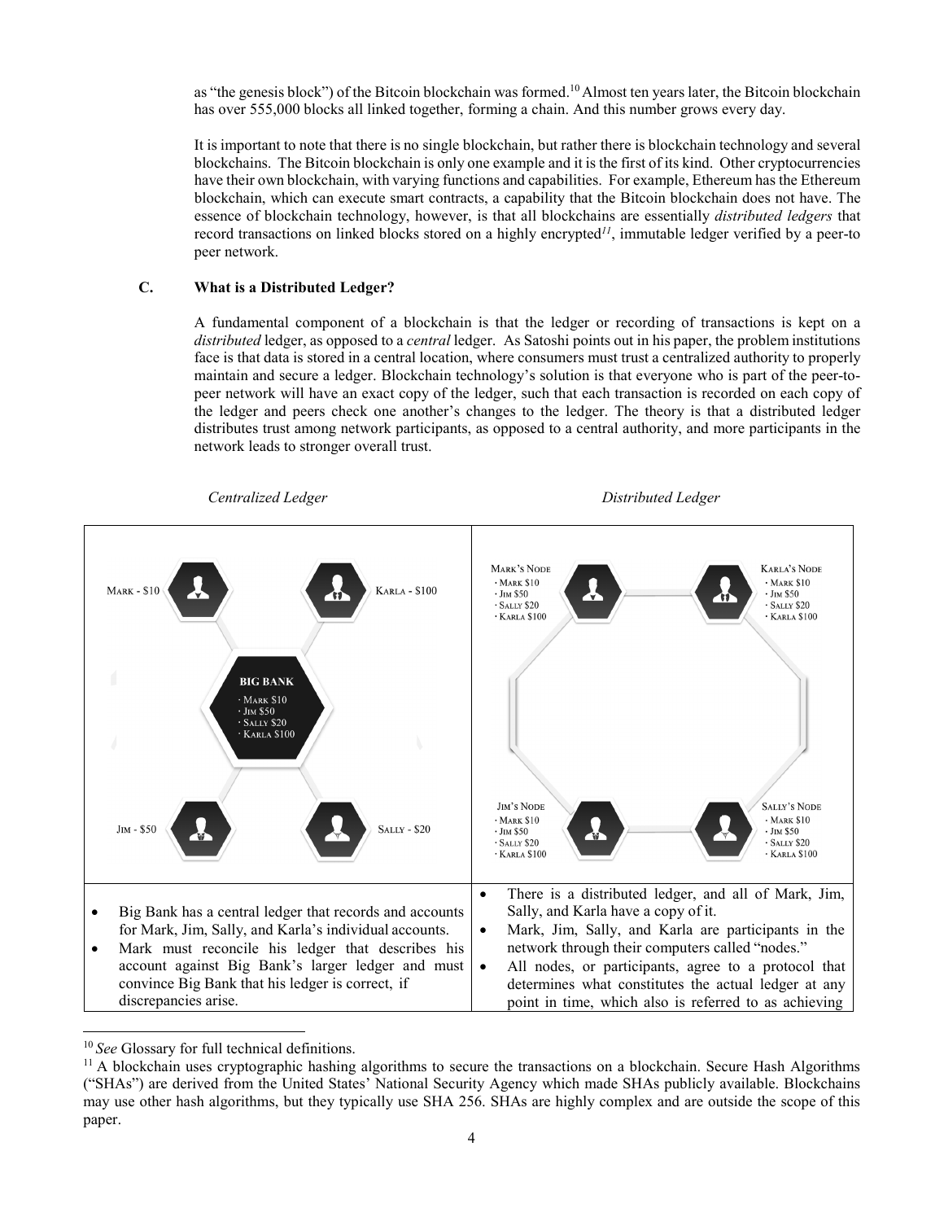as "the genesis block") of the Bitcoin blockchain was formed.[10] Almost ten years later, the Bitcoin blockchain has over 555,000 blocks all linked together, forming a chain. And this number grows every day.

It is important to note that there is no single blockchain, but rather there is blockchain technology and several blockchains. The Bitcoin blockchain is only one example and it is the first of its kind. Other cryptocurrencies have their own blockchain, with varying functions and capabilities. For example, Ethereum has the Ethereum blockchain, which can execute smart contracts, a capability that the Bitcoin blockchain does not have. The essence of blockchain technology, however, is that all blockchains are essentially *distributed ledgers* that record transactions on linked blocks stored on a highly encrypted[11], immutable ledger verified by a peer-to peer network.

### C. What is a Distributed Ledger?

A fundamental component of a blockchain is that the ledger or recording of transactions is kept on a *distributed* ledger, as opposed to a *central* ledger. As Satoshi points out in his paper, the problem institutions face is that data is stored in a central location, where consumers must trust a centralized authority to properly maintain and secure a ledger. Blockchain technology's solution is that everyone who is part of the peer-to-peer network will have an exact copy of the ledger, such that each transaction is recorded on each copy of the ledger and peers check one another's changes to the ledger. The theory is that a distributed ledger distributes trust among network participants, as opposed to a central authority, and more participants in the network leads to stronger overall trust.

| *Centralized Ledger* | *Distributed Ledger* |
|---|---|
| MARK - $10; KARLA - $100; JIM - $50; SALLY - $20; BIG BANK: · MARK $10 · JIM $50 · SALLY $20 · KARLA $100 | MARK'S NODE: · MARK $10 · JIM $50 · SALLY $20 · KARLA $100; KARLA'S NODE: · MARK $10 · JIM $50 · SALLY $20 · KARLA $100; JIM'S NODE: · MARK $10 · JIM $50 · SALLY $20 · KARLA $100; SALLY'S NODE: · MARK $10 · JIM $50 · SALLY $20 · KARLA $100 |
| • Big Bank has a central ledger that records and accounts for Mark, Jim, Sally, and Karla's individual accounts.<br>• Mark must reconcile his ledger that describes his account against Big Bank's larger ledger and must convince Big Bank that his ledger is correct, if discrepancies arise. | • There is a distributed ledger, and all of Mark, Jim, Sally, and Karla have a copy of it.<br>• Mark, Jim, Sally, and Karla are participants in the network through their computers called "nodes."<br>• All nodes, or participants, agree to a protocol that determines what constitutes the actual ledger at any point in time, which also is referred to as achieving |

[10] *See* Glossary for full technical definitions.

[11] A blockchain uses cryptographic hashing algorithms to secure the transactions on a blockchain. Secure Hash Algorithms ("SHAs") are derived from the United States' National Security Agency which made SHAs publicly available. Blockchains may use other hash algorithms, but they typically use SHA 256. SHAs are highly complex and are outside the scope of this paper.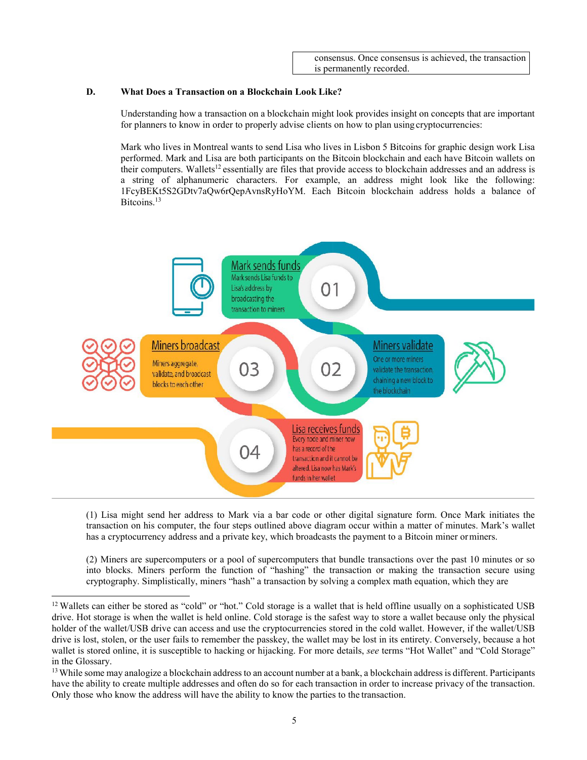consensus. Once consensus is achieved, the transaction is permanently recorded.

### D. What Does a Transaction on a Blockchain Look Like?

Understanding how a transaction on a blockchain might look provides insight on concepts that are important for planners to know in order to properly advise clients on how to plan using cryptocurrencies:

Mark who lives in Montreal wants to send Lisa who lives in Lisbon 5 Bitcoins for graphic design work Lisa performed. Mark and Lisa are both participants on the Bitcoin blockchain and each have Bitcoin wallets on their computers. Wallets[12] essentially are files that provide access to blockchain addresses and an address is a string of alphanumeric characters. For example, an address might look like the following: 1FcyBEKt5S2GDtv7aQw6rQepAvnsRyHoYM. Each Bitcoin blockchain address holds a balance of Bitcoins.[13]

**Mark sends funds** — 01 — Mark sends Lisa funds to Lisa's address by broadcasting the transaction to miners

**Miners validate** — 02 — One or more miners validate the transaction, chaining a new block to the blockchain

**Miners broadcast** — 03 — Miners aggregate, validate, and broadcast blocks to each other

**Lisa receives funds** — 04 — Every node and miner now has a record of the transaction and it cannot be altered. Lisa now has Mark's funds in her wallet

(1) Lisa might send her address to Mark via a bar code or other digital signature form. Once Mark initiates the transaction on his computer, the four steps outlined above diagram occur within a matter of minutes. Mark's wallet has a cryptocurrency address and a private key, which broadcasts the payment to a Bitcoin miner or miners.

(2) Miners are supercomputers or a pool of supercomputers that bundle transactions over the past 10 minutes or so into blocks. Miners perform the function of "hashing" the transaction or making the transaction secure using cryptography. Simplistically, miners "hash" a transaction by solving a complex math equation, which they are

---

[12] Wallets can either be stored as "cold" or "hot." Cold storage is a wallet that is held offline usually on a sophisticated USB drive. Hot storage is when the wallet is held online. Cold storage is the safest way to store a wallet because only the physical holder of the wallet/USB drive can access and use the cryptocurrencies stored in the cold wallet. However, if the wallet/USB drive is lost, stolen, or the user fails to remember the passkey, the wallet may be lost in its entirety. Conversely, because a hot wallet is stored online, it is susceptible to hacking or hijacking. For more details, *see* terms "Hot Wallet" and "Cold Storage" in the Glossary.

[13] While some may analogize a blockchain address to an account number at a bank, a blockchain address is different. Participants have the ability to create multiple addresses and often do so for each transaction in order to increase privacy of the transaction. Only those who know the address will have the ability to know the parties to the transaction.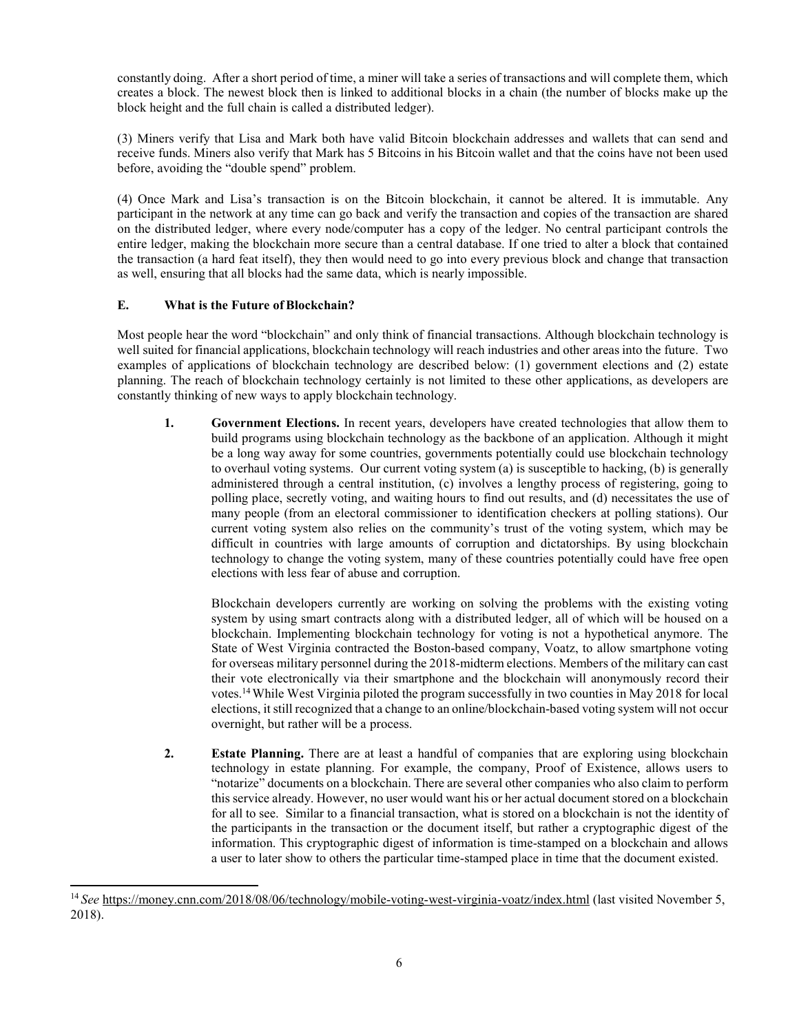constantly doing. After a short period of time, a miner will take a series of transactions and will complete them, which creates a block. The newest block then is linked to additional blocks in a chain (the number of blocks make up the block height and the full chain is called a distributed ledger).

(3) Miners verify that Lisa and Mark both have valid Bitcoin blockchain addresses and wallets that can send and receive funds. Miners also verify that Mark has 5 Bitcoins in his Bitcoin wallet and that the coins have not been used before, avoiding the "double spend" problem.

(4) Once Mark and Lisa's transaction is on the Bitcoin blockchain, it cannot be altered. It is immutable. Any participant in the network at any time can go back and verify the transaction and copies of the transaction are shared on the distributed ledger, where every node/computer has a copy of the ledger. No central participant controls the entire ledger, making the blockchain more secure than a central database. If one tried to alter a block that contained the transaction (a hard feat itself), they then would need to go into every previous block and change that transaction as well, ensuring that all blocks had the same data, which is nearly impossible.

### E. What is the Future of Blockchain?

Most people hear the word "blockchain" and only think of financial transactions. Although blockchain technology is well suited for financial applications, blockchain technology will reach industries and other areas into the future. Two examples of applications of blockchain technology are described below: (1) government elections and (2) estate planning. The reach of blockchain technology certainly is not limited to these other applications, as developers are constantly thinking of new ways to apply blockchain technology.

1. **Government Elections.** In recent years, developers have created technologies that allow them to build programs using blockchain technology as the backbone of an application. Although it might be a long way away for some countries, governments potentially could use blockchain technology to overhaul voting systems. Our current voting system (a) is susceptible to hacking, (b) is generally administered through a central institution, (c) involves a lengthy process of registering, going to polling place, secretly voting, and waiting hours to find out results, and (d) necessitates the use of many people (from an electoral commissioner to identification checkers at polling stations). Our current voting system also relies on the community's trust of the voting system, which may be difficult in countries with large amounts of corruption and dictatorships. By using blockchain technology to change the voting system, many of these countries potentially could have free open elections with less fear of abuse and corruption.

   Blockchain developers currently are working on solving the problems with the existing voting system by using smart contracts along with a distributed ledger, all of which will be housed on a blockchain. Implementing blockchain technology for voting is not a hypothetical anymore. The State of West Virginia contracted the Boston-based company, Voatz, to allow smartphone voting for overseas military personnel during the 2018-midterm elections. Members of the military can cast their vote electronically via their smartphone and the blockchain will anonymously record their votes.[14] While West Virginia piloted the program successfully in two counties in May 2018 for local elections, it still recognized that a change to an online/blockchain-based voting system will not occur overnight, but rather will be a process.

2. **Estate Planning.** There are at least a handful of companies that are exploring using blockchain technology in estate planning. For example, the company, Proof of Existence, allows users to "notarize" documents on a blockchain. There are several other companies who also claim to perform this service already. However, no user would want his or her actual document stored on a blockchain for all to see. Similar to a financial transaction, what is stored on a blockchain is not the identity of the participants in the transaction or the document itself, but rather a cryptographic digest of the information. This cryptographic digest of information is time-stamped on a blockchain and allows a user to later show to others the particular time-stamped place in time that the document existed.

---

[14] *See* https://money.cnn.com/2018/08/06/technology/mobile-voting-west-virginia-voatz/index.html (last visited November 5, 2018).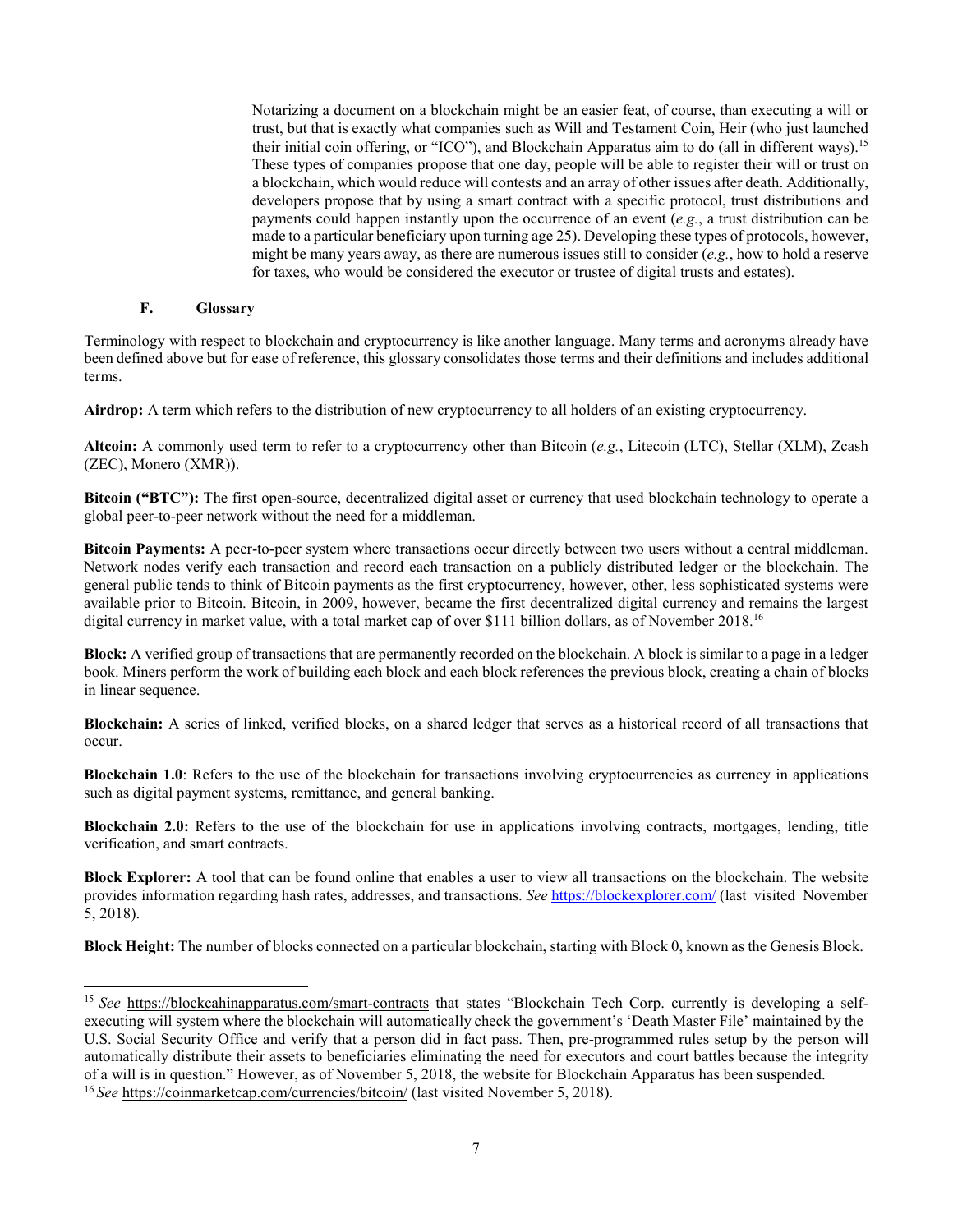Notarizing a document on a blockchain might be an easier feat, of course, than executing a will or trust, but that is exactly what companies such as Will and Testament Coin, Heir (who just launched their initial coin offering, or "ICO"), and Blockchain Apparatus aim to do (all in different ways).[15] These types of companies propose that one day, people will be able to register their will or trust on a blockchain, which would reduce will contests and an array of other issues after death. Additionally, developers propose that by using a smart contract with a specific protocol, trust distributions and payments could happen instantly upon the occurrence of an event (*e.g.*, a trust distribution can be made to a particular beneficiary upon turning age 25). Developing these types of protocols, however, might be many years away, as there are numerous issues still to consider (*e.g.*, how to hold a reserve for taxes, who would be considered the executor or trustee of digital trusts and estates).

### F. Glossary

Terminology with respect to blockchain and cryptocurrency is like another language. Many terms and acronyms already have been defined above but for ease of reference, this glossary consolidates those terms and their definitions and includes additional terms.

**Airdrop:** A term which refers to the distribution of new cryptocurrency to all holders of an existing cryptocurrency.

**Altcoin:** A commonly used term to refer to a cryptocurrency other than Bitcoin (*e.g.*, Litecoin (LTC), Stellar (XLM), Zcash (ZEC), Monero (XMR)).

**Bitcoin ("BTC"):** The first open-source, decentralized digital asset or currency that used blockchain technology to operate a global peer-to-peer network without the need for a middleman.

**Bitcoin Payments:** A peer-to-peer system where transactions occur directly between two users without a central middleman. Network nodes verify each transaction and record each transaction on a publicly distributed ledger or the blockchain. The general public tends to think of Bitcoin payments as the first cryptocurrency, however, other, less sophisticated systems were available prior to Bitcoin. Bitcoin, in 2009, however, became the first decentralized digital currency and remains the largest digital currency in market value, with a total market cap of over $111 billion dollars, as of November 2018.[16]

**Block:** A verified group of transactions that are permanently recorded on the blockchain. A block is similar to a page in a ledger book. Miners perform the work of building each block and each block references the previous block, creating a chain of blocks in linear sequence.

**Blockchain:** A series of linked, verified blocks, on a shared ledger that serves as a historical record of all transactions that occur.

**Blockchain 1.0**: Refers to the use of the blockchain for transactions involving cryptocurrencies as currency in applications such as digital payment systems, remittance, and general banking.

**Blockchain 2.0:** Refers to the use of the blockchain for use in applications involving contracts, mortgages, lending, title verification, and smart contracts.

**Block Explorer:** A tool that can be found online that enables a user to view all transactions on the blockchain. The website provides information regarding hash rates, addresses, and transactions. *See* https://blockexplorer.com/ (last visited November 5, 2018).

**Block Height:** The number of blocks connected on a particular blockchain, starting with Block 0, known as the Genesis Block.

---

[15] *See* https://blockcahinapparatus.com/smart-contracts that states "Blockchain Tech Corp. currently is developing a self-executing will system where the blockchain will automatically check the government's 'Death Master File' maintained by the U.S. Social Security Office and verify that a person did in fact pass. Then, pre-programmed rules setup by the person will automatically distribute their assets to beneficiaries eliminating the need for executors and court battles because the integrity of a will is in question." However, as of November 5, 2018, the website for Blockchain Apparatus has been suspended.

[16] *See* https://coinmarketcap.com/currencies/bitcoin/ (last visited November 5, 2018).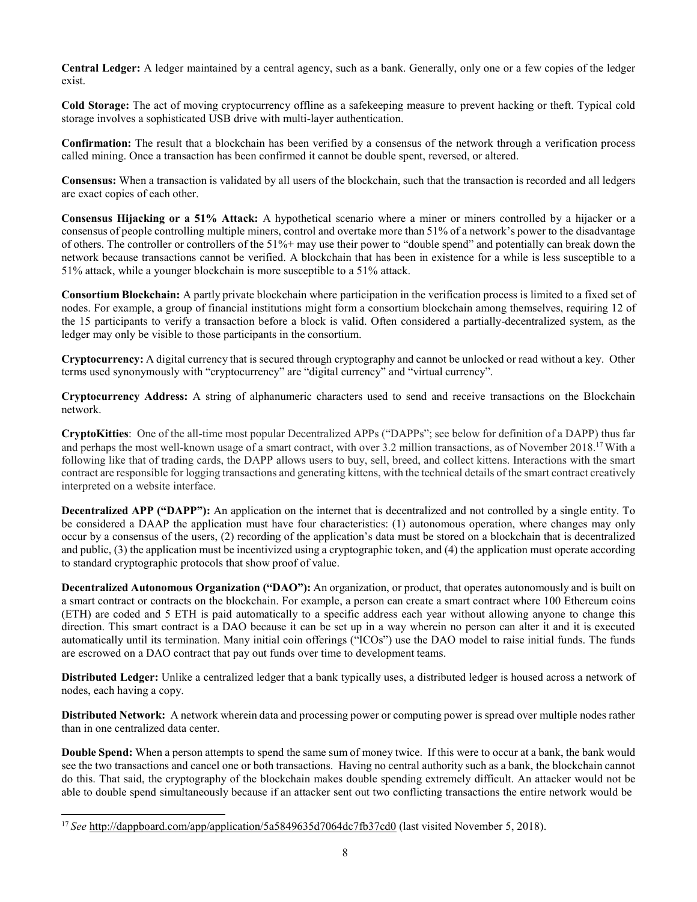**Central Ledger:** A ledger maintained by a central agency, such as a bank. Generally, only one or a few copies of the ledger exist.

**Cold Storage:** The act of moving cryptocurrency offline as a safekeeping measure to prevent hacking or theft. Typical cold storage involves a sophisticated USB drive with multi-layer authentication.

**Confirmation:** The result that a blockchain has been verified by a consensus of the network through a verification process called mining. Once a transaction has been confirmed it cannot be double spent, reversed, or altered.

**Consensus:** When a transaction is validated by all users of the blockchain, such that the transaction is recorded and all ledgers are exact copies of each other.

**Consensus Hijacking or a 51% Attack:** A hypothetical scenario where a miner or miners controlled by a hijacker or a consensus of people controlling multiple miners, control and overtake more than 51% of a network's power to the disadvantage of others. The controller or controllers of the 51%+ may use their power to "double spend" and potentially can break down the network because transactions cannot be verified. A blockchain that has been in existence for a while is less susceptible to a 51% attack, while a younger blockchain is more susceptible to a 51% attack.

**Consortium Blockchain:** A partly private blockchain where participation in the verification process is limited to a fixed set of nodes. For example, a group of financial institutions might form a consortium blockchain among themselves, requiring 12 of the 15 participants to verify a transaction before a block is valid. Often considered a partially-decentralized system, as the ledger may only be visible to those participants in the consortium.

**Cryptocurrency:** A digital currency that is secured through cryptography and cannot be unlocked or read without a key. Other terms used synonymously with "cryptocurrency" are "digital currency" and "virtual currency".

**Cryptocurrency Address:** A string of alphanumeric characters used to send and receive transactions on the Blockchain network.

**CryptoKitties**: One of the all-time most popular Decentralized APPs ("DAPPs"; see below for definition of a DAPP) thus far and perhaps the most well-known usage of a smart contract, with over 3.2 million transactions, as of November 2018.[17] With a following like that of trading cards, the DAPP allows users to buy, sell, breed, and collect kittens. Interactions with the smart contract are responsible for logging transactions and generating kittens, with the technical details of the smart contract creatively interpreted on a website interface.

**Decentralized APP ("DAPP"):** An application on the internet that is decentralized and not controlled by a single entity. To be considered a DAAP the application must have four characteristics: (1) autonomous operation, where changes may only occur by a consensus of the users, (2) recording of the application's data must be stored on a blockchain that is decentralized and public, (3) the application must be incentivized using a cryptographic token, and (4) the application must operate according to standard cryptographic protocols that show proof of value.

**Decentralized Autonomous Organization ("DAO"):** An organization, or product, that operates autonomously and is built on a smart contract or contracts on the blockchain. For example, a person can create a smart contract where 100 Ethereum coins (ETH) are coded and 5 ETH is paid automatically to a specific address each year without allowing anyone to change this direction. This smart contract is a DAO because it can be set up in a way wherein no person can alter it and it is executed automatically until its termination. Many initial coin offerings ("ICOs") use the DAO model to raise initial funds. The funds are escrowed on a DAO contract that pay out funds over time to development teams.

**Distributed Ledger:** Unlike a centralized ledger that a bank typically uses, a distributed ledger is housed across a network of nodes, each having a copy.

**Distributed Network:** A network wherein data and processing power or computing power is spread over multiple nodes rather than in one centralized data center.

**Double Spend:** When a person attempts to spend the same sum of money twice. If this were to occur at a bank, the bank would see the two transactions and cancel one or both transactions. Having no central authority such as a bank, the blockchain cannot do this. That said, the cryptography of the blockchain makes double spending extremely difficult. An attacker would not be able to double spend simultaneously because if an attacker sent out two conflicting transactions the entire network would be

---

[17] *See* http://dappboard.com/app/application/5a5849635d7064dc7fb37cd0 (last visited November 5, 2018).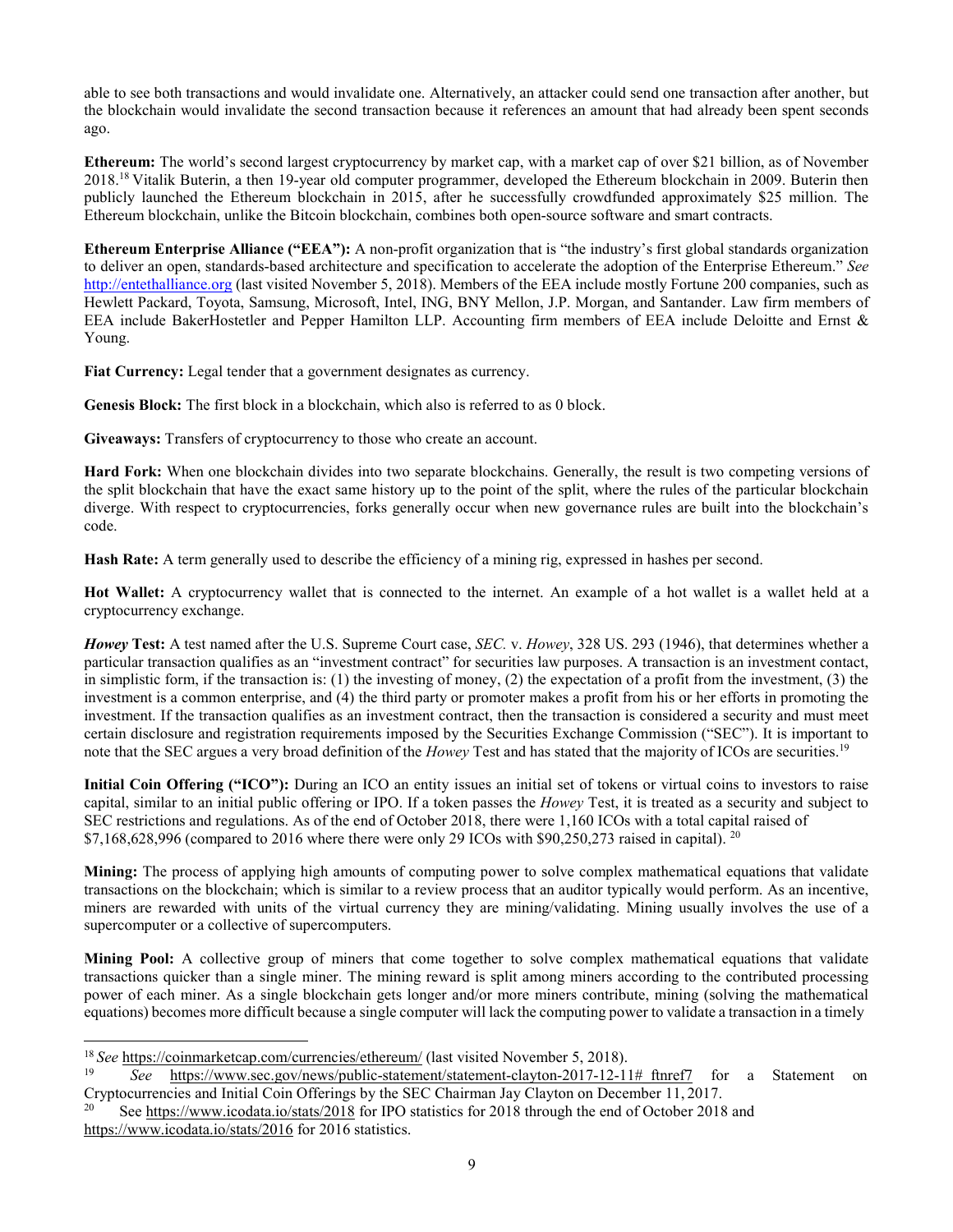able to see both transactions and would invalidate one. Alternatively, an attacker could send one transaction after another, but the blockchain would invalidate the second transaction because it references an amount that had already been spent seconds ago.

**Ethereum:** The world's second largest cryptocurrency by market cap, with a market cap of over $21 billion, as of November 2018.[18] Vitalik Buterin, a then 19-year old computer programmer, developed the Ethereum blockchain in 2009. Buterin then publicly launched the Ethereum blockchain in 2015, after he successfully crowdfunded approximately $25 million. The Ethereum blockchain, unlike the Bitcoin blockchain, combines both open-source software and smart contracts.

**Ethereum Enterprise Alliance ("EEA"):** A non-profit organization that is "the industry's first global standards organization to deliver an open, standards-based architecture and specification to accelerate the adoption of the Enterprise Ethereum." *See* http://entethalliance.org (last visited November 5, 2018). Members of the EEA include mostly Fortune 200 companies, such as Hewlett Packard, Toyota, Samsung, Microsoft, Intel, ING, BNY Mellon, J.P. Morgan, and Santander. Law firm members of EEA include BakerHostetler and Pepper Hamilton LLP. Accounting firm members of EEA include Deloitte and Ernst & Young.

**Fiat Currency:** Legal tender that a government designates as currency.

**Genesis Block:** The first block in a blockchain, which also is referred to as 0 block.

**Giveaways:** Transfers of cryptocurrency to those who create an account.

**Hard Fork:** When one blockchain divides into two separate blockchains. Generally, the result is two competing versions of the split blockchain that have the exact same history up to the point of the split, where the rules of the particular blockchain diverge. With respect to cryptocurrencies, forks generally occur when new governance rules are built into the blockchain's code.

**Hash Rate:** A term generally used to describe the efficiency of a mining rig, expressed in hashes per second.

**Hot Wallet:** A cryptocurrency wallet that is connected to the internet. An example of a hot wallet is a wallet held at a cryptocurrency exchange.

***Howey* Test:** A test named after the U.S. Supreme Court case, *SEC.* v. *Howey*, 328 US. 293 (1946), that determines whether a particular transaction qualifies as an "investment contract" for securities law purposes. A transaction is an investment contact, in simplistic form, if the transaction is: (1) the investing of money, (2) the expectation of a profit from the investment, (3) the investment is a common enterprise, and (4) the third party or promoter makes a profit from his or her efforts in promoting the investment. If the transaction qualifies as an investment contract, then the transaction is considered a security and must meet certain disclosure and registration requirements imposed by the Securities Exchange Commission ("SEC"). It is important to note that the SEC argues a very broad definition of the *Howey* Test and has stated that the majority of ICOs are securities.[19]

**Initial Coin Offering ("ICO"):** During an ICO an entity issues an initial set of tokens or virtual coins to investors to raise capital, similar to an initial public offering or IPO. If a token passes the *Howey* Test, it is treated as a security and subject to SEC restrictions and regulations. As of the end of October 2018, there were 1,160 ICOs with a total capital raised of $7,168,628,996 (compared to 2016 where there were only 29 ICOs with $90,250,273 raised in capital).[20]

**Mining:** The process of applying high amounts of computing power to solve complex mathematical equations that validate transactions on the blockchain; which is similar to a review process that an auditor typically would perform. As an incentive, miners are rewarded with units of the virtual currency they are mining/validating. Mining usually involves the use of a supercomputer or a collective of supercomputers.

**Mining Pool:** A collective group of miners that come together to solve complex mathematical equations that validate transactions quicker than a single miner. The mining reward is split among miners according to the contributed processing power of each miner. As a single blockchain gets longer and/or more miners contribute, mining (solving the mathematical equations) becomes more difficult because a single computer will lack the computing power to validate a transaction in a timely

---

[18] *See* https://coinmarketcap.com/currencies/ethereum/ (last visited November 5, 2018).

[19] *See* https://www.sec.gov/news/public-statement/statement-clayton-2017-12-11#_ftnref7 for a Statement on Cryptocurrencies and Initial Coin Offerings by the SEC Chairman Jay Clayton on December 11, 2017.

[20] See https://www.icodata.io/stats/2018 for IPO statistics for 2018 through the end of October 2018 and https://www.icodata.io/stats/2016 for 2016 statistics.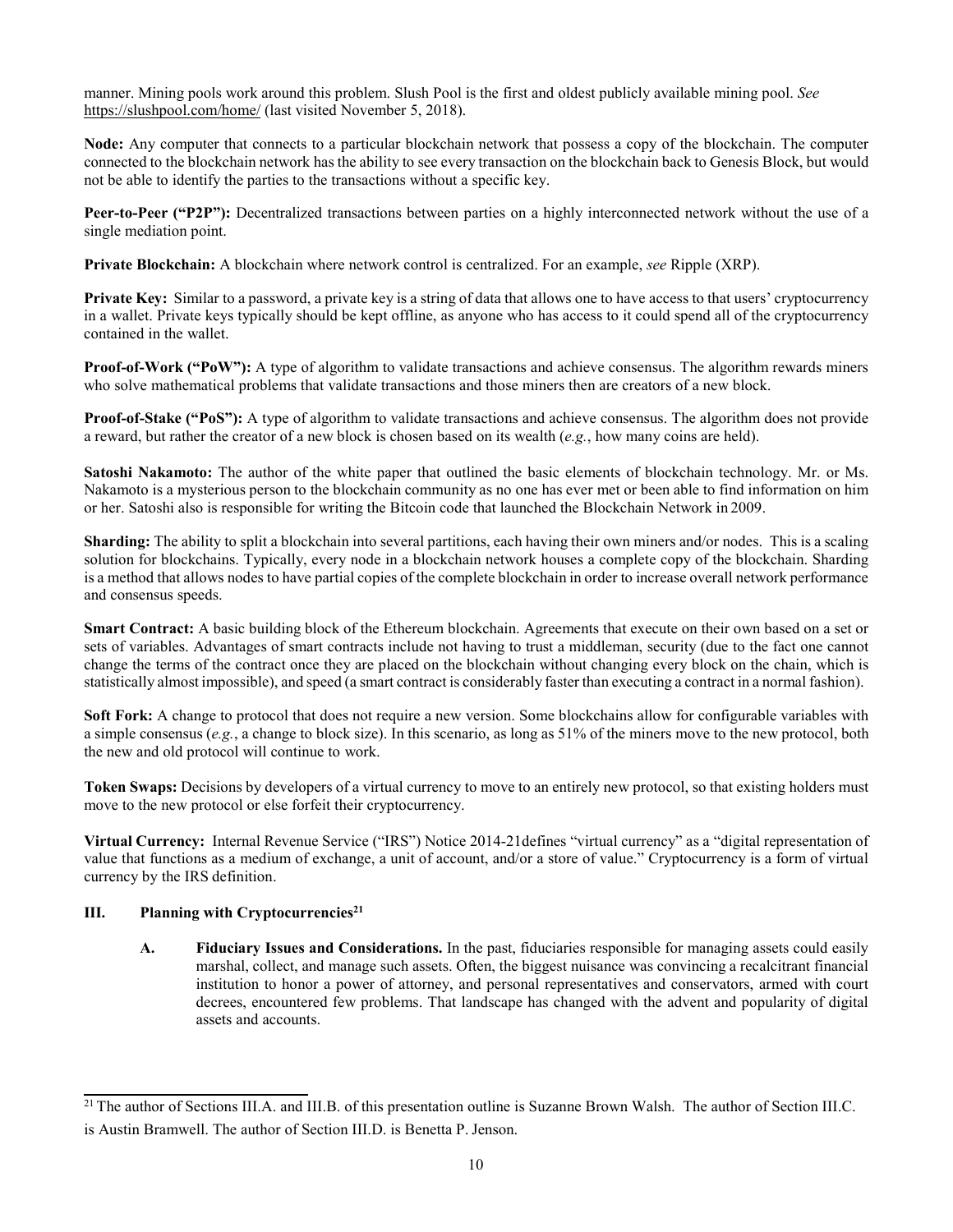manner. Mining pools work around this problem. Slush Pool is the first and oldest publicly available mining pool. *See* https://slushpool.com/home/ (last visited November 5, 2018).

**Node:** Any computer that connects to a particular blockchain network that possess a copy of the blockchain. The computer connected to the blockchain network has the ability to see every transaction on the blockchain back to Genesis Block, but would not be able to identify the parties to the transactions without a specific key.

**Peer-to-Peer ("P2P"):** Decentralized transactions between parties on a highly interconnected network without the use of a single mediation point.

**Private Blockchain:** A blockchain where network control is centralized. For an example, *see* Ripple (XRP).

**Private Key:** Similar to a password, a private key is a string of data that allows one to have access to that users' cryptocurrency in a wallet. Private keys typically should be kept offline, as anyone who has access to it could spend all of the cryptocurrency contained in the wallet.

**Proof-of-Work ("PoW"):** A type of algorithm to validate transactions and achieve consensus. The algorithm rewards miners who solve mathematical problems that validate transactions and those miners then are creators of a new block.

**Proof-of-Stake ("PoS"):** A type of algorithm to validate transactions and achieve consensus. The algorithm does not provide a reward, but rather the creator of a new block is chosen based on its wealth (*e.g.*, how many coins are held).

**Satoshi Nakamoto:** The author of the white paper that outlined the basic elements of blockchain technology. Mr. or Ms. Nakamoto is a mysterious person to the blockchain community as no one has ever met or been able to find information on him or her. Satoshi also is responsible for writing the Bitcoin code that launched the Blockchain Network in 2009.

**Sharding:** The ability to split a blockchain into several partitions, each having their own miners and/or nodes. This is a scaling solution for blockchains. Typically, every node in a blockchain network houses a complete copy of the blockchain. Sharding is a method that allows nodes to have partial copies of the complete blockchain in order to increase overall network performance and consensus speeds.

**Smart Contract:** A basic building block of the Ethereum blockchain. Agreements that execute on their own based on a set or sets of variables. Advantages of smart contracts include not having to trust a middleman, security (due to the fact one cannot change the terms of the contract once they are placed on the blockchain without changing every block on the chain, which is statistically almost impossible), and speed (a smart contract is considerably faster than executing a contract in a normal fashion).

**Soft Fork:** A change to protocol that does not require a new version. Some blockchains allow for configurable variables with a simple consensus (*e.g.*, a change to block size). In this scenario, as long as 51% of the miners move to the new protocol, both the new and old protocol will continue to work.

**Token Swaps:** Decisions by developers of a virtual currency to move to an entirely new protocol, so that existing holders must move to the new protocol or else forfeit their cryptocurrency.

**Virtual Currency:** Internal Revenue Service ("IRS") Notice 2014-21defines "virtual currency" as a "digital representation of value that functions as a medium of exchange, a unit of account, and/or a store of value." Cryptocurrency is a form of virtual currency by the IRS definition.

## III. Planning with Cryptocurrencies[21]

**A. Fiduciary Issues and Considerations.** In the past, fiduciaries responsible for managing assets could easily marshal, collect, and manage such assets. Often, the biggest nuisance was convincing a recalcitrant financial institution to honor a power of attorney, and personal representatives and conservators, armed with court decrees, encountered few problems. That landscape has changed with the advent and popularity of digital assets and accounts.

---

[21] The author of Sections III.A. and III.B. of this presentation outline is Suzanne Brown Walsh. The author of Section III.C. is Austin Bramwell. The author of Section III.D. is Benetta P. Jenson.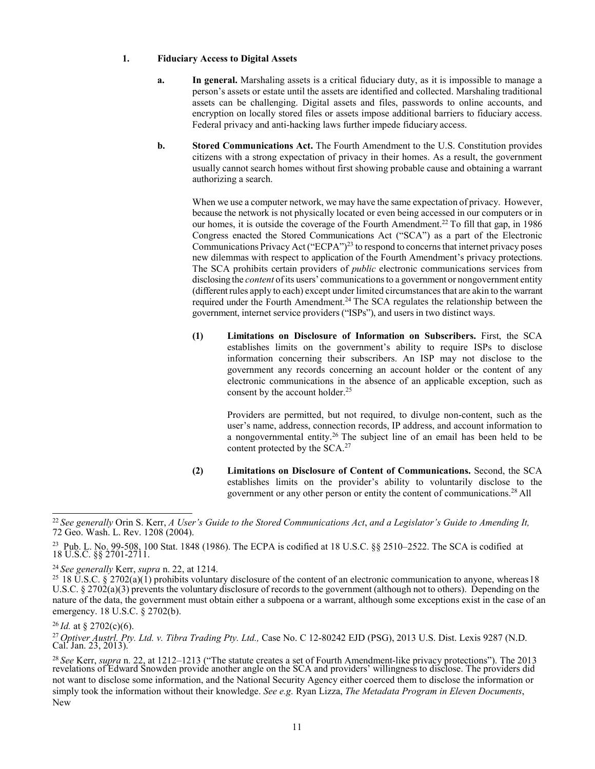### 1. Fiduciary Access to Digital Assets

**a. In general.** Marshaling assets is a critical fiduciary duty, as it is impossible to manage a person's assets or estate until the assets are identified and collected. Marshaling traditional assets can be challenging. Digital assets and files, passwords to online accounts, and encryption on locally stored files or assets impose additional barriers to fiduciary access. Federal privacy and anti-hacking laws further impede fiduciary access.

**b. Stored Communications Act.** The Fourth Amendment to the U.S. Constitution provides citizens with a strong expectation of privacy in their homes. As a result, the government usually cannot search homes without first showing probable cause and obtaining a warrant authorizing a search.

When we use a computer network, we may have the same expectation of privacy. However, because the network is not physically located or even being accessed in our computers or in our homes, it is outside the coverage of the Fourth Amendment.[22] To fill that gap, in 1986 Congress enacted the Stored Communications Act ("SCA") as a part of the Electronic Communications Privacy Act ("ECPA")[23] to respond to concerns that internet privacy poses new dilemmas with respect to application of the Fourth Amendment's privacy protections. The SCA prohibits certain providers of *public* electronic communications services from disclosing the *content* of its users' communications to a government or nongovernment entity (different rules apply to each) except under limited circumstances that are akin to the warrant required under the Fourth Amendment.[24] The SCA regulates the relationship between the government, internet service providers ("ISPs"), and users in two distinct ways.

**(1) Limitations on Disclosure of Information on Subscribers.** First, the SCA establishes limits on the government's ability to require ISPs to disclose information concerning their subscribers. An ISP may not disclose to the government any records concerning an account holder or the content of any electronic communications in the absence of an applicable exception, such as consent by the account holder.[25]

Providers are permitted, but not required, to divulge non-content, such as the user's name, address, connection records, IP address, and account information to a nongovernmental entity.[26] The subject line of an email has been held to be content protected by the SCA.[27]

**(2) Limitations on Disclosure of Content of Communications.** Second, the SCA establishes limits on the provider's ability to voluntarily disclose to the government or any other person or entity the content of communications.[28] All

---

[22] *See generally* Orin S. Kerr, *A User's Guide to the Stored Communications Act*, *and a Legislator's Guide to Amending It,* 72 Geo. Wash. L. Rev. 1208 (2004).

[23] Pub. L. No. 99-508, 100 Stat. 1848 (1986). The ECPA is codified at 18 U.S.C. §§ 2510–2522. The SCA is codified at 18 U.S.C. §§ 2701-2711.

[24] *See generally* Kerr, *supra* n. 22, at 1214.

[25] 18 U.S.C. § 2702(a)(1) prohibits voluntary disclosure of the content of an electronic communication to anyone, whereas 18 U.S.C. § 2702(a)(3) prevents the voluntary disclosure of records to the government (although not to others). Depending on the nature of the data, the government must obtain either a subpoena or a warrant, although some exceptions exist in the case of an emergency. 18 U.S.C. § 2702(b).

[26] *Id.* at § 2702(c)(6).

[27] *Optiver Austrl. Pty. Ltd. v. Tibra Trading Pty. Ltd.,* Case No. C 12-80242 EJD (PSG), 2013 U.S. Dist. Lexis 9287 (N.D. Cal. Jan. 23, 2013).

[28] *See* Kerr, *supra* n. 22, at 1212–1213 ("The statute creates a set of Fourth Amendment-like privacy protections"). The 2013 revelations of Edward Snowden provide another angle on the SCA and providers' willingness to disclose. The providers did not want to disclose some information, and the National Security Agency either coerced them to disclose the information or simply took the information without their knowledge. *See e.g.* Ryan Lizza, *The Metadata Program in Eleven Documents*, New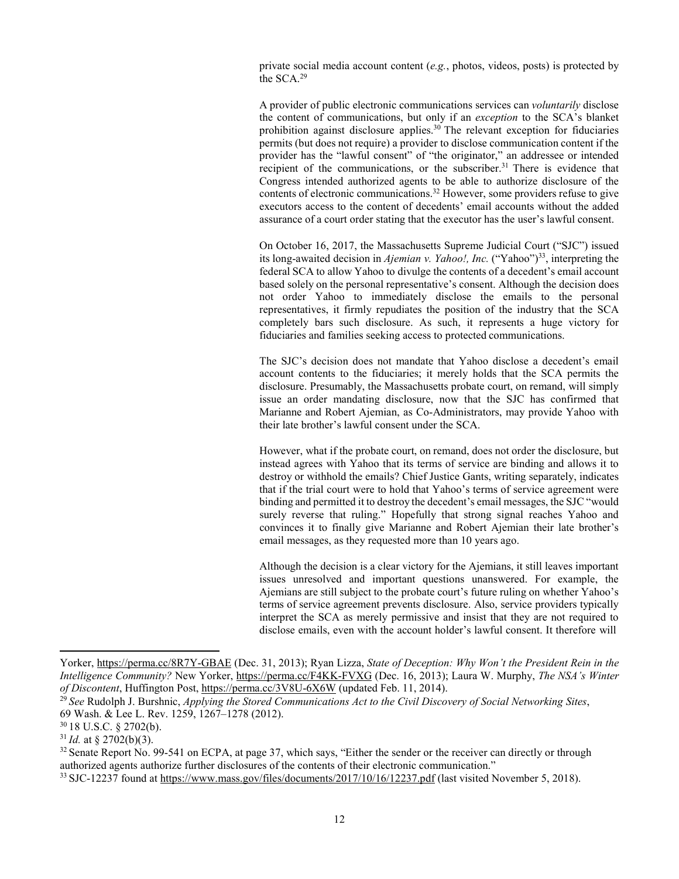private social media account content (*e.g.*, photos, videos, posts) is protected by the SCA.[29]

A provider of public electronic communications services can *voluntarily* disclose the content of communications, but only if an *exception* to the SCA's blanket prohibition against disclosure applies.[30] The relevant exception for fiduciaries permits (but does not require) a provider to disclose communication content if the provider has the "lawful consent" of "the originator," an addressee or intended recipient of the communications, or the subscriber.[31] There is evidence that Congress intended authorized agents to be able to authorize disclosure of the contents of electronic communications.[32] However, some providers refuse to give executors access to the content of decedents' email accounts without the added assurance of a court order stating that the executor has the user's lawful consent.

On October 16, 2017, the Massachusetts Supreme Judicial Court ("SJC") issued its long-awaited decision in *Ajemian v. Yahoo!, Inc.* ("Yahoo")[33], interpreting the federal SCA to allow Yahoo to divulge the contents of a decedent's email account based solely on the personal representative's consent. Although the decision does not order Yahoo to immediately disclose the emails to the personal representatives, it firmly repudiates the position of the industry that the SCA completely bars such disclosure. As such, it represents a huge victory for fiduciaries and families seeking access to protected communications.

The SJC's decision does not mandate that Yahoo disclose a decedent's email account contents to the fiduciaries; it merely holds that the SCA permits the disclosure. Presumably, the Massachusetts probate court, on remand, will simply issue an order mandating disclosure, now that the SJC has confirmed that Marianne and Robert Ajemian, as Co-Administrators, may provide Yahoo with their late brother's lawful consent under the SCA.

However, what if the probate court, on remand, does not order the disclosure, but instead agrees with Yahoo that its terms of service are binding and allows it to destroy or withhold the emails? Chief Justice Gants, writing separately, indicates that if the trial court were to hold that Yahoo's terms of service agreement were binding and permitted it to destroy the decedent's email messages, the SJC "would surely reverse that ruling." Hopefully that strong signal reaches Yahoo and convinces it to finally give Marianne and Robert Ajemian their late brother's email messages, as they requested more than 10 years ago.

Although the decision is a clear victory for the Ajemians, it still leaves important issues unresolved and important questions unanswered. For example, the Ajemians are still subject to the probate court's future ruling on whether Yahoo's terms of service agreement prevents disclosure. Also, service providers typically interpret the SCA as merely permissive and insist that they are not required to disclose emails, even with the account holder's lawful consent. It therefore will

---

Yorker, https://perma.cc/8R7Y-GBAE (Dec. 31, 2013); Ryan Lizza, *State of Deception: Why Won't the President Rein in the Intelligence Community?* New Yorker, https://perma.cc/F4KK-FVXG (Dec. 16, 2013); Laura W. Murphy, *The NSA's Winter of Discontent*, Huffington Post, https://perma.cc/3V8U-6X6W (updated Feb. 11, 2014).

[29] *See* Rudolph J. Burshnic, *Applying the Stored Communications Act to the Civil Discovery of Social Networking Sites*, 69 Wash. & Lee L. Rev. 1259, 1267–1278 (2012).

[30] 18 U.S.C. § 2702(b).

[31] *Id.* at § 2702(b)(3).

[32] Senate Report No. 99-541 on ECPA, at page 37, which says, "Either the sender or the receiver can directly or through authorized agents authorize further disclosures of the contents of their electronic communication."

[33] SJC-12237 found at https://www.mass.gov/files/documents/2017/10/16/12237.pdf (last visited November 5, 2018).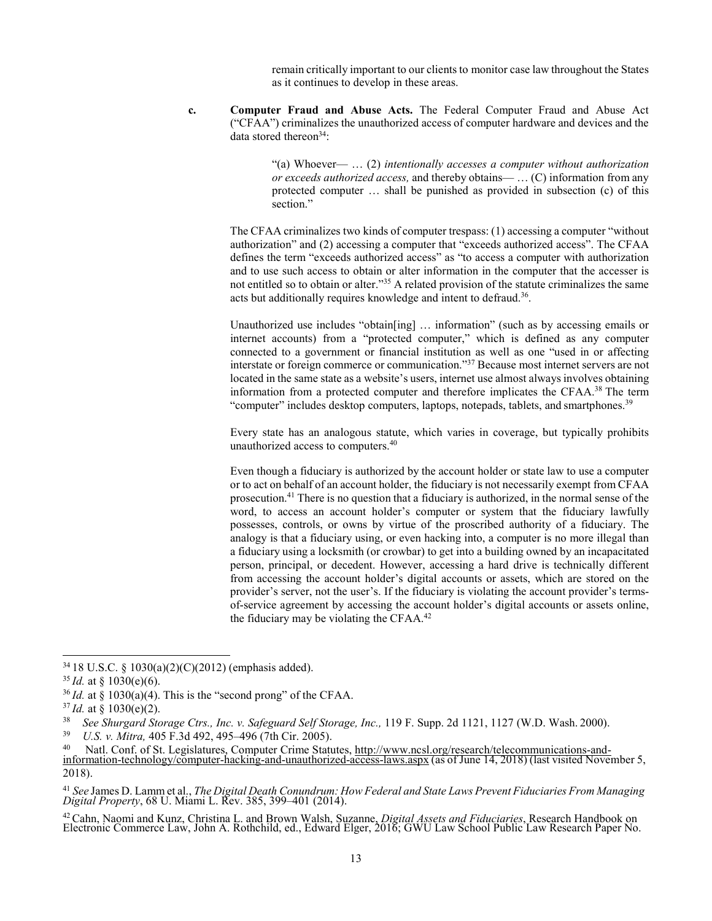remain critically important to our clients to monitor case law throughout the States as it continues to develop in these areas.

**c. Computer Fraud and Abuse Acts.** The Federal Computer Fraud and Abuse Act ("CFAA") criminalizes the unauthorized access of computer hardware and devices and the data stored thereon[34]:

> "(a) Whoever— … (2) *intentionally accesses a computer without authorization or exceeds authorized access,* and thereby obtains— … (C) information from any protected computer … shall be punished as provided in subsection (c) of this section."

The CFAA criminalizes two kinds of computer trespass: (1) accessing a computer "without authorization" and (2) accessing a computer that "exceeds authorized access". The CFAA defines the term "exceeds authorized access" as "to access a computer with authorization and to use such access to obtain or alter information in the computer that the accesser is not entitled so to obtain or alter."[35] A related provision of the statute criminalizes the same acts but additionally requires knowledge and intent to defraud.[36].

Unauthorized use includes "obtain[ing] … information" (such as by accessing emails or internet accounts) from a "protected computer," which is defined as any computer connected to a government or financial institution as well as one "used in or affecting interstate or foreign commerce or communication."[37] Because most internet servers are not located in the same state as a website's users, internet use almost always involves obtaining information from a protected computer and therefore implicates the CFAA.[38] The term "computer" includes desktop computers, laptops, notepads, tablets, and smartphones.[39]

Every state has an analogous statute, which varies in coverage, but typically prohibits unauthorized access to computers.[40]

Even though a fiduciary is authorized by the account holder or state law to use a computer or to act on behalf of an account holder, the fiduciary is not necessarily exempt from CFAA prosecution.[41] There is no question that a fiduciary is authorized, in the normal sense of the word, to access an account holder's computer or system that the fiduciary lawfully possesses, controls, or owns by virtue of the proscribed authority of a fiduciary. The analogy is that a fiduciary using, or even hacking into, a computer is no more illegal than a fiduciary using a locksmith (or crowbar) to get into a building owned by an incapacitated person, principal, or decedent. However, accessing a hard drive is technically different from accessing the account holder's digital accounts or assets, which are stored on the provider's server, not the user's. If the fiduciary is violating the account provider's terms-of-service agreement by accessing the account holder's digital accounts or assets online, the fiduciary may be violating the CFAA.[42]

---

[34] 18 U.S.C. § 1030(a)(2)(C)(2012) (emphasis added).

[35] *Id.* at § 1030(e)(6).

[36] *Id.* at § 1030(a)(4). This is the "second prong" of the CFAA.

[37] *Id.* at § 1030(e)(2).

[38] *See Shurgard Storage Ctrs., Inc. v. Safeguard Self Storage, Inc.,* 119 F. Supp. 2d 1121, 1127 (W.D. Wash. 2000).

[39] *U.S. v. Mitra,* 405 F.3d 492, 495–496 (7th Cir. 2005).

[40] Natl. Conf. of St. Legislatures, Computer Crime Statutes, http://www.ncsl.org/research/telecommunications-and-information-technology/computer-hacking-and-unauthorized-access-laws.aspx (as of June 14, 2018) (last visited November 5, 2018).

[41] *See* James D. Lamm et al., *The Digital Death Conundrum: How Federal and State Laws Prevent Fiduciaries From Managing Digital Property*, 68 U. Miami L. Rev. 385, 399–401 (2014).

[42] Cahn, Naomi and Kunz, Christina L. and Brown Walsh, Suzanne, *Digital Assets and Fiduciaries*, Research Handbook on Electronic Commerce Law, John A. Rothchild, ed., Edward Elger, 2016; GWU Law School Public Law Research Paper No.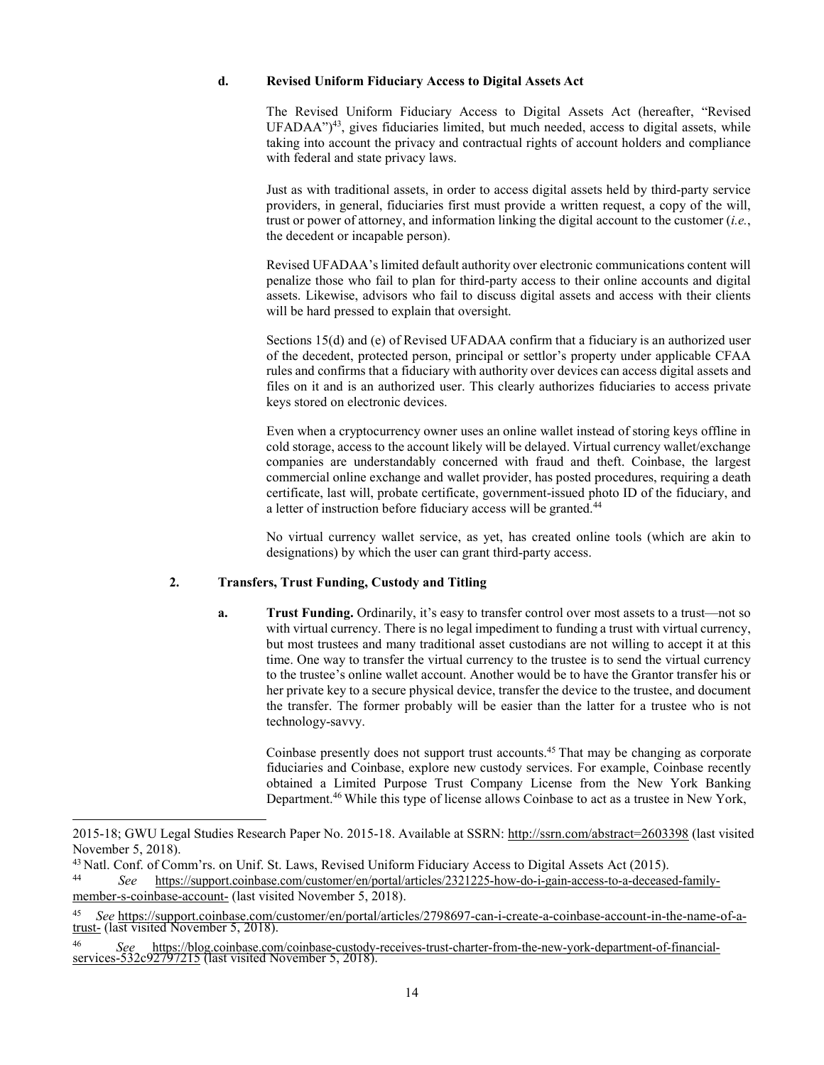#### d. Revised Uniform Fiduciary Access to Digital Assets Act

The Revised Uniform Fiduciary Access to Digital Assets Act (hereafter, "Revised UFADAA")[43], gives fiduciaries limited, but much needed, access to digital assets, while taking into account the privacy and contractual rights of account holders and compliance with federal and state privacy laws.

Just as with traditional assets, in order to access digital assets held by third-party service providers, in general, fiduciaries first must provide a written request, a copy of the will, trust or power of attorney, and information linking the digital account to the customer (*i.e.*, the decedent or incapable person).

Revised UFADAA's limited default authority over electronic communications content will penalize those who fail to plan for third-party access to their online accounts and digital assets. Likewise, advisors who fail to discuss digital assets and access with their clients will be hard pressed to explain that oversight.

Sections 15(d) and (e) of Revised UFADAA confirm that a fiduciary is an authorized user of the decedent, protected person, principal or settlor's property under applicable CFAA rules and confirms that a fiduciary with authority over devices can access digital assets and files on it and is an authorized user. This clearly authorizes fiduciaries to access private keys stored on electronic devices.

Even when a cryptocurrency owner uses an online wallet instead of storing keys offline in cold storage, access to the account likely will be delayed. Virtual currency wallet/exchange companies are understandably concerned with fraud and theft. Coinbase, the largest commercial online exchange and wallet provider, has posted procedures, requiring a death certificate, last will, probate certificate, government-issued photo ID of the fiduciary, and a letter of instruction before fiduciary access will be granted.[44]

No virtual currency wallet service, as yet, has created online tools (which are akin to designations) by which the user can grant third-party access.

### 2. Transfers, Trust Funding, Custody and Titling

**a. Trust Funding.** Ordinarily, it's easy to transfer control over most assets to a trust—not so with virtual currency. There is no legal impediment to funding a trust with virtual currency, but most trustees and many traditional asset custodians are not willing to accept it at this time. One way to transfer the virtual currency to the trustee is to send the virtual currency to the trustee's online wallet account. Another would be to have the Grantor transfer his or her private key to a secure physical device, transfer the device to the trustee, and document the transfer. The former probably will be easier than the latter for a trustee who is not technology-savvy.

Coinbase presently does not support trust accounts.[45] That may be changing as corporate fiduciaries and Coinbase, explore new custody services. For example, Coinbase recently obtained a Limited Purpose Trust Company License from the New York Banking Department.[46] While this type of license allows Coinbase to act as a trustee in New York,

---

2015-18; GWU Legal Studies Research Paper No. 2015-18. Available at SSRN: http://ssrn.com/abstract=2603398 (last visited November 5, 2018).

[43] Natl. Conf. of Comm'rs. on Unif. St. Laws, Revised Uniform Fiduciary Access to Digital Assets Act (2015).

[44] *See* https://support.coinbase.com/customer/en/portal/articles/2321225-how-do-i-gain-access-to-a-deceased-family-member-s-coinbase-account- (last visited November 5, 2018).

[45] *See* https://support.coinbase.com/customer/en/portal/articles/2798697-can-i-create-a-coinbase-account-in-the-name-of-a-trust- (last visited November 5, 2018).

[46] *See* https://blog.coinbase.com/coinbase-custody-receives-trust-charter-from-the-new-york-department-of-financial-services-532c92797215 (last visited November 5, 2018).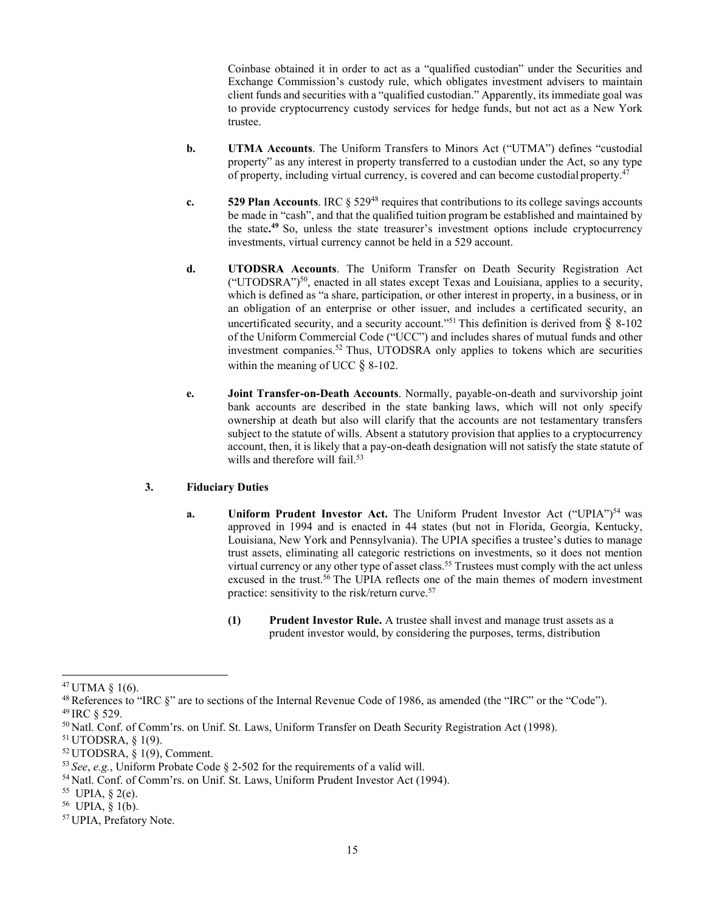Coinbase obtained it in order to act as a "qualified custodian" under the Securities and Exchange Commission's custody rule, which obligates investment advisers to maintain client funds and securities with a "qualified custodian." Apparently, its immediate goal was to provide cryptocurrency custody services for hedge funds, but not act as a New York trustee.

**b. UTMA Accounts**. The Uniform Transfers to Minors Act ("UTMA") defines "custodial property" as any interest in property transferred to a custodian under the Act, so any type of property, including virtual currency, is covered and can become custodial property.[47]

**c. 529 Plan Accounts**. IRC § 529[48] requires that contributions to its college savings accounts be made in "cash", and that the qualified tuition program be established and maintained by the state**.**[49] So, unless the state treasurer's investment options include cryptocurrency investments, virtual currency cannot be held in a 529 account.

**d. UTODSRA Accounts**. The Uniform Transfer on Death Security Registration Act ("UTODSRA")[50], enacted in all states except Texas and Louisiana, applies to a security, which is defined as "a share, participation, or other interest in property, in a business, or in an obligation of an enterprise or other issuer, and includes a certificated security, an uncertificated security, and a security account."[51] This definition is derived from § 8-102 of the Uniform Commercial Code ("UCC") and includes shares of mutual funds and other investment companies.[52] Thus, UTODSRA only applies to tokens which are securities within the meaning of UCC § 8-102.

**e. Joint Transfer-on-Death Accounts**. Normally, payable-on-death and survivorship joint bank accounts are described in the state banking laws, which will not only specify ownership at death but also will clarify that the accounts are not testamentary transfers subject to the statute of wills. Absent a statutory provision that applies to a cryptocurrency account, then, it is likely that a pay-on-death designation will not satisfy the state statute of wills and therefore will fail.[53]

### 3. Fiduciary Duties

**a. Uniform Prudent Investor Act.** The Uniform Prudent Investor Act ("UPIA")[54] was approved in 1994 and is enacted in 44 states (but not in Florida, Georgia, Kentucky, Louisiana, New York and Pennsylvania). The UPIA specifies a trustee's duties to manage trust assets, eliminating all categoric restrictions on investments, so it does not mention virtual currency or any other type of asset class.[55] Trustees must comply with the act unless excused in the trust.[56] The UPIA reflects one of the main themes of modern investment practice: sensitivity to the risk/return curve.[57]

**(1) Prudent Investor Rule.** A trustee shall invest and manage trust assets as a prudent investor would, by considering the purposes, terms, distribution

---

[47] UTMA § 1(6).

[48] References to "IRC §" are to sections of the Internal Revenue Code of 1986, as amended (the "IRC" or the "Code").

[49] IRC § 529.

[50] Natl. Conf. of Comm'rs. on Unif. St. Laws, Uniform Transfer on Death Security Registration Act (1998).

[51] UTODSRA, § 1(9).

[52] UTODSRA, § 1(9), Comment.

[53] *See*, *e.g.*, Uniform Probate Code § 2-502 for the requirements of a valid will.

[54] Natl. Conf. of Comm'rs. on Unif. St. Laws, Uniform Prudent Investor Act (1994).

[55] UPIA, § 2(e).

[56] UPIA, § 1(b).

[57] UPIA, Prefatory Note.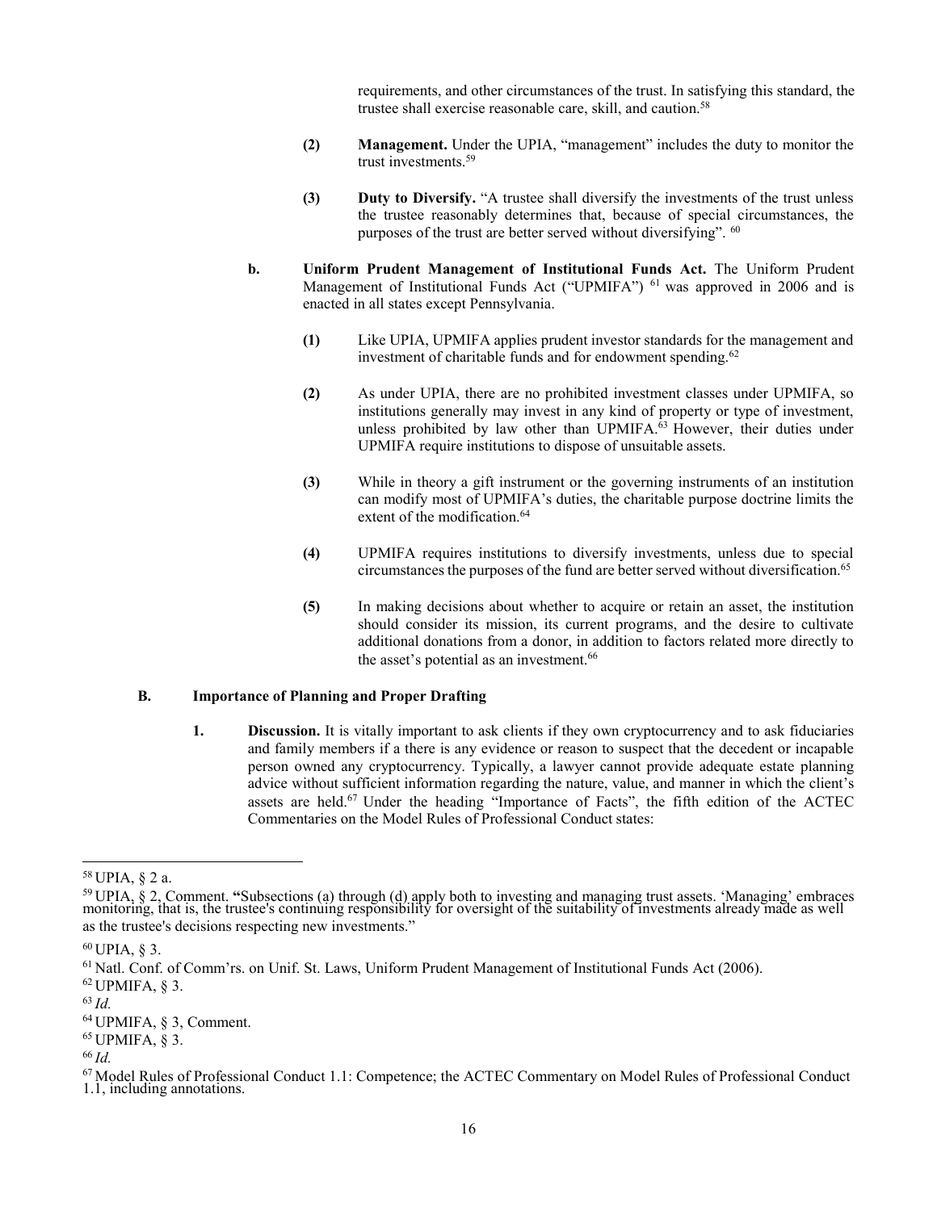requirements, and other circumstances of the trust. In satisfying this standard, the trustee shall exercise reasonable care, skill, and caution.[58]

**(2)** **Management.** Under the UPIA, "management" includes the duty to monitor the trust investments.[59]

**(3)** **Duty to Diversify.** "A trustee shall diversify the investments of the trust unless the trustee reasonably determines that, because of special circumstances, the purposes of the trust are better served without diversifying". [60]

**b.** **Uniform Prudent Management of Institutional Funds Act.** The Uniform Prudent Management of Institutional Funds Act ("UPMIFA") [61] was approved in 2006 and is enacted in all states except Pennsylvania.

**(1)** Like UPIA, UPMIFA applies prudent investor standards for the management and investment of charitable funds and for endowment spending.[62]

**(2)** As under UPIA, there are no prohibited investment classes under UPMIFA, so institutions generally may invest in any kind of property or type of investment, unless prohibited by law other than UPMIFA.[63] However, their duties under UPMIFA require institutions to dispose of unsuitable assets.

**(3)** While in theory a gift instrument or the governing instruments of an institution can modify most of UPMIFA's duties, the charitable purpose doctrine limits the extent of the modification.[64]

**(4)** UPMIFA requires institutions to diversify investments, unless due to special circumstances the purposes of the fund are better served without diversification.[65]

**(5)** In making decisions about whether to acquire or retain an asset, the institution should consider its mission, its current programs, and the desire to cultivate additional donations from a donor, in addition to factors related more directly to the asset's potential as an investment.[66]

### B. Importance of Planning and Proper Drafting

**1.** **Discussion.** It is vitally important to ask clients if they own cryptocurrency and to ask fiduciaries and family members if a there is any evidence or reason to suspect that the decedent or incapable person owned any cryptocurrency. Typically, a lawyer cannot provide adequate estate planning advice without sufficient information regarding the nature, value, and manner in which the client's assets are held.[67] Under the heading "Importance of Facts", the fifth edition of the ACTEC Commentaries on the Model Rules of Professional Conduct states:

---

[58] UPIA, § 2 a.

[59] UPIA, § 2, Comment. **"**Subsections (a) through (d) apply both to investing and managing trust assets. 'Managing' embraces monitoring, that is, the trustee's continuing responsibility for oversight of the suitability of investments already made as well as the trustee's decisions respecting new investments."

[60] UPIA, § 3.

[61] Natl. Conf. of Comm'rs. on Unif. St. Laws, Uniform Prudent Management of Institutional Funds Act (2006).

[62] UPMIFA, § 3.

[63] *Id.*

[64] UPMIFA, § 3, Comment.

[65] UPMIFA, § 3.

[66] *Id.*

[67] Model Rules of Professional Conduct 1.1: Competence; the ACTEC Commentary on Model Rules of Professional Conduct 1.1, including annotations.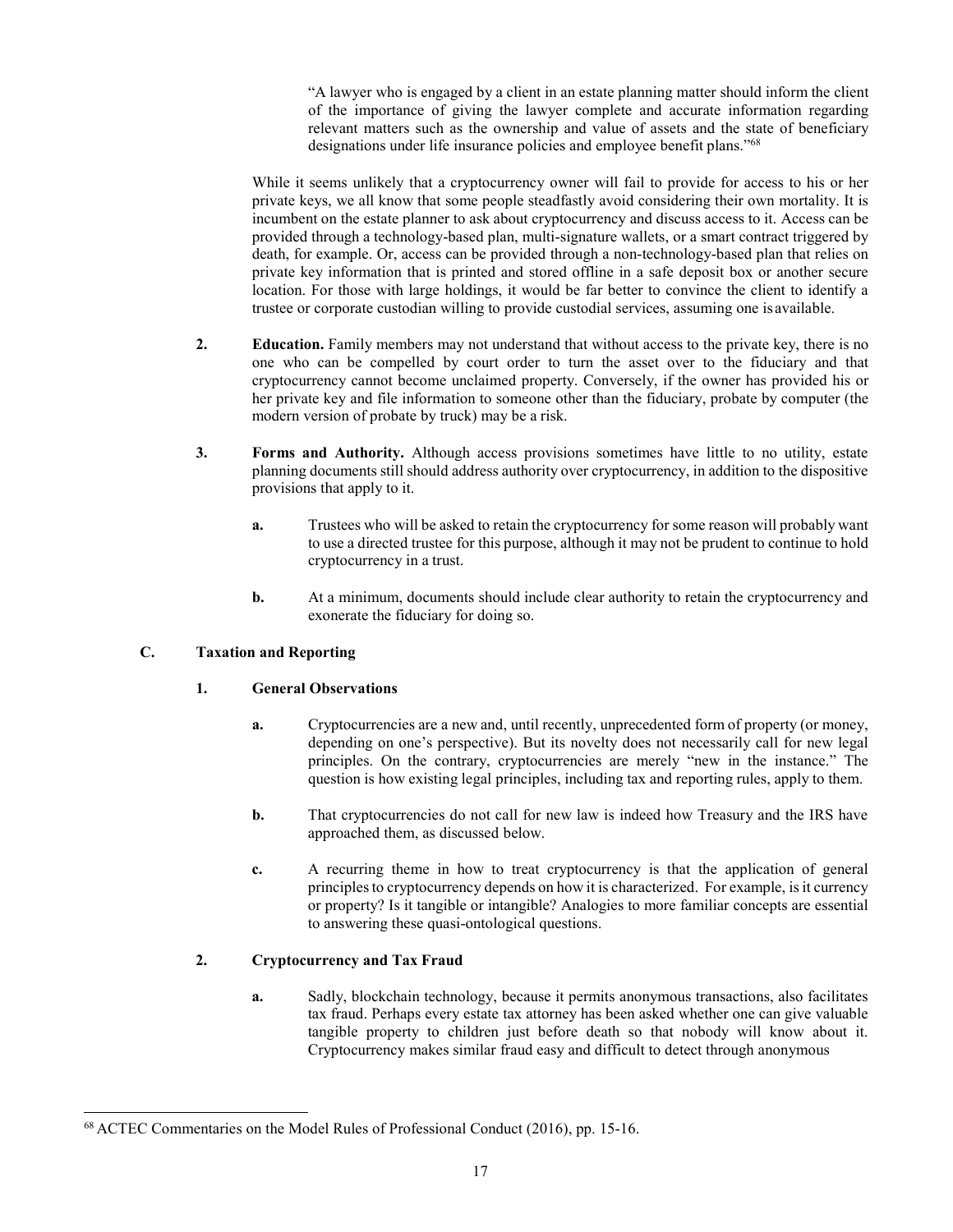> "A lawyer who is engaged by a client in an estate planning matter should inform the client of the importance of giving the lawyer complete and accurate information regarding relevant matters such as the ownership and value of assets and the state of beneficiary designations under life insurance policies and employee benefit plans."[68]

While it seems unlikely that a cryptocurrency owner will fail to provide for access to his or her private keys, we all know that some people steadfastly avoid considering their own mortality. It is incumbent on the estate planner to ask about cryptocurrency and discuss access to it. Access can be provided through a technology-based plan, multi-signature wallets, or a smart contract triggered by death, for example. Or, access can be provided through a non-technology-based plan that relies on private key information that is printed and stored offline in a safe deposit box or another secure location. For those with large holdings, it would be far better to convince the client to identify a trustee or corporate custodian willing to provide custodial services, assuming one is available.

2. **Education.** Family members may not understand that without access to the private key, there is no one who can be compelled by court order to turn the asset over to the fiduciary and that cryptocurrency cannot become unclaimed property. Conversely, if the owner has provided his or her private key and file information to someone other than the fiduciary, probate by computer (the modern version of probate by truck) may be a risk.

3. **Forms and Authority.** Although access provisions sometimes have little to no utility, estate planning documents still should address authority over cryptocurrency, in addition to the dispositive provisions that apply to it.

   a. Trustees who will be asked to retain the cryptocurrency for some reason will probably want to use a directed trustee for this purpose, although it may not be prudent to continue to hold cryptocurrency in a trust.

   b. At a minimum, documents should include clear authority to retain the cryptocurrency and exonerate the fiduciary for doing so.

### C. Taxation and Reporting

#### 1. General Observations

a. Cryptocurrencies are a new and, until recently, unprecedented form of property (or money, depending on one's perspective). But its novelty does not necessarily call for new legal principles. On the contrary, cryptocurrencies are merely "new in the instance." The question is how existing legal principles, including tax and reporting rules, apply to them.

b. That cryptocurrencies do not call for new law is indeed how Treasury and the IRS have approached them, as discussed below.

c. A recurring theme in how to treat cryptocurrency is that the application of general principles to cryptocurrency depends on how it is characterized. For example, is it currency or property? Is it tangible or intangible? Analogies to more familiar concepts are essential to answering these quasi-ontological questions.

#### 2. Cryptocurrency and Tax Fraud

a. Sadly, blockchain technology, because it permits anonymous transactions, also facilitates tax fraud. Perhaps every estate tax attorney has been asked whether one can give valuable tangible property to children just before death so that nobody will know about it. Cryptocurrency makes similar fraud easy and difficult to detect through anonymous

---

[68] ACTEC Commentaries on the Model Rules of Professional Conduct (2016), pp. 15-16.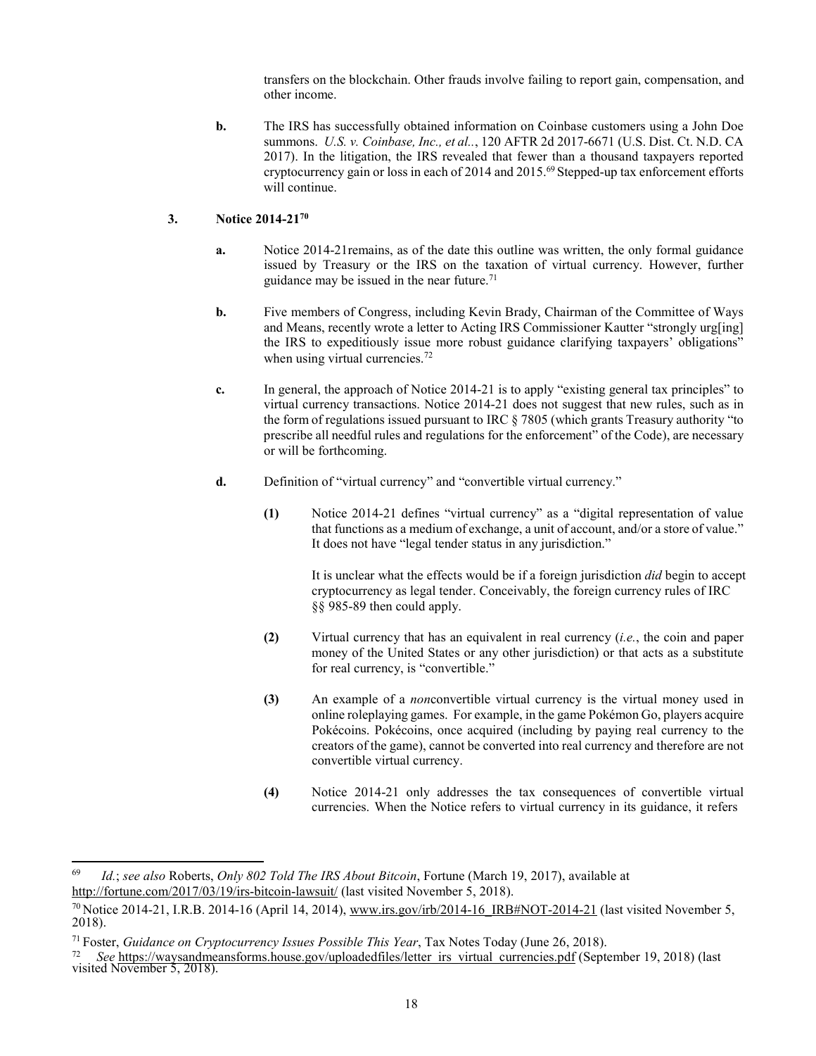transfers on the blockchain. Other frauds involve failing to report gain, compensation, and other income.

**b.** The IRS has successfully obtained information on Coinbase customers using a John Doe summons. *U.S. v. Coinbase, Inc., et al.*, 120 AFTR 2d 2017-6671 (U.S. Dist. Ct. N.D. CA 2017). In the litigation, the IRS revealed that fewer than a thousand taxpayers reported cryptocurrency gain or loss in each of 2014 and 2015.[69] Stepped-up tax enforcement efforts will continue.

### 3. Notice 2014-21[70]

**a.** Notice 2014-21remains, as of the date this outline was written, the only formal guidance issued by Treasury or the IRS on the taxation of virtual currency. However, further guidance may be issued in the near future.[71]

**b.** Five members of Congress, including Kevin Brady, Chairman of the Committee of Ways and Means, recently wrote a letter to Acting IRS Commissioner Kautter "strongly urg[ing] the IRS to expeditiously issue more robust guidance clarifying taxpayers' obligations" when using virtual currencies.[72]

**c.** In general, the approach of Notice 2014-21 is to apply "existing general tax principles" to virtual currency transactions. Notice 2014-21 does not suggest that new rules, such as in the form of regulations issued pursuant to IRC § 7805 (which grants Treasury authority "to prescribe all needful rules and regulations for the enforcement" of the Code), are necessary or will be forthcoming.

**d.** Definition of "virtual currency" and "convertible virtual currency."

**(1)** Notice 2014-21 defines "virtual currency" as a "digital representation of value that functions as a medium of exchange, a unit of account, and/or a store of value." It does not have "legal tender status in any jurisdiction."

It is unclear what the effects would be if a foreign jurisdiction *did* begin to accept cryptocurrency as legal tender. Conceivably, the foreign currency rules of IRC §§ 985-89 then could apply.

**(2)** Virtual currency that has an equivalent in real currency (*i.e.*, the coin and paper money of the United States or any other jurisdiction) or that acts as a substitute for real currency, is "convertible."

**(3)** An example of a *non*convertible virtual currency is the virtual money used in online roleplaying games. For example, in the game Pokémon Go, players acquire Pokécoins. Pokécoins, once acquired (including by paying real currency to the creators of the game), cannot be converted into real currency and therefore are not convertible virtual currency.

**(4)** Notice 2014-21 only addresses the tax consequences of convertible virtual currencies. When the Notice refers to virtual currency in its guidance, it refers

---

[69] *Id.*; *see also* Roberts, *Only 802 Told The IRS About Bitcoin*, Fortune (March 19, 2017), available at http://fortune.com/2017/03/19/irs-bitcoin-lawsuit/ (last visited November 5, 2018).

[70] Notice 2014-21, I.R.B. 2014-16 (April 14, 2014), www.irs.gov/irb/2014-16_IRB#NOT-2014-21 (last visited November 5, 2018).

[71] Foster, *Guidance on Cryptocurrency Issues Possible This Year*, Tax Notes Today (June 26, 2018).

[72] *See* https://waysandmeansforms.house.gov/uploadedfiles/letter_irs_virtual_currencies.pdf (September 19, 2018) (last visited November 5, 2018).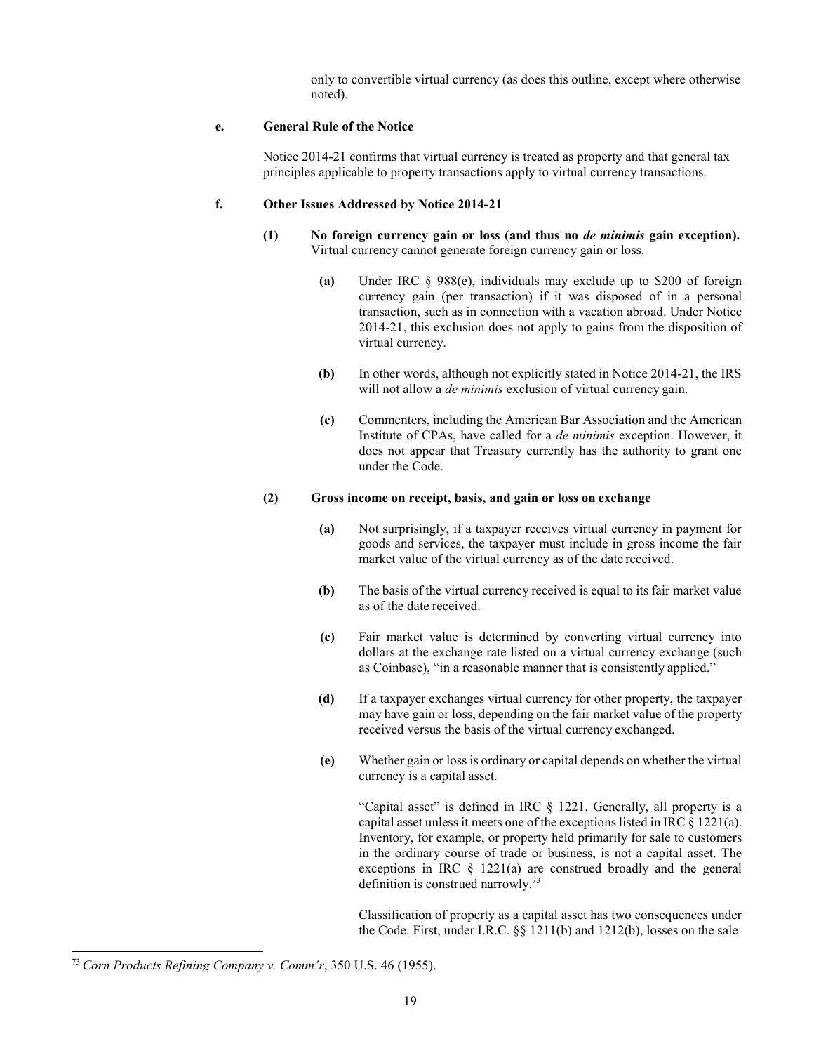only to convertible virtual currency (as does this outline, except where otherwise noted).

#### e. General Rule of the Notice

Notice 2014-21 confirms that virtual currency is treated as property and that general tax principles applicable to property transactions apply to virtual currency transactions.

#### f. Other Issues Addressed by Notice 2014-21

**(1) No foreign currency gain or loss (and thus no *de minimis* gain exception).** Virtual currency cannot generate foreign currency gain or loss.

- **(a)** Under IRC § 988(e), individuals may exclude up to $200 of foreign currency gain (per transaction) if it was disposed of in a personal transaction, such as in connection with a vacation abroad. Under Notice 2014-21, this exclusion does not apply to gains from the disposition of virtual currency.
- **(b)** In other words, although not explicitly stated in Notice 2014-21, the IRS will not allow a *de minimis* exclusion of virtual currency gain.
- **(c)** Commenters, including the American Bar Association and the American Institute of CPAs, have called for a *de minimis* exception. However, it does not appear that Treasury currently has the authority to grant one under the Code.

**(2) Gross income on receipt, basis, and gain or loss on exchange**

- **(a)** Not surprisingly, if a taxpayer receives virtual currency in payment for goods and services, the taxpayer must include in gross income the fair market value of the virtual currency as of the date received.
- **(b)** The basis of the virtual currency received is equal to its fair market value as of the date received.
- **(c)** Fair market value is determined by converting virtual currency into dollars at the exchange rate listed on a virtual currency exchange (such as Coinbase), "in a reasonable manner that is consistently applied."
- **(d)** If a taxpayer exchanges virtual currency for other property, the taxpayer may have gain or loss, depending on the fair market value of the property received versus the basis of the virtual currency exchanged.
- **(e)** Whether gain or loss is ordinary or capital depends on whether the virtual currency is a capital asset.

  "Capital asset" is defined in IRC § 1221. Generally, all property is a capital asset unless it meets one of the exceptions listed in IRC § 1221(a). Inventory, for example, or property held primarily for sale to customers in the ordinary course of trade or business, is not a capital asset. The exceptions in IRC § 1221(a) are construed broadly and the general definition is construed narrowly.[73]

  Classification of property as a capital asset has two consequences under the Code. First, under I.R.C. §§ 1211(b) and 1212(b), losses on the sale

---

[73] *Corn Products Refining Company v. Comm'r*, 350 U.S. 46 (1955).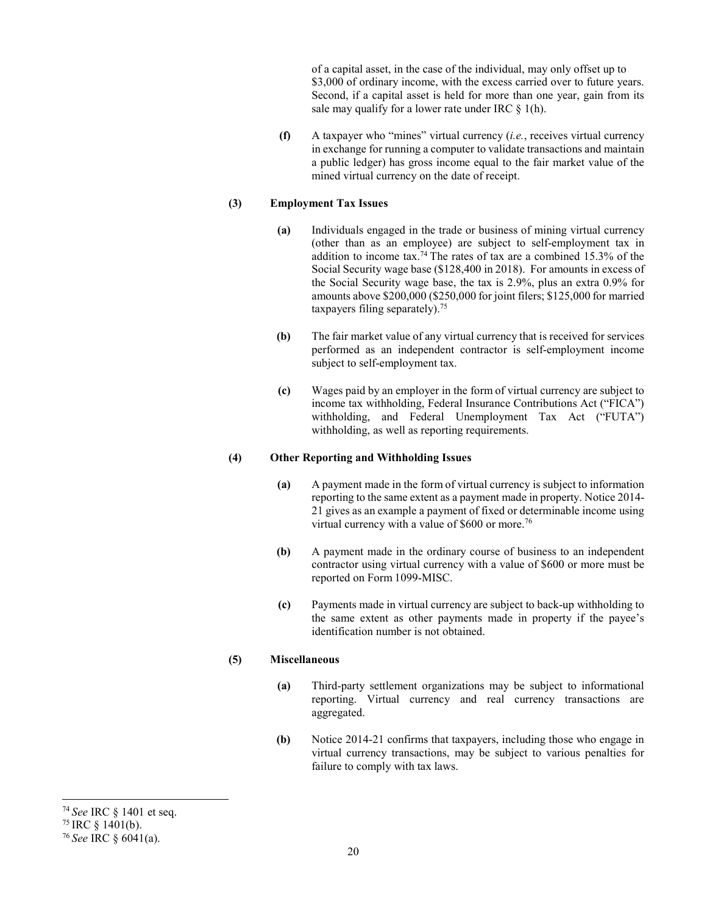of a capital asset, in the case of the individual, may only offset up to \$3,000 of ordinary income, with the excess carried over to future years. Second, if a capital asset is held for more than one year, gain from its sale may qualify for a lower rate under IRC § 1(h).

**(f)** A taxpayer who "mines" virtual currency (*i.e.*, receives virtual currency in exchange for running a computer to validate transactions and maintain a public ledger) has gross income equal to the fair market value of the mined virtual currency on the date of receipt.

### (3) Employment Tax Issues

**(a)** Individuals engaged in the trade or business of mining virtual currency (other than as an employee) are subject to self-employment tax in addition to income tax.[74] The rates of tax are a combined 15.3% of the Social Security wage base (\$128,400 in 2018). For amounts in excess of the Social Security wage base, the tax is 2.9%, plus an extra 0.9% for amounts above \$200,000 (\$250,000 for joint filers; \$125,000 for married taxpayers filing separately).[75]

**(b)** The fair market value of any virtual currency that is received for services performed as an independent contractor is self-employment income subject to self-employment tax.

**(c)** Wages paid by an employer in the form of virtual currency are subject to income tax withholding, Federal Insurance Contributions Act ("FICA") withholding, and Federal Unemployment Tax Act ("FUTA") withholding, as well as reporting requirements.

### (4) Other Reporting and Withholding Issues

**(a)** A payment made in the form of virtual currency is subject to information reporting to the same extent as a payment made in property. Notice 2014-21 gives as an example a payment of fixed or determinable income using virtual currency with a value of \$600 or more.[76]

**(b)** A payment made in the ordinary course of business to an independent contractor using virtual currency with a value of \$600 or more must be reported on Form 1099-MISC.

**(c)** Payments made in virtual currency are subject to back-up withholding to the same extent as other payments made in property if the payee's identification number is not obtained.

### (5) Miscellaneous

**(a)** Third-party settlement organizations may be subject to informational reporting. Virtual currency and real currency transactions are aggregated.

**(b)** Notice 2014-21 confirms that taxpayers, including those who engage in virtual currency transactions, may be subject to various penalties for failure to comply with tax laws.

---

[74] *See* IRC § 1401 et seq.

[75] IRC § 1401(b).

[76] *See* IRC § 6041(a).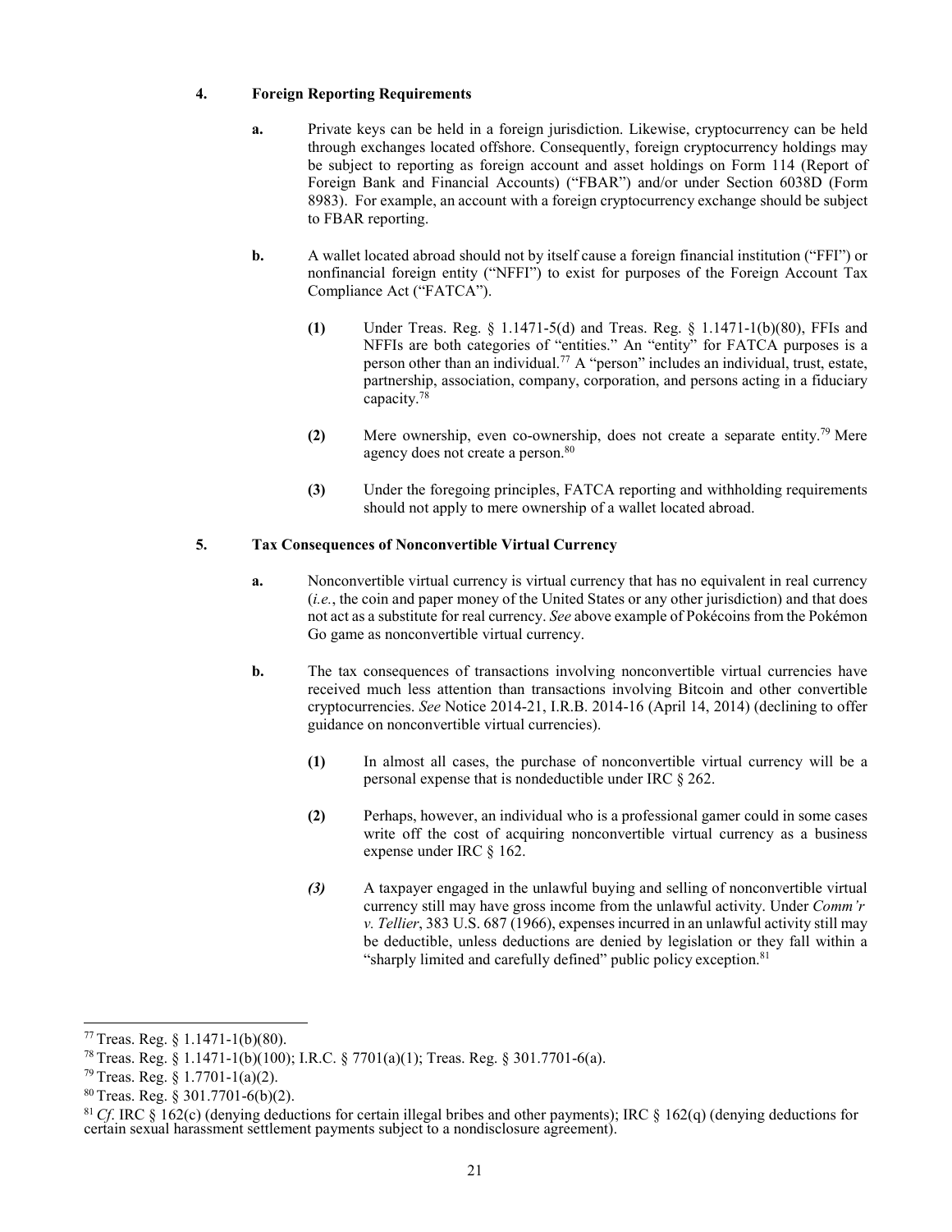### 4. Foreign Reporting Requirements

**a.** Private keys can be held in a foreign jurisdiction. Likewise, cryptocurrency can be held through exchanges located offshore. Consequently, foreign cryptocurrency holdings may be subject to reporting as foreign account and asset holdings on Form 114 (Report of Foreign Bank and Financial Accounts) ("FBAR") and/or under Section 6038D (Form 8983). For example, an account with a foreign cryptocurrency exchange should be subject to FBAR reporting.

**b.** A wallet located abroad should not by itself cause a foreign financial institution ("FFI") or nonfinancial foreign entity ("NFFI") to exist for purposes of the Foreign Account Tax Compliance Act ("FATCA").

**(1)** Under Treas. Reg. § 1.1471-5(d) and Treas. Reg. § 1.1471-1(b)(80), FFIs and NFFIs are both categories of "entities." An "entity" for FATCA purposes is a person other than an individual.[77] A "person" includes an individual, trust, estate, partnership, association, company, corporation, and persons acting in a fiduciary capacity.[78]

**(2)** Mere ownership, even co-ownership, does not create a separate entity.[79] Mere agency does not create a person.[80]

**(3)** Under the foregoing principles, FATCA reporting and withholding requirements should not apply to mere ownership of a wallet located abroad.

### 5. Tax Consequences of Nonconvertible Virtual Currency

**a.** Nonconvertible virtual currency is virtual currency that has no equivalent in real currency (*i.e.*, the coin and paper money of the United States or any other jurisdiction) and that does not act as a substitute for real currency. *See* above example of Pokécoins from the Pokémon Go game as nonconvertible virtual currency.

**b.** The tax consequences of transactions involving nonconvertible virtual currencies have received much less attention than transactions involving Bitcoin and other convertible cryptocurrencies. *See* Notice 2014-21, I.R.B. 2014-16 (April 14, 2014) (declining to offer guidance on nonconvertible virtual currencies).

**(1)** In almost all cases, the purchase of nonconvertible virtual currency will be a personal expense that is nondeductible under IRC § 262.

**(2)** Perhaps, however, an individual who is a professional gamer could in some cases write off the cost of acquiring nonconvertible virtual currency as a business expense under IRC § 162.

***(3)*** A taxpayer engaged in the unlawful buying and selling of nonconvertible virtual currency still may have gross income from the unlawful activity. Under *Comm'r v. Tellier*, 383 U.S. 687 (1966), expenses incurred in an unlawful activity still may be deductible, unless deductions are denied by legislation or they fall within a "sharply limited and carefully defined" public policy exception.[81]

---

[77] Treas. Reg. § 1.1471-1(b)(80).

[78] Treas. Reg. § 1.1471-1(b)(100); I.R.C. § 7701(a)(1); Treas. Reg. § 301.7701-6(a).

[79] Treas. Reg. § 1.7701-1(a)(2).

[80] Treas. Reg. § 301.7701-6(b)(2).

[81] *Cf*. IRC § 162(c) (denying deductions for certain illegal bribes and other payments); IRC § 162(q) (denying deductions for certain sexual harassment settlement payments subject to a nondisclosure agreement).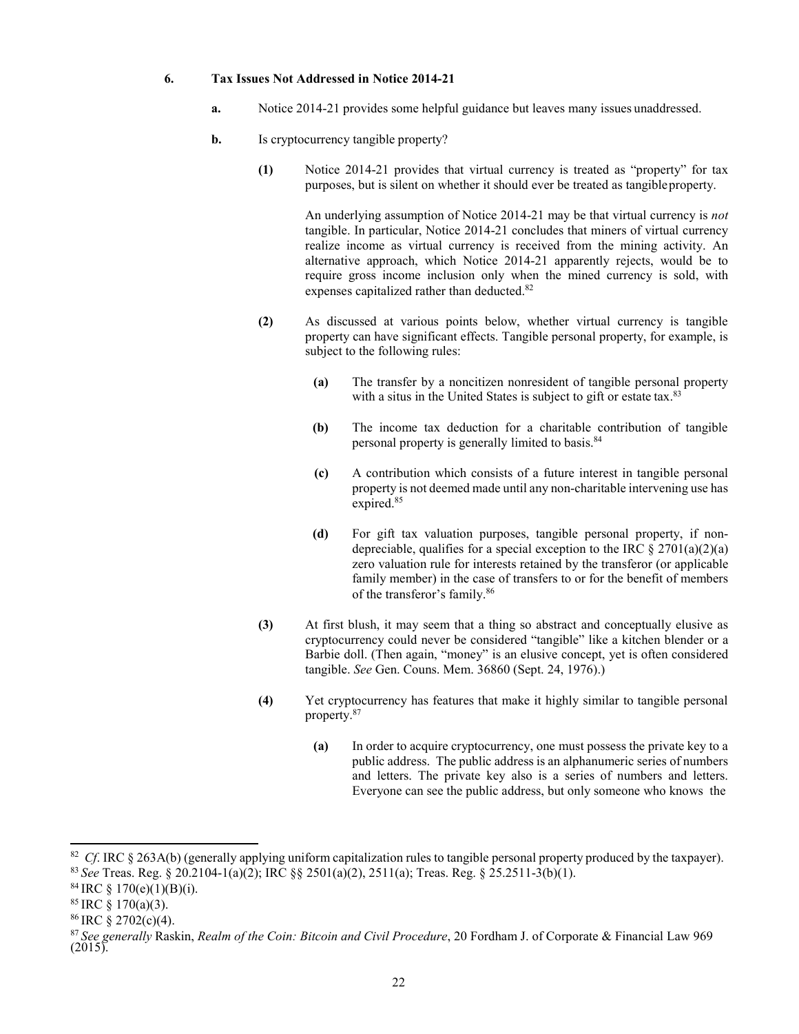**6. Tax Issues Not Addressed in Notice 2014-21**

**a.** Notice 2014-21 provides some helpful guidance but leaves many issues unaddressed.

**b.** Is cryptocurrency tangible property?

**(1)** Notice 2014-21 provides that virtual currency is treated as "property" for tax purposes, but is silent on whether it should ever be treated as tangible property.

An underlying assumption of Notice 2014-21 may be that virtual currency is *not* tangible. In particular, Notice 2014-21 concludes that miners of virtual currency realize income as virtual currency is received from the mining activity. An alternative approach, which Notice 2014-21 apparently rejects, would be to require gross income inclusion only when the mined currency is sold, with expenses capitalized rather than deducted.[82]

**(2)** As discussed at various points below, whether virtual currency is tangible property can have significant effects. Tangible personal property, for example, is subject to the following rules:

**(a)** The transfer by a noncitizen nonresident of tangible personal property with a situs in the United States is subject to gift or estate tax.[83]

**(b)** The income tax deduction for a charitable contribution of tangible personal property is generally limited to basis.[84]

**(c)** A contribution which consists of a future interest in tangible personal property is not deemed made until any non-charitable intervening use has expired.[85]

**(d)** For gift tax valuation purposes, tangible personal property, if non-depreciable, qualifies for a special exception to the IRC § 2701(a)(2)(a) zero valuation rule for interests retained by the transferor (or applicable family member) in the case of transfers to or for the benefit of members of the transferor's family.[86]

**(3)** At first blush, it may seem that a thing so abstract and conceptually elusive as cryptocurrency could never be considered "tangible" like a kitchen blender or a Barbie doll. (Then again, "money" is an elusive concept, yet is often considered tangible. *See* Gen. Couns. Mem. 36860 (Sept. 24, 1976).)

**(4)** Yet cryptocurrency has features that make it highly similar to tangible personal property.[87]

**(a)** In order to acquire cryptocurrency, one must possess the private key to a public address. The public address is an alphanumeric series of numbers and letters. The private key also is a series of numbers and letters. Everyone can see the public address, but only someone who knows the

---

[82] *Cf*. IRC § 263A(b) (generally applying uniform capitalization rules to tangible personal property produced by the taxpayer).

[83] *See* Treas. Reg. § 20.2104-1(a)(2); IRC §§ 2501(a)(2), 2511(a); Treas. Reg. § 25.2511-3(b)(1).

[84] IRC § 170(e)(1)(B)(i).

[85] IRC § 170(a)(3).

[86] IRC § 2702(c)(4).

[87] *See generally* Raskin, *Realm of the Coin: Bitcoin and Civil Procedure*, 20 Fordham J. of Corporate & Financial Law 969 (2015).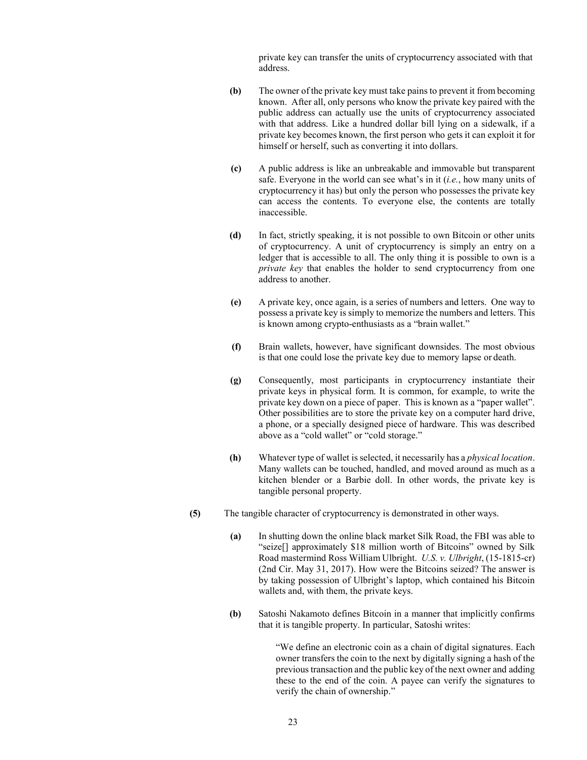private key can transfer the units of cryptocurrency associated with that address.

**(b)** The owner of the private key must take pains to prevent it from becoming known. After all, only persons who know the private key paired with the public address can actually use the units of cryptocurrency associated with that address. Like a hundred dollar bill lying on a sidewalk, if a private key becomes known, the first person who gets it can exploit it for himself or herself, such as converting it into dollars.

**(c)** A public address is like an unbreakable and immovable but transparent safe. Everyone in the world can see what's in it (*i.e.*, how many units of cryptocurrency it has) but only the person who possesses the private key can access the contents. To everyone else, the contents are totally inaccessible.

**(d)** In fact, strictly speaking, it is not possible to own Bitcoin or other units of cryptocurrency. A unit of cryptocurrency is simply an entry on a ledger that is accessible to all. The only thing it is possible to own is a *private key* that enables the holder to send cryptocurrency from one address to another.

**(e)** A private key, once again, is a series of numbers and letters. One way to possess a private key is simply to memorize the numbers and letters. This is known among crypto-enthusiasts as a "brain wallet."

**(f)** Brain wallets, however, have significant downsides. The most obvious is that one could lose the private key due to memory lapse or death.

**(g)** Consequently, most participants in cryptocurrency instantiate their private keys in physical form. It is common, for example, to write the private key down on a piece of paper. This is known as a "paper wallet". Other possibilities are to store the private key on a computer hard drive, a phone, or a specially designed piece of hardware. This was described above as a "cold wallet" or "cold storage."

**(h)** Whatever type of wallet is selected, it necessarily has a *physical location*. Many wallets can be touched, handled, and moved around as much as a kitchen blender or a Barbie doll. In other words, the private key is tangible personal property.

**(5)** The tangible character of cryptocurrency is demonstrated in other ways.

**(a)** In shutting down the online black market Silk Road, the FBI was able to "seize[] approximately $18 million worth of Bitcoins" owned by Silk Road mastermind Ross William Ulbright. *U.S. v. Ulbright*, (15-1815-cr) (2nd Cir. May 31, 2017). How were the Bitcoins seized? The answer is by taking possession of Ulbright's laptop, which contained his Bitcoin wallets and, with them, the private keys.

**(b)** Satoshi Nakamoto defines Bitcoin in a manner that implicitly confirms that it is tangible property. In particular, Satoshi writes:

> "We define an electronic coin as a chain of digital signatures. Each owner transfers the coin to the next by digitally signing a hash of the previous transaction and the public key of the next owner and adding these to the end of the coin. A payee can verify the signatures to verify the chain of ownership."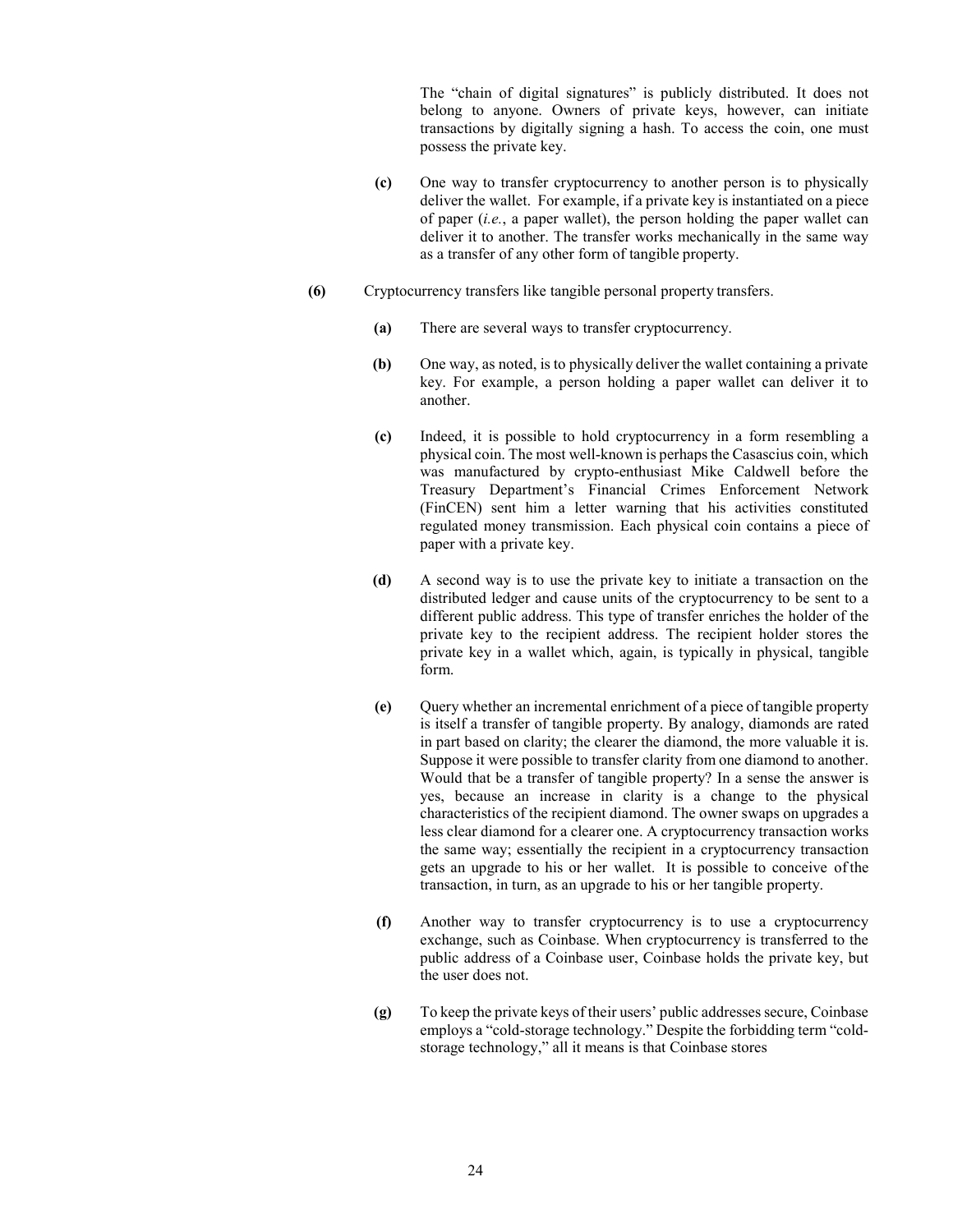The "chain of digital signatures" is publicly distributed. It does not belong to anyone. Owners of private keys, however, can initiate transactions by digitally signing a hash. To access the coin, one must possess the private key.

**(c)** One way to transfer cryptocurrency to another person is to physically deliver the wallet. For example, if a private key is instantiated on a piece of paper (*i.e.*, a paper wallet), the person holding the paper wallet can deliver it to another. The transfer works mechanically in the same way as a transfer of any other form of tangible property.

**(6)** Cryptocurrency transfers like tangible personal property transfers.

**(a)** There are several ways to transfer cryptocurrency.

**(b)** One way, as noted, is to physically deliver the wallet containing a private key. For example, a person holding a paper wallet can deliver it to another.

**(c)** Indeed, it is possible to hold cryptocurrency in a form resembling a physical coin. The most well-known is perhaps the Casascius coin, which was manufactured by crypto-enthusiast Mike Caldwell before the Treasury Department's Financial Crimes Enforcement Network (FinCEN) sent him a letter warning that his activities constituted regulated money transmission. Each physical coin contains a piece of paper with a private key.

**(d)** A second way is to use the private key to initiate a transaction on the distributed ledger and cause units of the cryptocurrency to be sent to a different public address. This type of transfer enriches the holder of the private key to the recipient address. The recipient holder stores the private key in a wallet which, again, is typically in physical, tangible form.

**(e)** Query whether an incremental enrichment of a piece of tangible property is itself a transfer of tangible property. By analogy, diamonds are rated in part based on clarity; the clearer the diamond, the more valuable it is. Suppose it were possible to transfer clarity from one diamond to another. Would that be a transfer of tangible property? In a sense the answer is yes, because an increase in clarity is a change to the physical characteristics of the recipient diamond. The owner swaps on upgrades a less clear diamond for a clearer one. A cryptocurrency transaction works the same way; essentially the recipient in a cryptocurrency transaction gets an upgrade to his or her wallet. It is possible to conceive of the transaction, in turn, as an upgrade to his or her tangible property.

**(f)** Another way to transfer cryptocurrency is to use a cryptocurrency exchange, such as Coinbase. When cryptocurrency is transferred to the public address of a Coinbase user, Coinbase holds the private key, but the user does not.

**(g)** To keep the private keys of their users' public addresses secure, Coinbase employs a "cold-storage technology." Despite the forbidding term "cold-storage technology," all it means is that Coinbase stores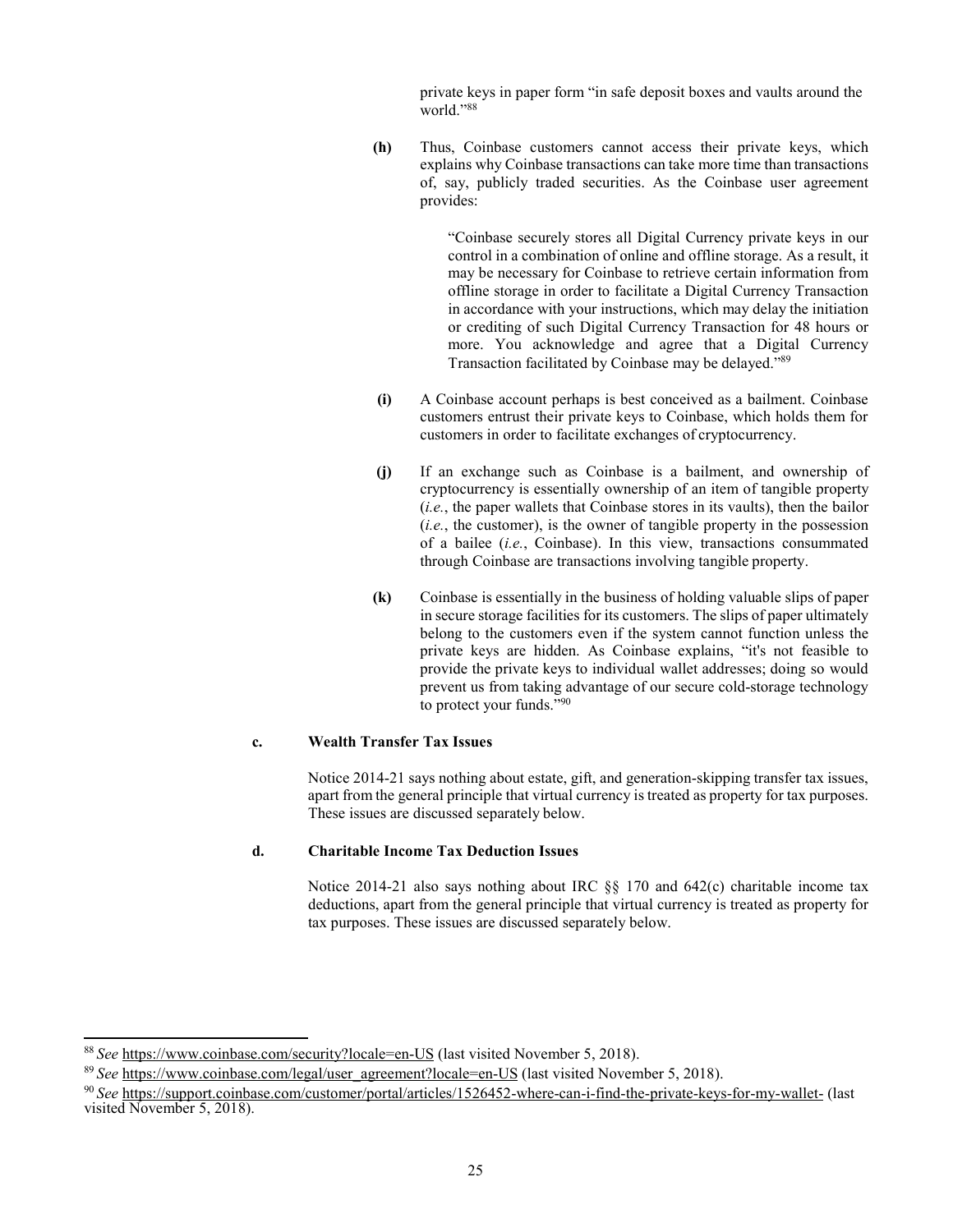private keys in paper form "in safe deposit boxes and vaults around the world."[88]

**(h)** Thus, Coinbase customers cannot access their private keys, which explains why Coinbase transactions can take more time than transactions of, say, publicly traded securities. As the Coinbase user agreement provides:

> "Coinbase securely stores all Digital Currency private keys in our control in a combination of online and offline storage. As a result, it may be necessary for Coinbase to retrieve certain information from offline storage in order to facilitate a Digital Currency Transaction in accordance with your instructions, which may delay the initiation or crediting of such Digital Currency Transaction for 48 hours or more. You acknowledge and agree that a Digital Currency Transaction facilitated by Coinbase may be delayed."[89]

**(i)** A Coinbase account perhaps is best conceived as a bailment. Coinbase customers entrust their private keys to Coinbase, which holds them for customers in order to facilitate exchanges of cryptocurrency.

**(j)** If an exchange such as Coinbase is a bailment, and ownership of cryptocurrency is essentially ownership of an item of tangible property (*i.e.*, the paper wallets that Coinbase stores in its vaults), then the bailor (*i.e.*, the customer), is the owner of tangible property in the possession of a bailee (*i.e.*, Coinbase). In this view, transactions consummated through Coinbase are transactions involving tangible property.

**(k)** Coinbase is essentially in the business of holding valuable slips of paper in secure storage facilities for its customers. The slips of paper ultimately belong to the customers even if the system cannot function unless the private keys are hidden. As Coinbase explains, "it's not feasible to provide the private keys to individual wallet addresses; doing so would prevent us from taking advantage of our secure cold-storage technology to protect your funds."[90]

#### c. Wealth Transfer Tax Issues

Notice 2014-21 says nothing about estate, gift, and generation-skipping transfer tax issues, apart from the general principle that virtual currency is treated as property for tax purposes. These issues are discussed separately below.

#### d. Charitable Income Tax Deduction Issues

Notice 2014-21 also says nothing about IRC §§ 170 and 642(c) charitable income tax deductions, apart from the general principle that virtual currency is treated as property for tax purposes. These issues are discussed separately below.

---

[88] *See* https://www.coinbase.com/security?locale=en-US (last visited November 5, 2018).

[89] *See* https://www.coinbase.com/legal/user_agreement?locale=en-US (last visited November 5, 2018).

[90] *See* https://support.coinbase.com/customer/portal/articles/1526452-where-can-i-find-the-private-keys-for-my-wallet- (last visited November 5, 2018).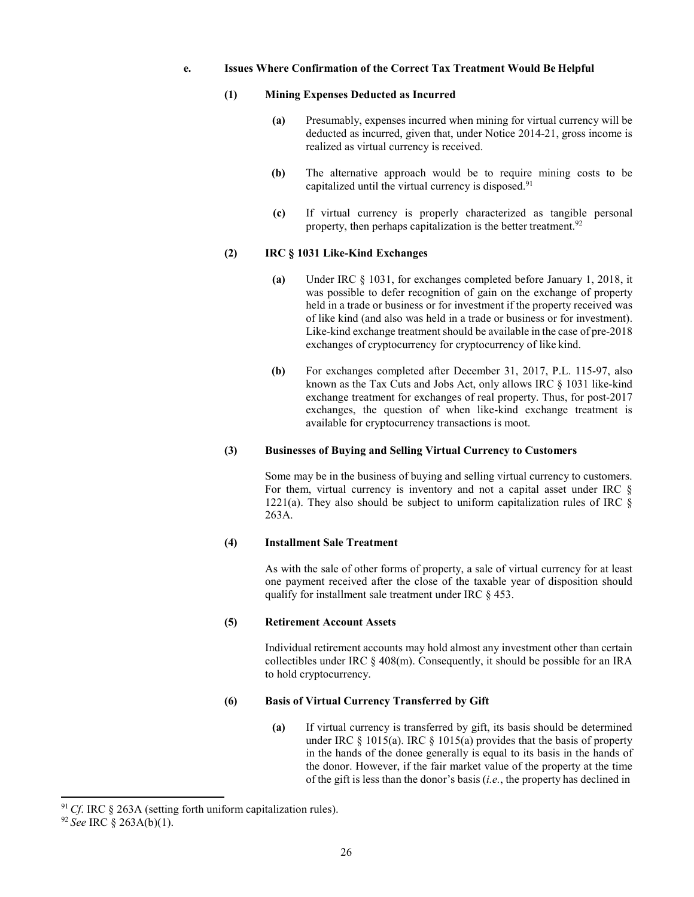**e. Issues Where Confirmation of the Correct Tax Treatment Would Be Helpful**

**(1) Mining Expenses Deducted as Incurred**

**(a)** Presumably, expenses incurred when mining for virtual currency will be deducted as incurred, given that, under Notice 2014-21, gross income is realized as virtual currency is received.

**(b)** The alternative approach would be to require mining costs to be capitalized until the virtual currency is disposed.[91]

**(c)** If virtual currency is properly characterized as tangible personal property, then perhaps capitalization is the better treatment.[92]

**(2) IRC § 1031 Like-Kind Exchanges**

**(a)** Under IRC § 1031, for exchanges completed before January 1, 2018, it was possible to defer recognition of gain on the exchange of property held in a trade or business or for investment if the property received was of like kind (and also was held in a trade or business or for investment). Like-kind exchange treatment should be available in the case of pre-2018 exchanges of cryptocurrency for cryptocurrency of like kind.

**(b)** For exchanges completed after December 31, 2017, P.L. 115-97, also known as the Tax Cuts and Jobs Act, only allows IRC § 1031 like-kind exchange treatment for exchanges of real property. Thus, for post-2017 exchanges, the question of when like-kind exchange treatment is available for cryptocurrency transactions is moot.

**(3) Businesses of Buying and Selling Virtual Currency to Customers**

Some may be in the business of buying and selling virtual currency to customers. For them, virtual currency is inventory and not a capital asset under IRC § 1221(a). They also should be subject to uniform capitalization rules of IRC § 263A.

**(4) Installment Sale Treatment**

As with the sale of other forms of property, a sale of virtual currency for at least one payment received after the close of the taxable year of disposition should qualify for installment sale treatment under IRC § 453.

**(5) Retirement Account Assets**

Individual retirement accounts may hold almost any investment other than certain collectibles under IRC § 408(m). Consequently, it should be possible for an IRA to hold cryptocurrency.

**(6) Basis of Virtual Currency Transferred by Gift**

**(a)** If virtual currency is transferred by gift, its basis should be determined under IRC § 1015(a). IRC § 1015(a) provides that the basis of property in the hands of the donee generally is equal to its basis in the hands of the donor. However, if the fair market value of the property at the time of the gift is less than the donor's basis (*i.e.*, the property has declined in

---

[91] *Cf*. IRC § 263A (setting forth uniform capitalization rules).

[92] *See* IRC § 263A(b)(1).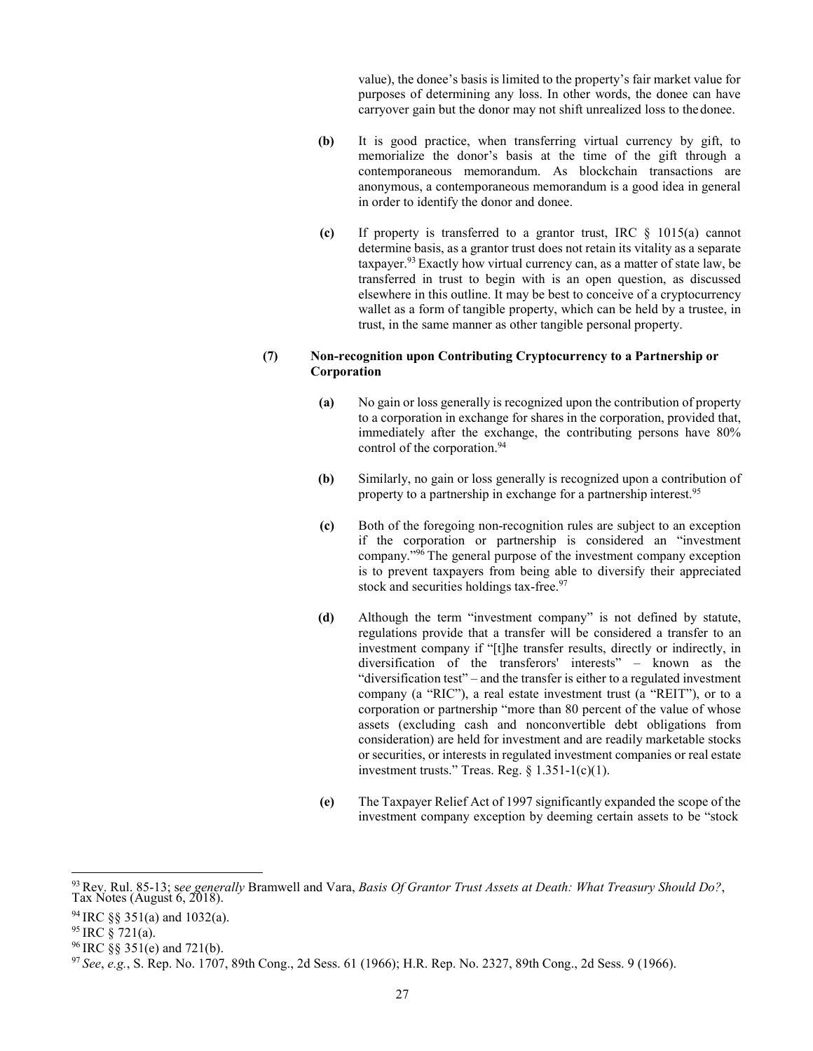value), the donee's basis is limited to the property's fair market value for purposes of determining any loss. In other words, the donee can have carryover gain but the donor may not shift unrealized loss to the donee.

**(b)** It is good practice, when transferring virtual currency by gift, to memorialize the donor's basis at the time of the gift through a contemporaneous memorandum. As blockchain transactions are anonymous, a contemporaneous memorandum is a good idea in general in order to identify the donor and donee.

**(c)** If property is transferred to a grantor trust, IRC § 1015(a) cannot determine basis, as a grantor trust does not retain its vitality as a separate taxpayer.[93] Exactly how virtual currency can, as a matter of state law, be transferred in trust to begin with is an open question, as discussed elsewhere in this outline. It may be best to conceive of a cryptocurrency wallet as a form of tangible property, which can be held by a trustee, in trust, in the same manner as other tangible personal property.

**(7) Non-recognition upon Contributing Cryptocurrency to a Partnership or Corporation**

**(a)** No gain or loss generally is recognized upon the contribution of property to a corporation in exchange for shares in the corporation, provided that, immediately after the exchange, the contributing persons have 80% control of the corporation.[94]

**(b)** Similarly, no gain or loss generally is recognized upon a contribution of property to a partnership in exchange for a partnership interest.[95]

**(c)** Both of the foregoing non-recognition rules are subject to an exception if the corporation or partnership is considered an "investment company."[96] The general purpose of the investment company exception is to prevent taxpayers from being able to diversify their appreciated stock and securities holdings tax-free.[97]

**(d)** Although the term "investment company" is not defined by statute, regulations provide that a transfer will be considered a transfer to an investment company if "[t]he transfer results, directly or indirectly, in diversification of the transferors' interests" – known as the "diversification test" – and the transfer is either to a regulated investment company (a "RIC"), a real estate investment trust (a "REIT"), or to a corporation or partnership "more than 80 percent of the value of whose assets (excluding cash and nonconvertible debt obligations from consideration) are held for investment and are readily marketable stocks or securities, or interests in regulated investment companies or real estate investment trusts." Treas. Reg. § 1.351-1(c)(1).

**(e)** The Taxpayer Relief Act of 1997 significantly expanded the scope of the investment company exception by deeming certain assets to be "stock

---

[93] Rev. Rul. 85-13; s*ee generally* Bramwell and Vara, *Basis Of Grantor Trust Assets at Death: What Treasury Should Do?*, Tax Notes (August 6, 2018).

[94] IRC §§ 351(a) and 1032(a).

[95] IRC § 721(a).

[96] IRC §§ 351(e) and 721(b).

[97] *See*, *e.g.*, S. Rep. No. 1707, 89th Cong., 2d Sess. 61 (1966); H.R. Rep. No. 2327, 89th Cong., 2d Sess. 9 (1966).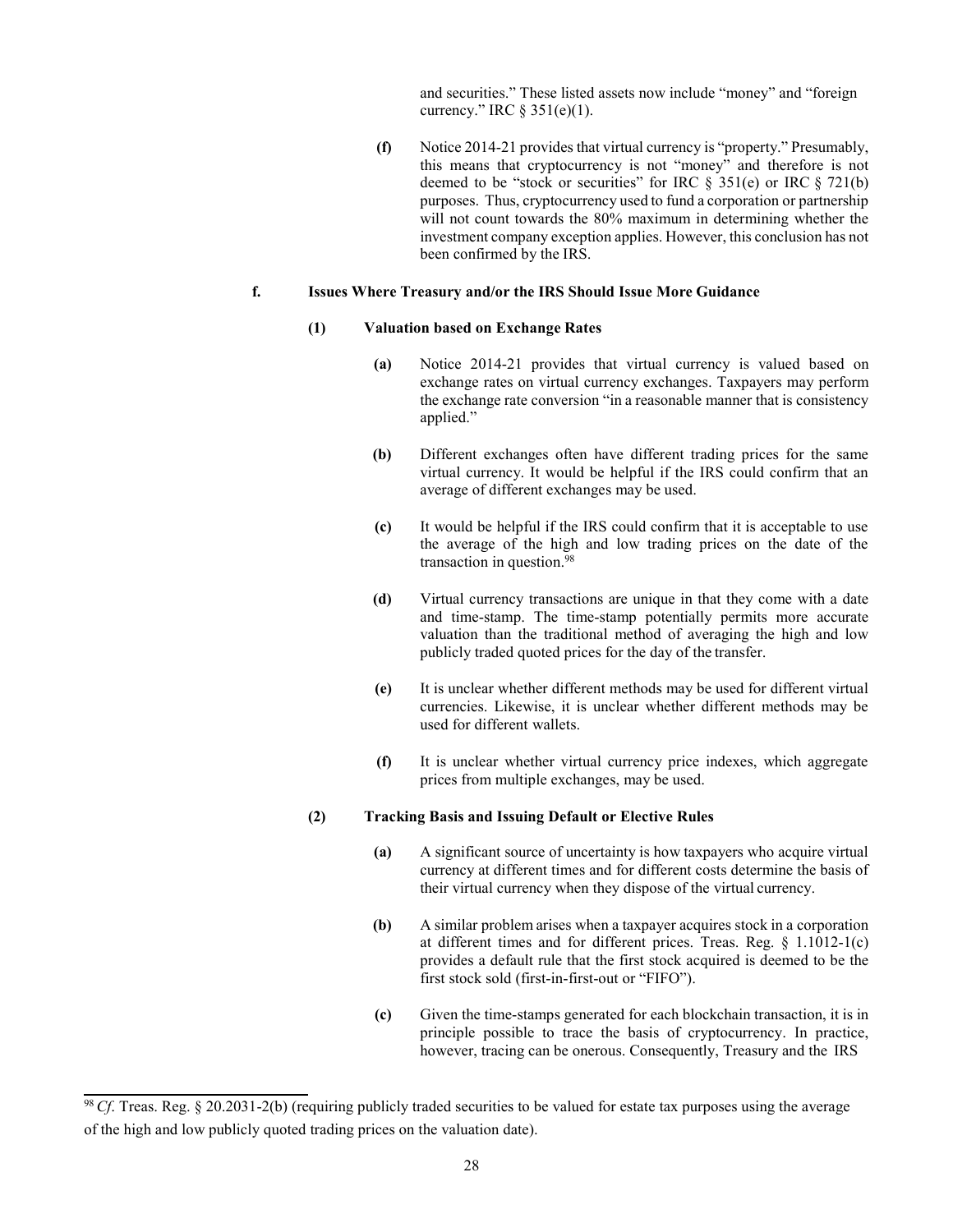and securities." These listed assets now include "money" and "foreign currency." IRC § 351(e)(1).

**(f)** Notice 2014-21 provides that virtual currency is "property." Presumably, this means that cryptocurrency is not "money" and therefore is not deemed to be "stock or securities" for IRC § 351(e) or IRC § 721(b) purposes. Thus, cryptocurrency used to fund a corporation or partnership will not count towards the 80% maximum in determining whether the investment company exception applies. However, this conclusion has not been confirmed by the IRS.

### f. Issues Where Treasury and/or the IRS Should Issue More Guidance

#### (1) Valuation based on Exchange Rates

**(a)** Notice 2014-21 provides that virtual currency is valued based on exchange rates on virtual currency exchanges. Taxpayers may perform the exchange rate conversion "in a reasonable manner that is consistency applied."

**(b)** Different exchanges often have different trading prices for the same virtual currency. It would be helpful if the IRS could confirm that an average of different exchanges may be used.

**(c)** It would be helpful if the IRS could confirm that it is acceptable to use the average of the high and low trading prices on the date of the transaction in question.[98]

**(d)** Virtual currency transactions are unique in that they come with a date and time-stamp. The time-stamp potentially permits more accurate valuation than the traditional method of averaging the high and low publicly traded quoted prices for the day of the transfer.

**(e)** It is unclear whether different methods may be used for different virtual currencies. Likewise, it is unclear whether different methods may be used for different wallets.

**(f)** It is unclear whether virtual currency price indexes, which aggregate prices from multiple exchanges, may be used.

#### (2) Tracking Basis and Issuing Default or Elective Rules

**(a)** A significant source of uncertainty is how taxpayers who acquire virtual currency at different times and for different costs determine the basis of their virtual currency when they dispose of the virtual currency.

**(b)** A similar problem arises when a taxpayer acquires stock in a corporation at different times and for different prices. Treas. Reg. § 1.1012-1(c) provides a default rule that the first stock acquired is deemed to be the first stock sold (first-in-first-out or "FIFO").

**(c)** Given the time-stamps generated for each blockchain transaction, it is in principle possible to trace the basis of cryptocurrency. In practice, however, tracing can be onerous. Consequently, Treasury and the IRS

---

[98] *Cf*. Treas. Reg. § 20.2031-2(b) (requiring publicly traded securities to be valued for estate tax purposes using the average of the high and low publicly quoted trading prices on the valuation date).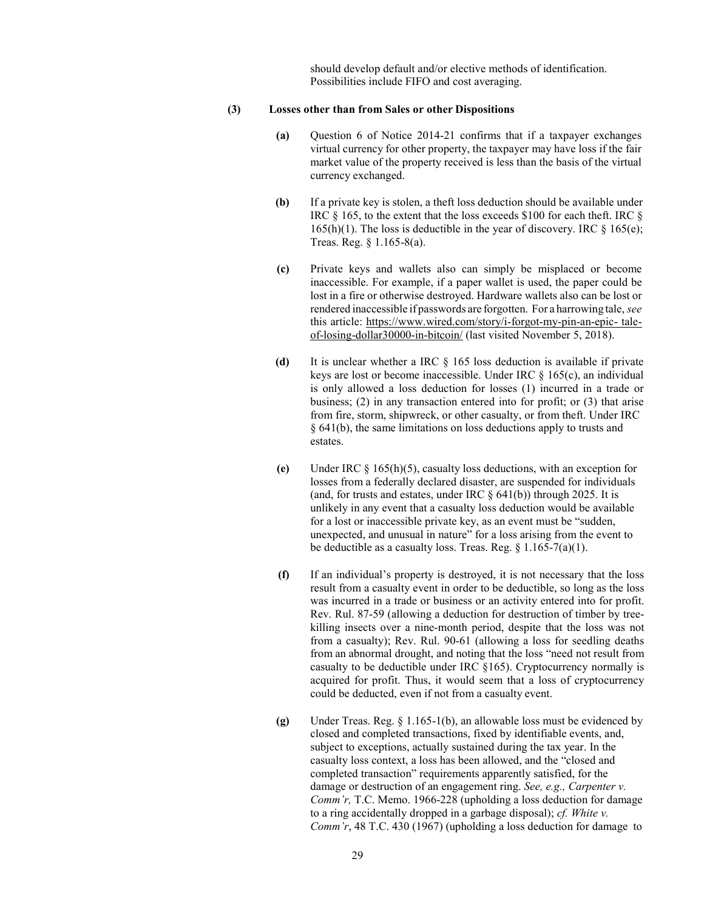should develop default and/or elective methods of identification. Possibilities include FIFO and cost averaging.

**(3) Losses other than from Sales or other Dispositions**

**(a)** Question 6 of Notice 2014-21 confirms that if a taxpayer exchanges virtual currency for other property, the taxpayer may have loss if the fair market value of the property received is less than the basis of the virtual currency exchanged.

**(b)** If a private key is stolen, a theft loss deduction should be available under IRC § 165, to the extent that the loss exceeds $100 for each theft. IRC § 165(h)(1). The loss is deductible in the year of discovery. IRC § 165(e); Treas. Reg. § 1.165-8(a).

**(c)** Private keys and wallets also can simply be misplaced or become inaccessible. For example, if a paper wallet is used, the paper could be lost in a fire or otherwise destroyed. Hardware wallets also can be lost or rendered inaccessible if passwords are forgotten. For a harrowing tale, *see* this article: https://www.wired.com/story/i-forgot-my-pin-an-epic- tale-of-losing-dollar30000-in-bitcoin/ (last visited November 5, 2018).

**(d)** It is unclear whether a IRC § 165 loss deduction is available if private keys are lost or become inaccessible. Under IRC § 165(c), an individual is only allowed a loss deduction for losses (1) incurred in a trade or business; (2) in any transaction entered into for profit; or (3) that arise from fire, storm, shipwreck, or other casualty, or from theft. Under IRC § 641(b), the same limitations on loss deductions apply to trusts and estates.

**(e)** Under IRC § 165(h)(5), casualty loss deductions, with an exception for losses from a federally declared disaster, are suspended for individuals (and, for trusts and estates, under IRC § 641(b)) through 2025. It is unlikely in any event that a casualty loss deduction would be available for a lost or inaccessible private key, as an event must be "sudden, unexpected, and unusual in nature" for a loss arising from the event to be deductible as a casualty loss. Treas. Reg. § 1.165-7(a)(1).

**(f)** If an individual's property is destroyed, it is not necessary that the loss result from a casualty event in order to be deductible, so long as the loss was incurred in a trade or business or an activity entered into for profit. Rev. Rul. 87-59 (allowing a deduction for destruction of timber by tree-killing insects over a nine-month period, despite that the loss was not from a casualty); Rev. Rul. 90-61 (allowing a loss for seedling deaths from an abnormal drought, and noting that the loss "need not result from casualty to be deductible under IRC §165). Cryptocurrency normally is acquired for profit. Thus, it would seem that a loss of cryptocurrency could be deducted, even if not from a casualty event.

**(g)** Under Treas. Reg. § 1.165-1(b), an allowable loss must be evidenced by closed and completed transactions, fixed by identifiable events, and, subject to exceptions, actually sustained during the tax year. In the casualty loss context, a loss has been allowed, and the "closed and completed transaction" requirements apparently satisfied, for the damage or destruction of an engagement ring. *See, e.g., Carpenter v. Comm'r,* T.C. Memo. 1966-228 (upholding a loss deduction for damage to a ring accidentally dropped in a garbage disposal); *cf. White v. Comm'r*, 48 T.C. 430 (1967) (upholding a loss deduction for damage to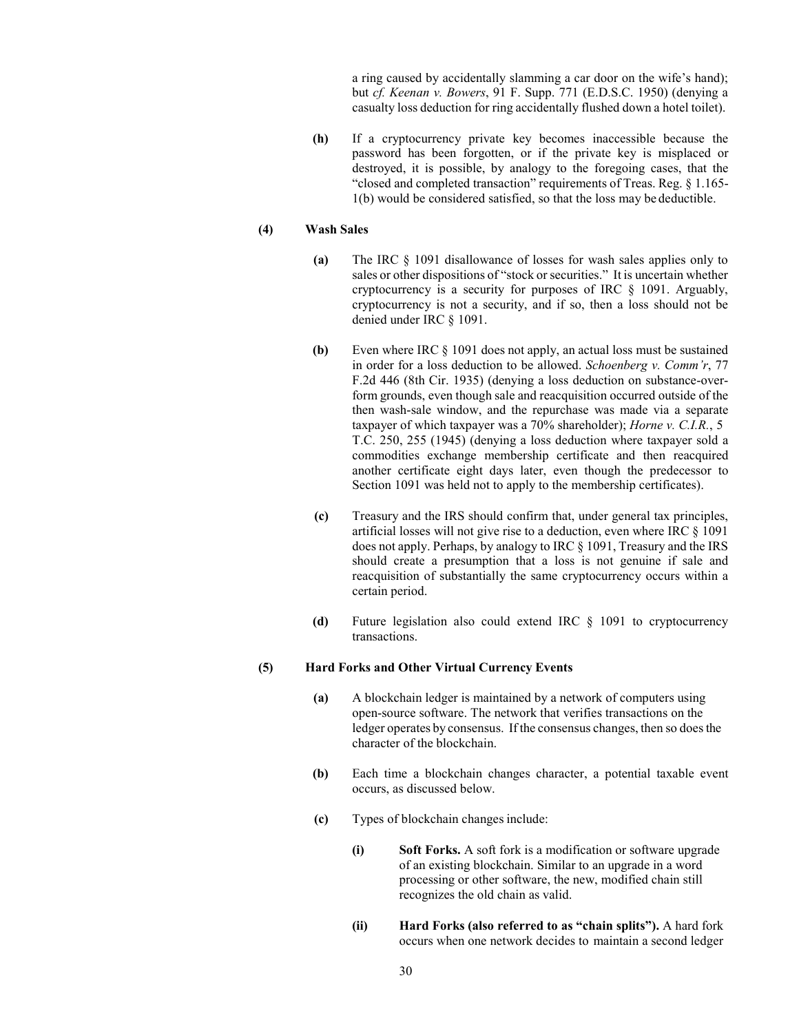a ring caused by accidentally slamming a car door on the wife's hand); but *cf. Keenan v. Bowers*, 91 F. Supp. 771 (E.D.S.C. 1950) (denying a casualty loss deduction for ring accidentally flushed down a hotel toilet).

**(h)** If a cryptocurrency private key becomes inaccessible because the password has been forgotten, or if the private key is misplaced or destroyed, it is possible, by analogy to the foregoing cases, that the "closed and completed transaction" requirements of Treas. Reg. § 1.165-1(b) would be considered satisfied, so that the loss may be deductible.

**(4) Wash Sales**

**(a)** The IRC § 1091 disallowance of losses for wash sales applies only to sales or other dispositions of "stock or securities." It is uncertain whether cryptocurrency is a security for purposes of IRC § 1091. Arguably, cryptocurrency is not a security, and if so, then a loss should not be denied under IRC § 1091.

**(b)** Even where IRC § 1091 does not apply, an actual loss must be sustained in order for a loss deduction to be allowed. *Schoenberg v. Comm'r*, 77 F.2d 446 (8th Cir. 1935) (denying a loss deduction on substance-over-form grounds, even though sale and reacquisition occurred outside of the then wash-sale window, and the repurchase was made via a separate taxpayer of which taxpayer was a 70% shareholder); *Horne v. C.I.R.*, 5 T.C. 250, 255 (1945) (denying a loss deduction where taxpayer sold a commodities exchange membership certificate and then reacquired another certificate eight days later, even though the predecessor to Section 1091 was held not to apply to the membership certificates).

**(c)** Treasury and the IRS should confirm that, under general tax principles, artificial losses will not give rise to a deduction, even where IRC § 1091 does not apply. Perhaps, by analogy to IRC § 1091, Treasury and the IRS should create a presumption that a loss is not genuine if sale and reacquisition of substantially the same cryptocurrency occurs within a certain period.

**(d)** Future legislation also could extend IRC § 1091 to cryptocurrency transactions.

**(5) Hard Forks and Other Virtual Currency Events**

**(a)** A blockchain ledger is maintained by a network of computers using open-source software. The network that verifies transactions on the ledger operates by consensus. If the consensus changes, then so does the character of the blockchain.

**(b)** Each time a blockchain changes character, a potential taxable event occurs, as discussed below.

**(c)** Types of blockchain changes include:

**(i)** **Soft Forks.** A soft fork is a modification or software upgrade of an existing blockchain. Similar to an upgrade in a word processing or other software, the new, modified chain still recognizes the old chain as valid.

**(ii)** **Hard Forks (also referred to as "chain splits").** A hard fork occurs when one network decides to maintain a second ledger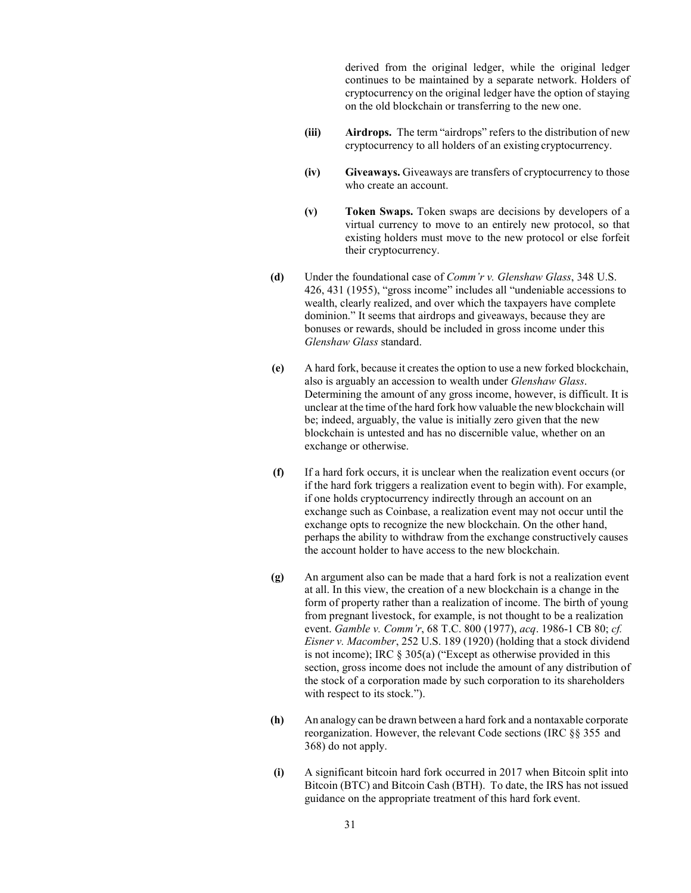derived from the original ledger, while the original ledger continues to be maintained by a separate network. Holders of cryptocurrency on the original ledger have the option of staying on the old blockchain or transferring to the new one.

- **(iii)** **Airdrops.** The term "airdrops" refers to the distribution of new cryptocurrency to all holders of an existing cryptocurrency.

- **(iv)** **Giveaways.** Giveaways are transfers of cryptocurrency to those who create an account.

- **(v)** **Token Swaps.** Token swaps are decisions by developers of a virtual currency to move to an entirely new protocol, so that existing holders must move to the new protocol or else forfeit their cryptocurrency.

**(d)** Under the foundational case of *Comm'r v. Glenshaw Glass*, 348 U.S. 426, 431 (1955), "gross income" includes all "undeniable accessions to wealth, clearly realized, and over which the taxpayers have complete dominion." It seems that airdrops and giveaways, because they are bonuses or rewards, should be included in gross income under this *Glenshaw Glass* standard.

**(e)** A hard fork, because it creates the option to use a new forked blockchain, also is arguably an accession to wealth under *Glenshaw Glass*. Determining the amount of any gross income, however, is difficult. It is unclear at the time of the hard fork how valuable the new blockchain will be; indeed, arguably, the value is initially zero given that the new blockchain is untested and has no discernible value, whether on an exchange or otherwise.

**(f)** If a hard fork occurs, it is unclear when the realization event occurs (or if the hard fork triggers a realization event to begin with). For example, if one holds cryptocurrency indirectly through an account on an exchange such as Coinbase, a realization event may not occur until the exchange opts to recognize the new blockchain. On the other hand, perhaps the ability to withdraw from the exchange constructively causes the account holder to have access to the new blockchain.

**(g)** An argument also can be made that a hard fork is not a realization event at all. In this view, the creation of a new blockchain is a change in the form of property rather than a realization of income. The birth of young from pregnant livestock, for example, is not thought to be a realization event. *Gamble v. Comm'r*, 68 T.C. 800 (1977), *acq*. 1986-1 CB 80; *cf. Eisner v. Macomber*, 252 U.S. 189 (1920) (holding that a stock dividend is not income); IRC § 305(a) ("Except as otherwise provided in this section, gross income does not include the amount of any distribution of the stock of a corporation made by such corporation to its shareholders with respect to its stock.").

**(h)** An analogy can be drawn between a hard fork and a nontaxable corporate reorganization. However, the relevant Code sections (IRC §§ 355 and 368) do not apply.

**(i)** A significant bitcoin hard fork occurred in 2017 when Bitcoin split into Bitcoin (BTC) and Bitcoin Cash (BTH). To date, the IRS has not issued guidance on the appropriate treatment of this hard fork event.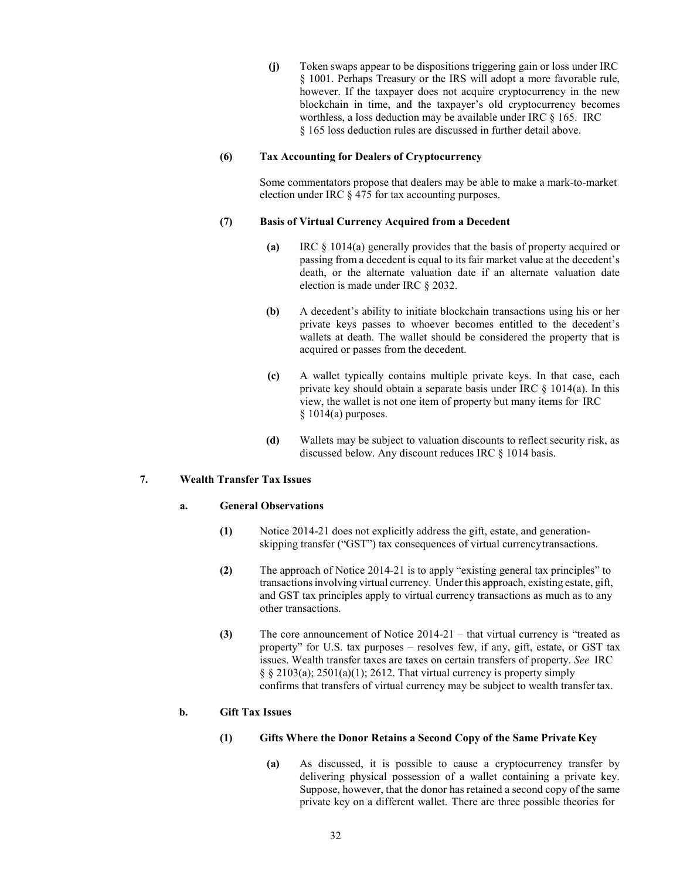**(j)** Token swaps appear to be dispositions triggering gain or loss under IRC § 1001. Perhaps Treasury or the IRS will adopt a more favorable rule, however. If the taxpayer does not acquire cryptocurrency in the new blockchain in time, and the taxpayer's old cryptocurrency becomes worthless, a loss deduction may be available under IRC § 165. IRC § 165 loss deduction rules are discussed in further detail above.

**(6) Tax Accounting for Dealers of Cryptocurrency**

Some commentators propose that dealers may be able to make a mark-to-market election under IRC § 475 for tax accounting purposes.

**(7) Basis of Virtual Currency Acquired from a Decedent**

**(a)** IRC § 1014(a) generally provides that the basis of property acquired or passing from a decedent is equal to its fair market value at the decedent's death, or the alternate valuation date if an alternate valuation date election is made under IRC § 2032.

**(b)** A decedent's ability to initiate blockchain transactions using his or her private keys passes to whoever becomes entitled to the decedent's wallets at death. The wallet should be considered the property that is acquired or passes from the decedent.

**(c)** A wallet typically contains multiple private keys. In that case, each private key should obtain a separate basis under IRC § 1014(a). In this view, the wallet is not one item of property but many items for IRC § 1014(a) purposes.

**(d)** Wallets may be subject to valuation discounts to reflect security risk, as discussed below. Any discount reduces IRC § 1014 basis.

## 7. Wealth Transfer Tax Issues

### a. General Observations

**(1)** Notice 2014-21 does not explicitly address the gift, estate, and generation-skipping transfer ("GST") tax consequences of virtual currency transactions.

**(2)** The approach of Notice 2014-21 is to apply "existing general tax principles" to transactions involving virtual currency. Under this approach, existing estate, gift, and GST tax principles apply to virtual currency transactions as much as to any other transactions.

**(3)** The core announcement of Notice 2014-21 – that virtual currency is "treated as property" for U.S. tax purposes – resolves few, if any, gift, estate, or GST tax issues. Wealth transfer taxes are taxes on certain transfers of property. *See* IRC § § 2103(a); 2501(a)(1); 2612. That virtual currency is property simply confirms that transfers of virtual currency may be subject to wealth transfer tax.

### b. Gift Tax Issues

**(1) Gifts Where the Donor Retains a Second Copy of the Same Private Key**

**(a)** As discussed, it is possible to cause a cryptocurrency transfer by delivering physical possession of a wallet containing a private key. Suppose, however, that the donor has retained a second copy of the same private key on a different wallet. There are three possible theories for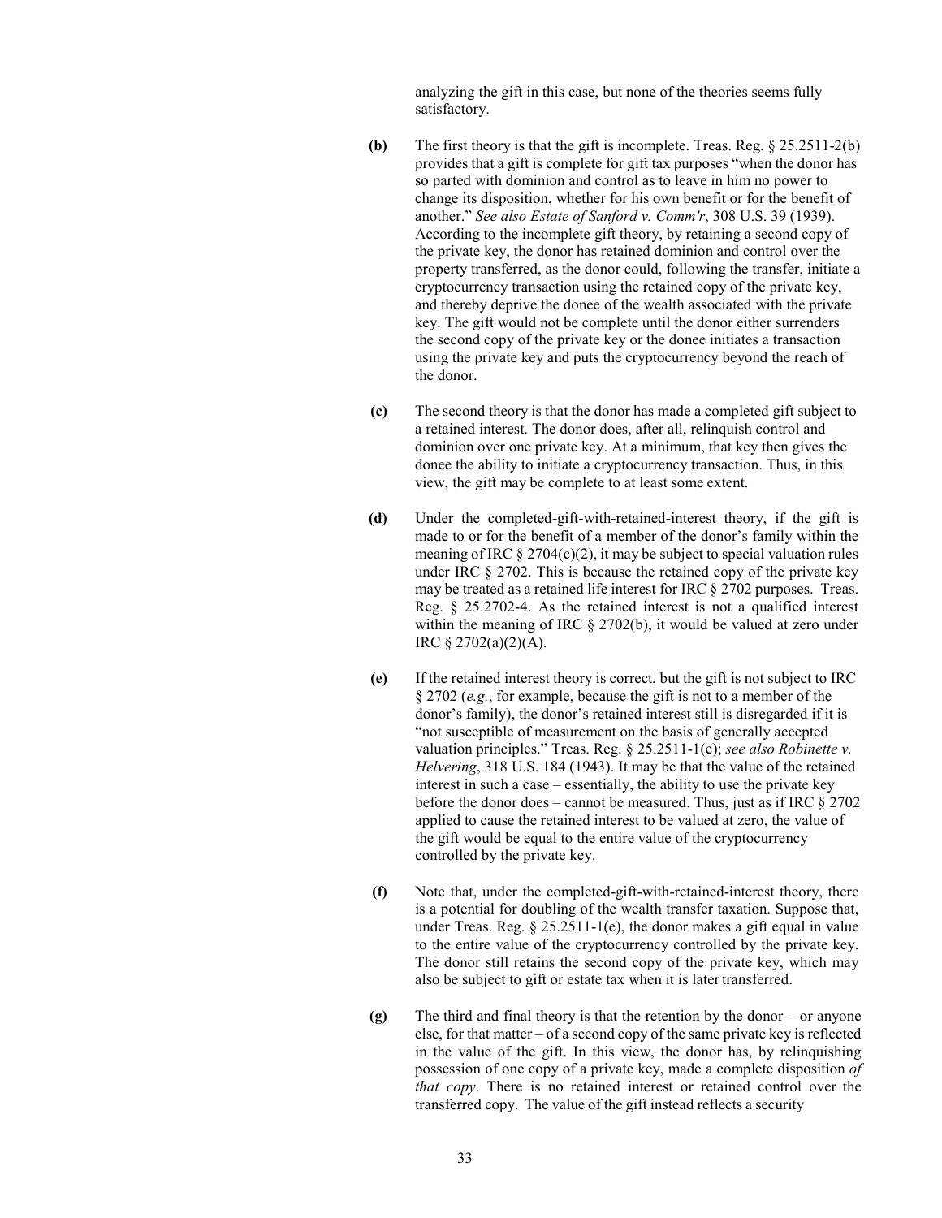analyzing the gift in this case, but none of the theories seems fully satisfactory.

**(b)** The first theory is that the gift is incomplete. Treas. Reg. § 25.2511-2(b) provides that a gift is complete for gift tax purposes "when the donor has so parted with dominion and control as to leave in him no power to change its disposition, whether for his own benefit or for the benefit of another." *See also Estate of Sanford v. Comm'r*, 308 U.S. 39 (1939). According to the incomplete gift theory, by retaining a second copy of the private key, the donor has retained dominion and control over the property transferred, as the donor could, following the transfer, initiate a cryptocurrency transaction using the retained copy of the private key, and thereby deprive the donee of the wealth associated with the private key. The gift would not be complete until the donor either surrenders the second copy of the private key or the donee initiates a transaction using the private key and puts the cryptocurrency beyond the reach of the donor.

**(c)** The second theory is that the donor has made a completed gift subject to a retained interest. The donor does, after all, relinquish control and dominion over one private key. At a minimum, that key then gives the donee the ability to initiate a cryptocurrency transaction. Thus, in this view, the gift may be complete to at least some extent.

**(d)** Under the completed-gift-with-retained-interest theory, if the gift is made to or for the benefit of a member of the donor's family within the meaning of IRC § 2704(c)(2), it may be subject to special valuation rules under IRC § 2702. This is because the retained copy of the private key may be treated as a retained life interest for IRC § 2702 purposes. Treas. Reg. § 25.2702-4. As the retained interest is not a qualified interest within the meaning of IRC § 2702(b), it would be valued at zero under IRC § 2702(a)(2)(A).

**(e)** If the retained interest theory is correct, but the gift is not subject to IRC § 2702 (*e.g.*, for example, because the gift is not to a member of the donor's family), the donor's retained interest still is disregarded if it is "not susceptible of measurement on the basis of generally accepted valuation principles." Treas. Reg. § 25.2511-1(e); *see also Robinette v. Helvering*, 318 U.S. 184 (1943). It may be that the value of the retained interest in such a case – essentially, the ability to use the private key before the donor does – cannot be measured. Thus, just as if IRC § 2702 applied to cause the retained interest to be valued at zero, the value of the gift would be equal to the entire value of the cryptocurrency controlled by the private key.

**(f)** Note that, under the completed-gift-with-retained-interest theory, there is a potential for doubling of the wealth transfer taxation. Suppose that, under Treas. Reg. § 25.2511-1(e), the donor makes a gift equal in value to the entire value of the cryptocurrency controlled by the private key. The donor still retains the second copy of the private key, which may also be subject to gift or estate tax when it is later transferred.

**(g)** The third and final theory is that the retention by the donor – or anyone else, for that matter – of a second copy of the same private key is reflected in the value of the gift. In this view, the donor has, by relinquishing possession of one copy of a private key, made a complete disposition *of that copy*. There is no retained interest or retained control over the transferred copy. The value of the gift instead reflects a security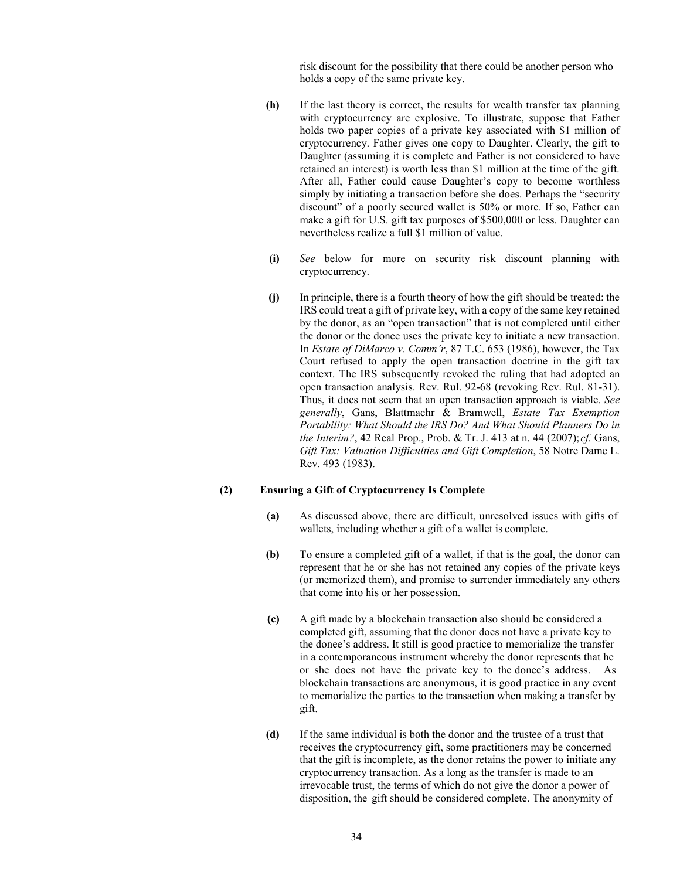risk discount for the possibility that there could be another person who holds a copy of the same private key.

**(h)** If the last theory is correct, the results for wealth transfer tax planning with cryptocurrency are explosive. To illustrate, suppose that Father holds two paper copies of a private key associated with $1 million of cryptocurrency. Father gives one copy to Daughter. Clearly, the gift to Daughter (assuming it is complete and Father is not considered to have retained an interest) is worth less than $1 million at the time of the gift. After all, Father could cause Daughter's copy to become worthless simply by initiating a transaction before she does. Perhaps the "security discount" of a poorly secured wallet is 50% or more. If so, Father can make a gift for U.S. gift tax purposes of $500,000 or less. Daughter can nevertheless realize a full $1 million of value.

**(i)** *See* below for more on security risk discount planning with cryptocurrency.

**(j)** In principle, there is a fourth theory of how the gift should be treated: the IRS could treat a gift of private key, with a copy of the same key retained by the donor, as an "open transaction" that is not completed until either the donor or the donee uses the private key to initiate a new transaction. In *Estate of DiMarco v. Comm'r*, 87 T.C. 653 (1986), however, the Tax Court refused to apply the open transaction doctrine in the gift tax context. The IRS subsequently revoked the ruling that had adopted an open transaction analysis. Rev. Rul. 92-68 (revoking Rev. Rul. 81-31). Thus, it does not seem that an open transaction approach is viable. *See generally*, Gans, Blattmachr & Bramwell, *Estate Tax Exemption Portability: What Should the IRS Do? And What Should Planners Do in the Interim?*, 42 Real Prop., Prob. & Tr. J. 413 at n. 44 (2007); *cf.* Gans, *Gift Tax: Valuation Difficulties and Gift Completion*, 58 Notre Dame L. Rev. 493 (1983).

### (2) Ensuring a Gift of Cryptocurrency Is Complete

**(a)** As discussed above, there are difficult, unresolved issues with gifts of wallets, including whether a gift of a wallet is complete.

**(b)** To ensure a completed gift of a wallet, if that is the goal, the donor can represent that he or she has not retained any copies of the private keys (or memorized them), and promise to surrender immediately any others that come into his or her possession.

**(c)** A gift made by a blockchain transaction also should be considered a completed gift, assuming that the donor does not have a private key to the donee's address. It still is good practice to memorialize the transfer in a contemporaneous instrument whereby the donor represents that he or she does not have the private key to the donee's address. As blockchain transactions are anonymous, it is good practice in any event to memorialize the parties to the transaction when making a transfer by gift.

**(d)** If the same individual is both the donor and the trustee of a trust that receives the cryptocurrency gift, some practitioners may be concerned that the gift is incomplete, as the donor retains the power to initiate any cryptocurrency transaction. As a long as the transfer is made to an irrevocable trust, the terms of which do not give the donor a power of disposition, the gift should be considered complete. The anonymity of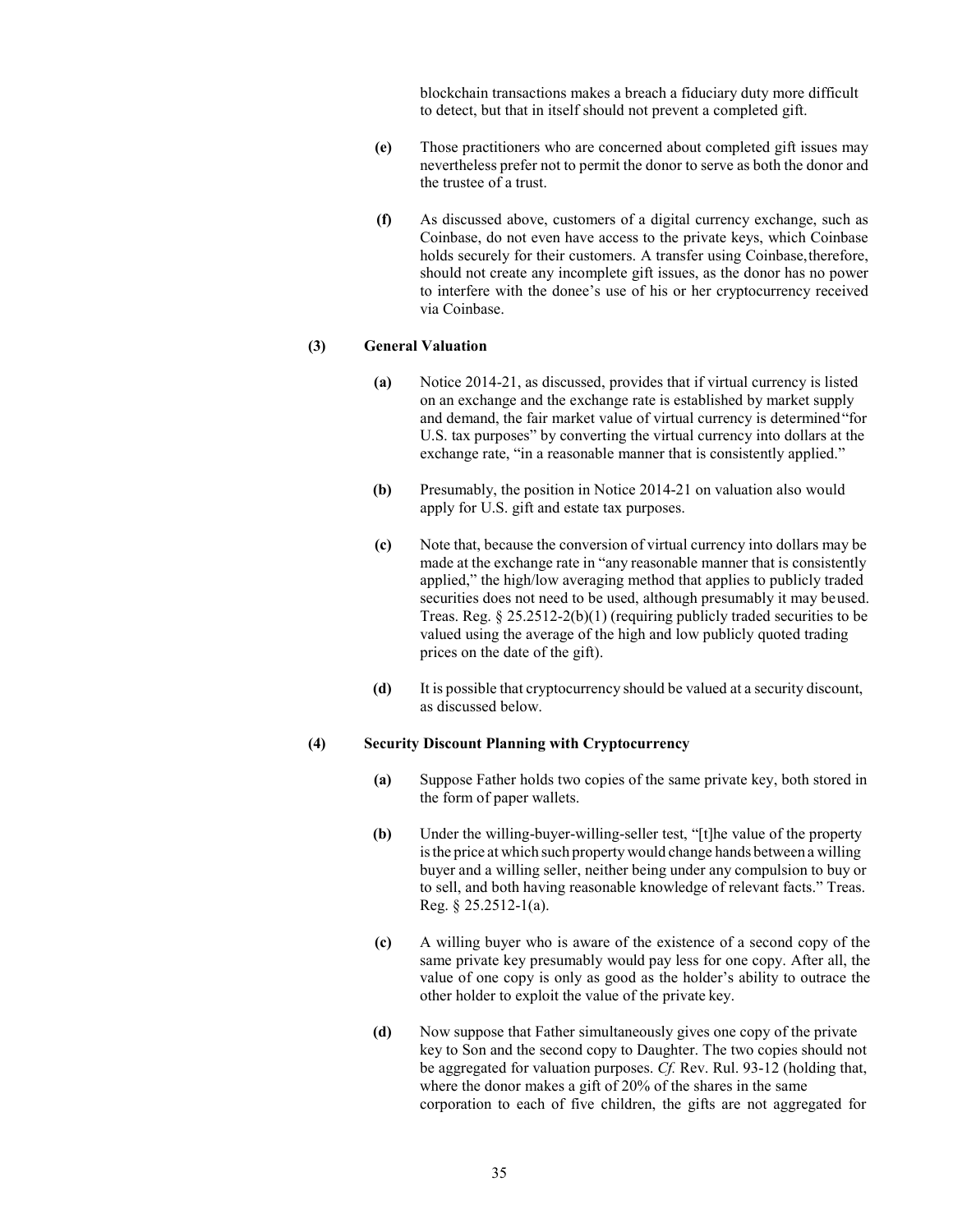blockchain transactions makes a breach a fiduciary duty more difficult to detect, but that in itself should not prevent a completed gift.

**(e)** Those practitioners who are concerned about completed gift issues may nevertheless prefer not to permit the donor to serve as both the donor and the trustee of a trust.

**(f)** As discussed above, customers of a digital currency exchange, such as Coinbase, do not even have access to the private keys, which Coinbase holds securely for their customers. A transfer using Coinbase, therefore, should not create any incomplete gift issues, as the donor has no power to interfere with the donee's use of his or her cryptocurrency received via Coinbase.

**(3) General Valuation**

**(a)** Notice 2014-21, as discussed, provides that if virtual currency is listed on an exchange and the exchange rate is established by market supply and demand, the fair market value of virtual currency is determined "for U.S. tax purposes" by converting the virtual currency into dollars at the exchange rate, "in a reasonable manner that is consistently applied."

**(b)** Presumably, the position in Notice 2014-21 on valuation also would apply for U.S. gift and estate tax purposes.

**(c)** Note that, because the conversion of virtual currency into dollars may be made at the exchange rate in "any reasonable manner that is consistently applied," the high/low averaging method that applies to publicly traded securities does not need to be used, although presumably it may be used. Treas. Reg. § 25.2512-2(b)(1) (requiring publicly traded securities to be valued using the average of the high and low publicly quoted trading prices on the date of the gift).

**(d)** It is possible that cryptocurrency should be valued at a security discount, as discussed below.

**(4) Security Discount Planning with Cryptocurrency**

**(a)** Suppose Father holds two copies of the same private key, both stored in the form of paper wallets.

**(b)** Under the willing-buyer-willing-seller test, "[t]he value of the property is the price at which such property would change hands between a willing buyer and a willing seller, neither being under any compulsion to buy or to sell, and both having reasonable knowledge of relevant facts." Treas. Reg. § 25.2512-1(a).

**(c)** A willing buyer who is aware of the existence of a second copy of the same private key presumably would pay less for one copy. After all, the value of one copy is only as good as the holder's ability to outrace the other holder to exploit the value of the private key.

**(d)** Now suppose that Father simultaneously gives one copy of the private key to Son and the second copy to Daughter. The two copies should not be aggregated for valuation purposes. *Cf.* Rev. Rul. 93-12 (holding that, where the donor makes a gift of 20% of the shares in the same corporation to each of five children, the gifts are not aggregated for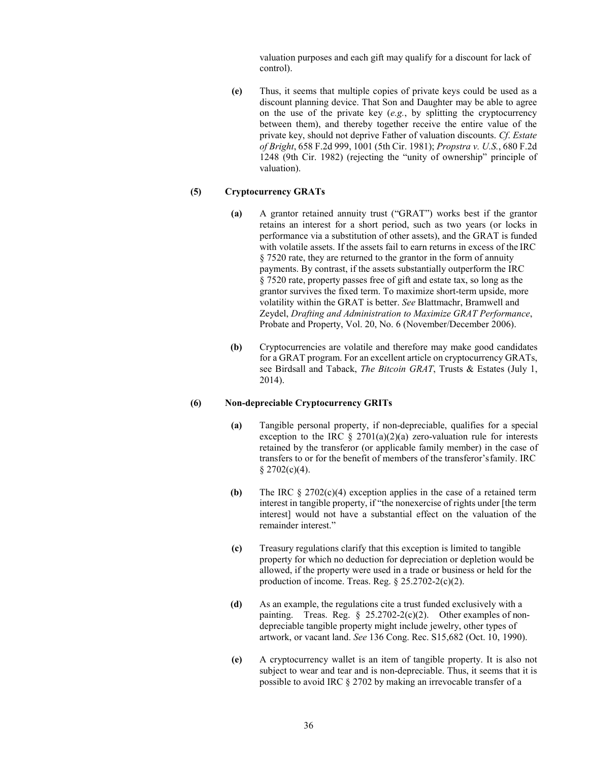valuation purposes and each gift may qualify for a discount for lack of control).

**(e)** Thus, it seems that multiple copies of private keys could be used as a discount planning device. That Son and Daughter may be able to agree on the use of the private key (*e.g.*, by splitting the cryptocurrency between them), and thereby together receive the entire value of the private key, should not deprive Father of valuation discounts. *Cf*. *Estate of Bright*, 658 F.2d 999, 1001 (5th Cir. 1981); *Propstra v. U.S.*, 680 F.2d 1248 (9th Cir. 1982) (rejecting the "unity of ownership" principle of valuation).

**(5) Cryptocurrency GRATs**

**(a)** A grantor retained annuity trust ("GRAT") works best if the grantor retains an interest for a short period, such as two years (or locks in performance via a substitution of other assets), and the GRAT is funded with volatile assets. If the assets fail to earn returns in excess of the IRC § 7520 rate, they are returned to the grantor in the form of annuity payments. By contrast, if the assets substantially outperform the IRC § 7520 rate, property passes free of gift and estate tax, so long as the grantor survives the fixed term. To maximize short-term upside, more volatility within the GRAT is better. *See* Blattmachr, Bramwell and Zeydel, *Drafting and Administration to Maximize GRAT Performance*, Probate and Property, Vol. 20, No. 6 (November/December 2006).

**(b)** Cryptocurrencies are volatile and therefore may make good candidates for a GRAT program. For an excellent article on cryptocurrency GRATs, see Birdsall and Taback, *The Bitcoin GRAT*, Trusts & Estates (July 1, 2014).

**(6) Non-depreciable Cryptocurrency GRITs**

**(a)** Tangible personal property, if non-depreciable, qualifies for a special exception to the IRC § 2701(a)(2)(a) zero-valuation rule for interests retained by the transferor (or applicable family member) in the case of transfers to or for the benefit of members of the transferor's family. IRC § 2702(c)(4).

**(b)** The IRC § 2702(c)(4) exception applies in the case of a retained term interest in tangible property, if "the nonexercise of rights under [the term interest] would not have a substantial effect on the valuation of the remainder interest."

**(c)** Treasury regulations clarify that this exception is limited to tangible property for which no deduction for depreciation or depletion would be allowed, if the property were used in a trade or business or held for the production of income. Treas. Reg. § 25.2702-2(c)(2).

**(d)** As an example, the regulations cite a trust funded exclusively with a painting. Treas. Reg. § 25.2702-2(c)(2). Other examples of non-depreciable tangible property might include jewelry, other types of artwork, or vacant land. *See* 136 Cong. Rec. S15,682 (Oct. 10, 1990).

**(e)** A cryptocurrency wallet is an item of tangible property. It is also not subject to wear and tear and is non-depreciable. Thus, it seems that it is possible to avoid IRC § 2702 by making an irrevocable transfer of a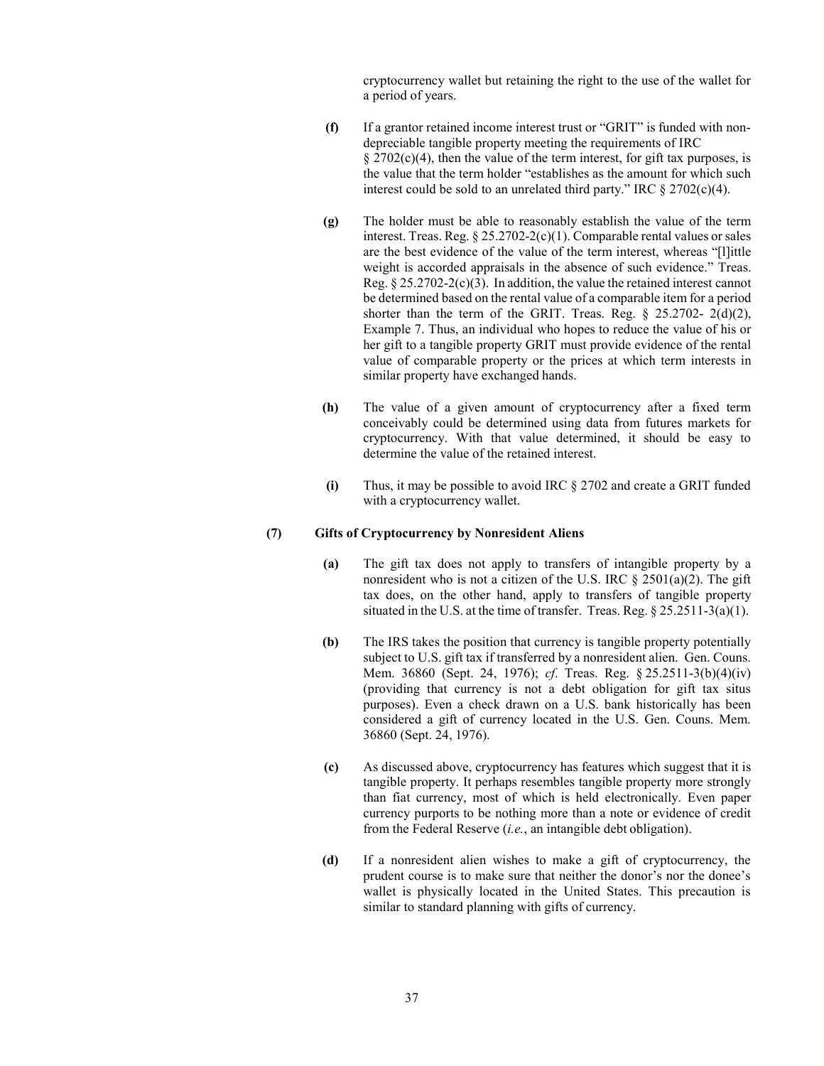cryptocurrency wallet but retaining the right to the use of the wallet for a period of years.

**(f)** If a grantor retained income interest trust or "GRIT" is funded with non-depreciable tangible property meeting the requirements of IRC § 2702(c)(4), then the value of the term interest, for gift tax purposes, is the value that the term holder "establishes as the amount for which such interest could be sold to an unrelated third party." IRC § 2702(c)(4).

**(g)** The holder must be able to reasonably establish the value of the term interest. Treas. Reg. § 25.2702-2(c)(1). Comparable rental values or sales are the best evidence of the value of the term interest, whereas "[l]ittle weight is accorded appraisals in the absence of such evidence." Treas. Reg. § 25.2702-2(c)(3). In addition, the value the retained interest cannot be determined based on the rental value of a comparable item for a period shorter than the term of the GRIT. Treas. Reg. § 25.2702- 2(d)(2), Example 7. Thus, an individual who hopes to reduce the value of his or her gift to a tangible property GRIT must provide evidence of the rental value of comparable property or the prices at which term interests in similar property have exchanged hands.

**(h)** The value of a given amount of cryptocurrency after a fixed term conceivably could be determined using data from futures markets for cryptocurrency. With that value determined, it should be easy to determine the value of the retained interest.

**(i)** Thus, it may be possible to avoid IRC § 2702 and create a GRIT funded with a cryptocurrency wallet.

### (7) Gifts of Cryptocurrency by Nonresident Aliens

**(a)** The gift tax does not apply to transfers of intangible property by a nonresident who is not a citizen of the U.S. IRC § 2501(a)(2). The gift tax does, on the other hand, apply to transfers of tangible property situated in the U.S. at the time of transfer. Treas. Reg. § 25.2511-3(a)(1).

**(b)** The IRS takes the position that currency is tangible property potentially subject to U.S. gift tax if transferred by a nonresident alien. Gen. Couns. Mem. 36860 (Sept. 24, 1976); *cf*. Treas. Reg. § 25.2511-3(b)(4)(iv) (providing that currency is not a debt obligation for gift tax situs purposes). Even a check drawn on a U.S. bank historically has been considered a gift of currency located in the U.S. Gen. Couns. Mem. 36860 (Sept. 24, 1976).

**(c)** As discussed above, cryptocurrency has features which suggest that it is tangible property. It perhaps resembles tangible property more strongly than fiat currency, most of which is held electronically. Even paper currency purports to be nothing more than a note or evidence of credit from the Federal Reserve (*i.e.*, an intangible debt obligation).

**(d)** If a nonresident alien wishes to make a gift of cryptocurrency, the prudent course is to make sure that neither the donor's nor the donee's wallet is physically located in the United States. This precaution is similar to standard planning with gifts of currency.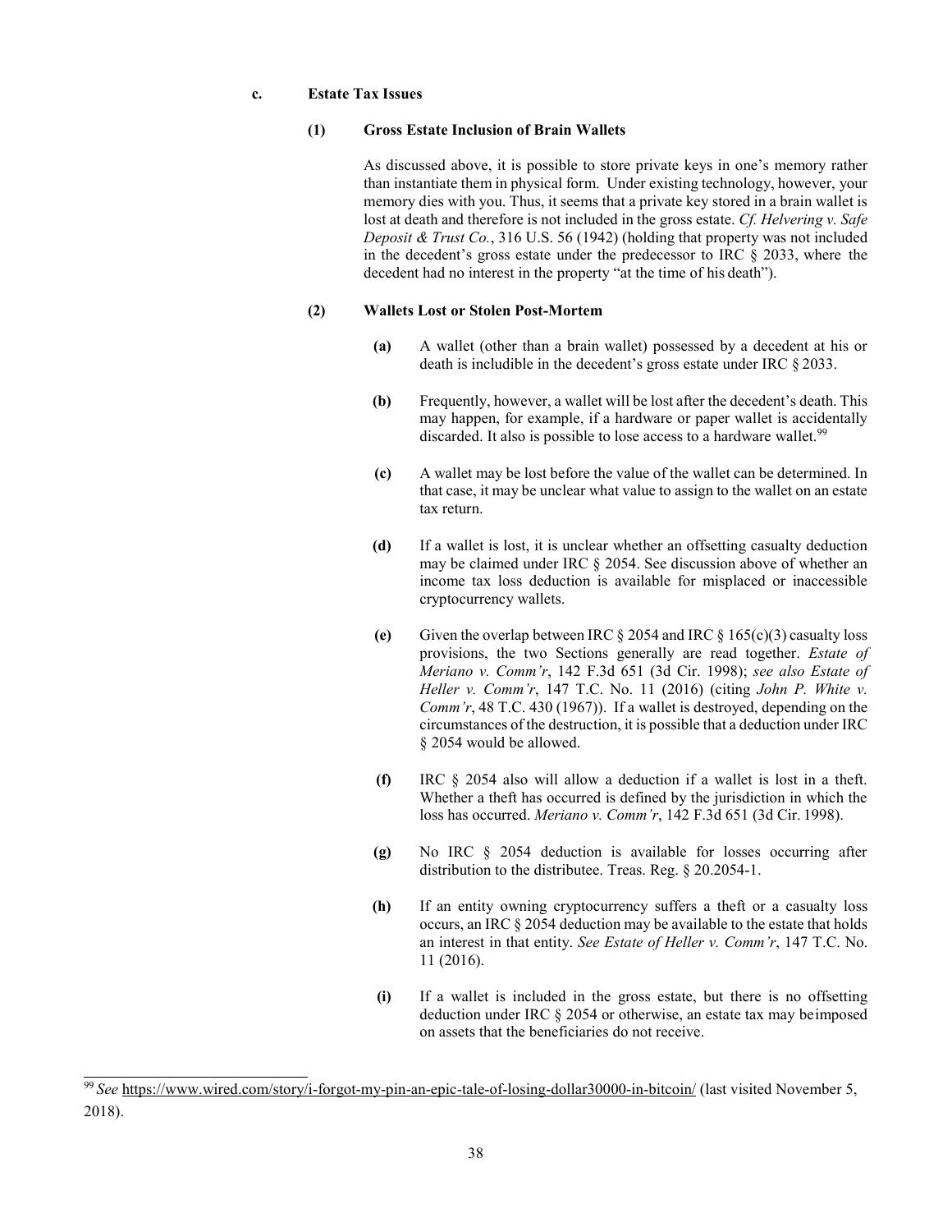**c. Estate Tax Issues**

**(1) Gross Estate Inclusion of Brain Wallets**

As discussed above, it is possible to store private keys in one's memory rather than instantiate them in physical form. Under existing technology, however, your memory dies with you. Thus, it seems that a private key stored in a brain wallet is lost at death and therefore is not included in the gross estate. *Cf. Helvering v. Safe Deposit & Trust Co.*, 316 U.S. 56 (1942) (holding that property was not included in the decedent's gross estate under the predecessor to IRC § 2033, where the decedent had no interest in the property "at the time of his death").

**(2) Wallets Lost or Stolen Post-Mortem**

**(a)** A wallet (other than a brain wallet) possessed by a decedent at his or death is includible in the decedent's gross estate under IRC § 2033.

**(b)** Frequently, however, a wallet will be lost after the decedent's death. This may happen, for example, if a hardware or paper wallet is accidentally discarded. It also is possible to lose access to a hardware wallet.[99]

**(c)** A wallet may be lost before the value of the wallet can be determined. In that case, it may be unclear what value to assign to the wallet on an estate tax return.

**(d)** If a wallet is lost, it is unclear whether an offsetting casualty deduction may be claimed under IRC § 2054. See discussion above of whether an income tax loss deduction is available for misplaced or inaccessible cryptocurrency wallets.

**(e)** Given the overlap between IRC § 2054 and IRC § 165(c)(3) casualty loss provisions, the two Sections generally are read together. *Estate of Meriano v. Comm'r*, 142 F.3d 651 (3d Cir. 1998); *see also Estate of Heller v. Comm'r*, 147 T.C. No. 11 (2016) (citing *John P. White v. Comm'r*, 48 T.C. 430 (1967)). If a wallet is destroyed, depending on the circumstances of the destruction, it is possible that a deduction under IRC § 2054 would be allowed.

**(f)** IRC § 2054 also will allow a deduction if a wallet is lost in a theft. Whether a theft has occurred is defined by the jurisdiction in which the loss has occurred. *Meriano v. Comm'r*, 142 F.3d 651 (3d Cir. 1998).

**(g)** No IRC § 2054 deduction is available for losses occurring after distribution to the distributee. Treas. Reg. § 20.2054-1.

**(h)** If an entity owning cryptocurrency suffers a theft or a casualty loss occurs, an IRC § 2054 deduction may be available to the estate that holds an interest in that entity. *See Estate of Heller v. Comm'r*, 147 T.C. No. 11 (2016).

**(i)** If a wallet is included in the gross estate, but there is no offsetting deduction under IRC § 2054 or otherwise, an estate tax may be imposed on assets that the beneficiaries do not receive.

---

[99] *See* https://www.wired.com/story/i-forgot-my-pin-an-epic-tale-of-losing-dollar30000-in-bitcoin/ (last visited November 5, 2018).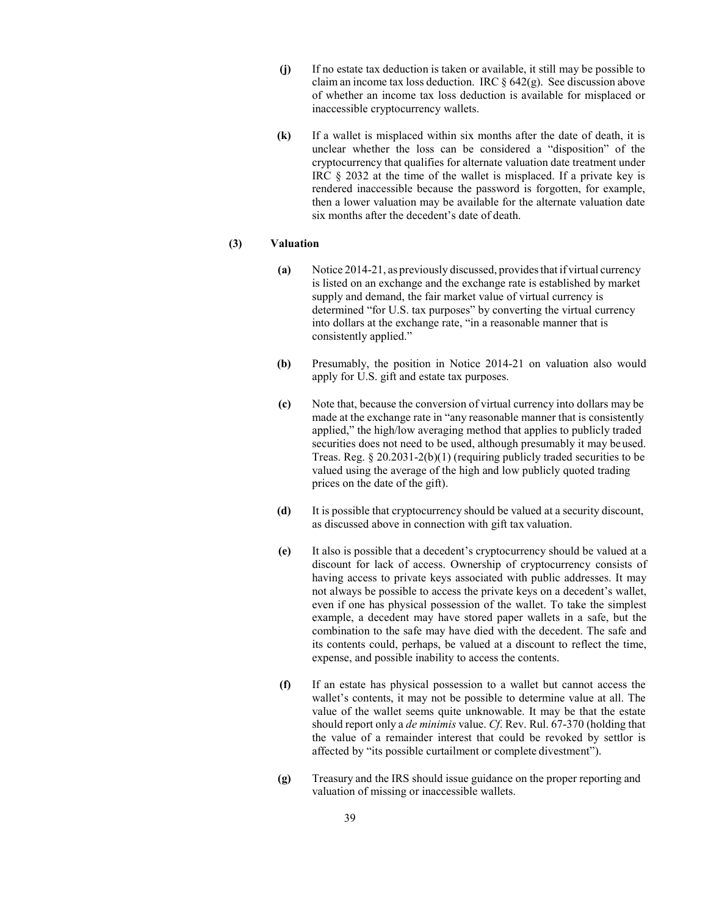**(j)** If no estate tax deduction is taken or available, it still may be possible to claim an income tax loss deduction. IRC § 642(g). See discussion above of whether an income tax loss deduction is available for misplaced or inaccessible cryptocurrency wallets.

**(k)** If a wallet is misplaced within six months after the date of death, it is unclear whether the loss can be considered a "disposition" of the cryptocurrency that qualifies for alternate valuation date treatment under IRC § 2032 at the time of the wallet is misplaced. If a private key is rendered inaccessible because the password is forgotten, for example, then a lower valuation may be available for the alternate valuation date six months after the decedent's date of death.

**(3) Valuation**

**(a)** Notice 2014-21, as previously discussed, provides that if virtual currency is listed on an exchange and the exchange rate is established by market supply and demand, the fair market value of virtual currency is determined "for U.S. tax purposes" by converting the virtual currency into dollars at the exchange rate, "in a reasonable manner that is consistently applied."

**(b)** Presumably, the position in Notice 2014-21 on valuation also would apply for U.S. gift and estate tax purposes.

**(c)** Note that, because the conversion of virtual currency into dollars may be made at the exchange rate in "any reasonable manner that is consistently applied," the high/low averaging method that applies to publicly traded securities does not need to be used, although presumably it may be used. Treas. Reg. § 20.2031-2(b)(1) (requiring publicly traded securities to be valued using the average of the high and low publicly quoted trading prices on the date of the gift).

**(d)** It is possible that cryptocurrency should be valued at a security discount, as discussed above in connection with gift tax valuation.

**(e)** It also is possible that a decedent's cryptocurrency should be valued at a discount for lack of access. Ownership of cryptocurrency consists of having access to private keys associated with public addresses. It may not always be possible to access the private keys on a decedent's wallet, even if one has physical possession of the wallet. To take the simplest example, a decedent may have stored paper wallets in a safe, but the combination to the safe may have died with the decedent. The safe and its contents could, perhaps, be valued at a discount to reflect the time, expense, and possible inability to access the contents.

**(f)** If an estate has physical possession to a wallet but cannot access the wallet's contents, it may not be possible to determine value at all. The value of the wallet seems quite unknowable. It may be that the estate should report only a *de minimis* value. *Cf*. Rev. Rul. 67-370 (holding that the value of a remainder interest that could be revoked by settlor is affected by "its possible curtailment or complete divestment").

**(g)** Treasury and the IRS should issue guidance on the proper reporting and valuation of missing or inaccessible wallets.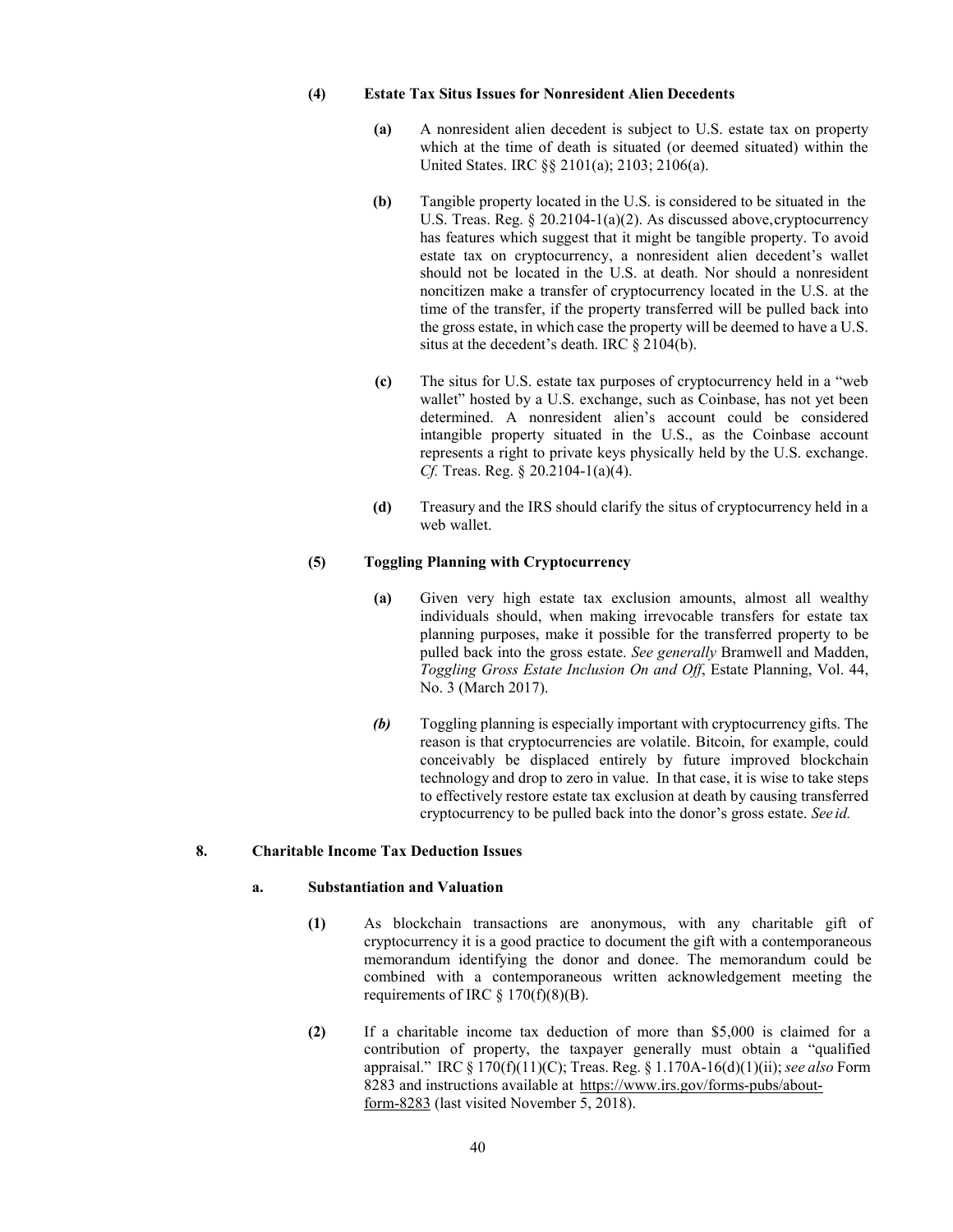**(4) Estate Tax Situs Issues for Nonresident Alien Decedents**

**(a)** A nonresident alien decedent is subject to U.S. estate tax on property which at the time of death is situated (or deemed situated) within the United States. IRC §§ 2101(a); 2103; 2106(a).

**(b)** Tangible property located in the U.S. is considered to be situated in the U.S. Treas. Reg. § 20.2104-1(a)(2). As discussed above, cryptocurrency has features which suggest that it might be tangible property. To avoid estate tax on cryptocurrency, a nonresident alien decedent's wallet should not be located in the U.S. at death. Nor should a nonresident noncitizen make a transfer of cryptocurrency located in the U.S. at the time of the transfer, if the property transferred will be pulled back into the gross estate, in which case the property will be deemed to have a U.S. situs at the decedent's death. IRC § 2104(b).

**(c)** The situs for U.S. estate tax purposes of cryptocurrency held in a "web wallet" hosted by a U.S. exchange, such as Coinbase, has not yet been determined. A nonresident alien's account could be considered intangible property situated in the U.S., as the Coinbase account represents a right to private keys physically held by the U.S. exchange. *Cf.* Treas. Reg. § 20.2104-1(a)(4).

**(d)** Treasury and the IRS should clarify the situs of cryptocurrency held in a web wallet.

**(5) Toggling Planning with Cryptocurrency**

**(a)** Given very high estate tax exclusion amounts, almost all wealthy individuals should, when making irrevocable transfers for estate tax planning purposes, make it possible for the transferred property to be pulled back into the gross estate. *See generally* Bramwell and Madden, *Toggling Gross Estate Inclusion On and Off*, Estate Planning, Vol. 44, No. 3 (March 2017).

***(b)*** Toggling planning is especially important with cryptocurrency gifts. The reason is that cryptocurrencies are volatile. Bitcoin, for example, could conceivably be displaced entirely by future improved blockchain technology and drop to zero in value. In that case, it is wise to take steps to effectively restore estate tax exclusion at death by causing transferred cryptocurrency to be pulled back into the donor's gross estate. *See id.*

**8. Charitable Income Tax Deduction Issues**

**a. Substantiation and Valuation**

**(1)** As blockchain transactions are anonymous, with any charitable gift of cryptocurrency it is a good practice to document the gift with a contemporaneous memorandum identifying the donor and donee. The memorandum could be combined with a contemporaneous written acknowledgement meeting the requirements of IRC § 170(f)(8)(B).

**(2)** If a charitable income tax deduction of more than $5,000 is claimed for a contribution of property, the taxpayer generally must obtain a "qualified appraisal." IRC § 170(f)(11)(C); Treas. Reg. § 1.170A-16(d)(1)(ii); *see also* Form 8283 and instructions available at https://www.irs.gov/forms-pubs/about-form-8283 (last visited November 5, 2018).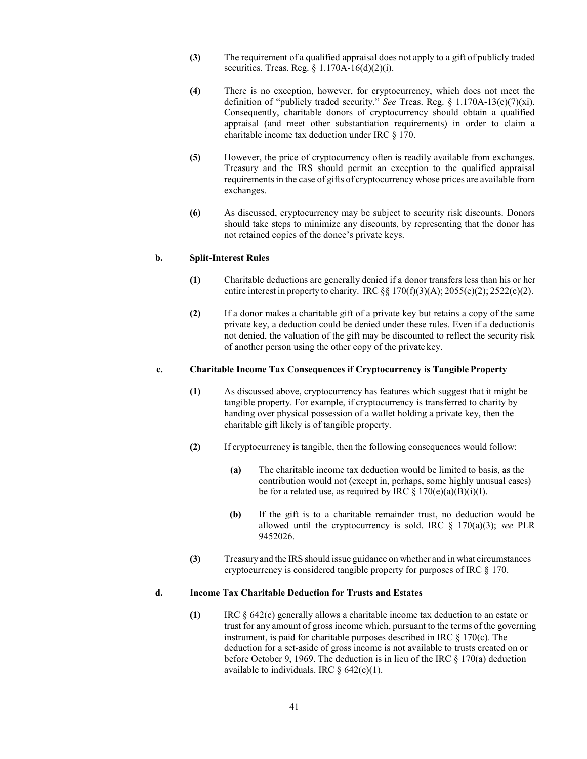**(3)** The requirement of a qualified appraisal does not apply to a gift of publicly traded securities. Treas. Reg. § 1.170A-16(d)(2)(i).

**(4)** There is no exception, however, for cryptocurrency, which does not meet the definition of "publicly traded security." *See* Treas. Reg. § 1.170A-13(c)(7)(xi). Consequently, charitable donors of cryptocurrency should obtain a qualified appraisal (and meet other substantiation requirements) in order to claim a charitable income tax deduction under IRC § 170.

**(5)** However, the price of cryptocurrency often is readily available from exchanges. Treasury and the IRS should permit an exception to the qualified appraisal requirements in the case of gifts of cryptocurrency whose prices are available from exchanges.

**(6)** As discussed, cryptocurrency may be subject to security risk discounts. Donors should take steps to minimize any discounts, by representing that the donor has not retained copies of the donee's private keys.

**b. Split-Interest Rules**

**(1)** Charitable deductions are generally denied if a donor transfers less than his or her entire interest in property to charity. IRC §§ 170(f)(3)(A); 2055(e)(2); 2522(c)(2).

**(2)** If a donor makes a charitable gift of a private key but retains a copy of the same private key, a deduction could be denied under these rules. Even if a deduction is not denied, the valuation of the gift may be discounted to reflect the security risk of another person using the other copy of the private key.

**c. Charitable Income Tax Consequences if Cryptocurrency is Tangible Property**

**(1)** As discussed above, cryptocurrency has features which suggest that it might be tangible property. For example, if cryptocurrency is transferred to charity by handing over physical possession of a wallet holding a private key, then the charitable gift likely is of tangible property.

**(2)** If cryptocurrency is tangible, then the following consequences would follow:

**(a)** The charitable income tax deduction would be limited to basis, as the contribution would not (except in, perhaps, some highly unusual cases) be for a related use, as required by IRC § 170(e)(a)(B)(i)(I).

**(b)** If the gift is to a charitable remainder trust, no deduction would be allowed until the cryptocurrency is sold. IRC § 170(a)(3); *see* PLR 9452026.

**(3)** Treasury and the IRS should issue guidance on whether and in what circumstances cryptocurrency is considered tangible property for purposes of IRC § 170.

**d. Income Tax Charitable Deduction for Trusts and Estates**

**(1)** IRC § 642(c) generally allows a charitable income tax deduction to an estate or trust for any amount of gross income which, pursuant to the terms of the governing instrument, is paid for charitable purposes described in IRC § 170(c). The deduction for a set-aside of gross income is not available to trusts created on or before October 9, 1969. The deduction is in lieu of the IRC § 170(a) deduction available to individuals. IRC § 642(c)(1).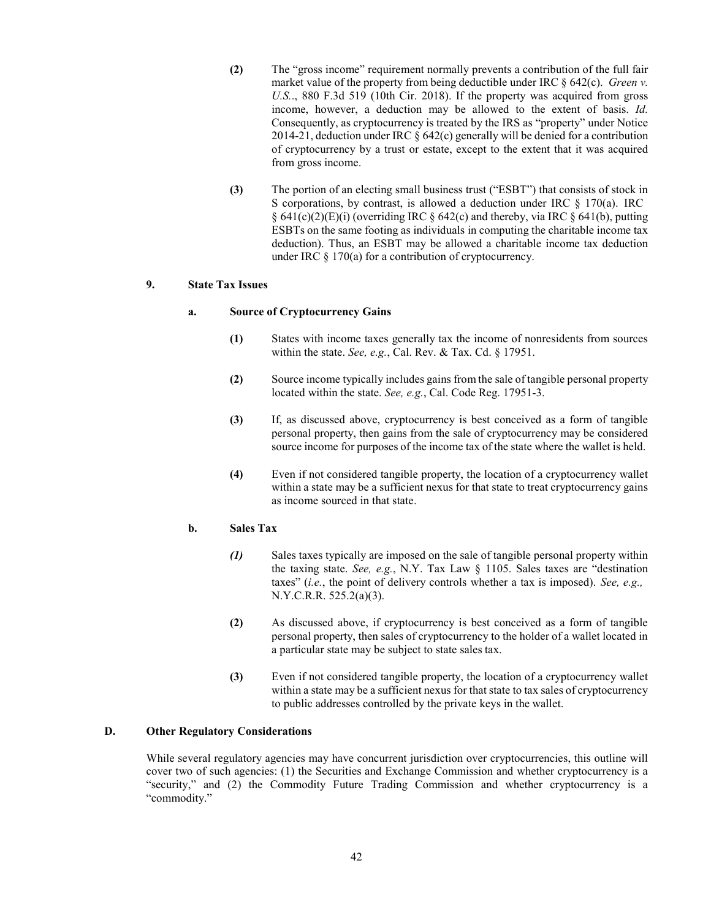**(2)** The "gross income" requirement normally prevents a contribution of the full fair market value of the property from being deductible under IRC § 642(c). *Green v. U.S.*., 880 F.3d 519 (10th Cir. 2018). If the property was acquired from gross income, however, a deduction may be allowed to the extent of basis. *Id.* Consequently, as cryptocurrency is treated by the IRS as "property" under Notice 2014-21, deduction under IRC § 642(c) generally will be denied for a contribution of cryptocurrency by a trust or estate, except to the extent that it was acquired from gross income.

**(3)** The portion of an electing small business trust ("ESBT") that consists of stock in S corporations, by contrast, is allowed a deduction under IRC § 170(a). IRC § 641(c)(2)(E)(i) (overriding IRC § 642(c) and thereby, via IRC § 641(b), putting ESBTs on the same footing as individuals in computing the charitable income tax deduction). Thus, an ESBT may be allowed a charitable income tax deduction under IRC § 170(a) for a contribution of cryptocurrency.

## 9. State Tax Issues

### a. Source of Cryptocurrency Gains

**(1)** States with income taxes generally tax the income of nonresidents from sources within the state. *See, e.g.*, Cal. Rev. & Tax. Cd. § 17951.

**(2)** Source income typically includes gains from the sale of tangible personal property located within the state. *See, e.g.*, Cal. Code Reg. 17951-3.

**(3)** If, as discussed above, cryptocurrency is best conceived as a form of tangible personal property, then gains from the sale of cryptocurrency may be considered source income for purposes of the income tax of the state where the wallet is held.

**(4)** Even if not considered tangible property, the location of a cryptocurrency wallet within a state may be a sufficient nexus for that state to treat cryptocurrency gains as income sourced in that state.

### b. Sales Tax

***(1)*** Sales taxes typically are imposed on the sale of tangible personal property within the taxing state. *See, e.g.*, N.Y. Tax Law § 1105. Sales taxes are "destination taxes" (*i.e.*, the point of delivery controls whether a tax is imposed). *See, e.g.,* N.Y.C.R.R. 525.2(a)(3).

**(2)** As discussed above, if cryptocurrency is best conceived as a form of tangible personal property, then sales of cryptocurrency to the holder of a wallet located in a particular state may be subject to state sales tax.

**(3)** Even if not considered tangible property, the location of a cryptocurrency wallet within a state may be a sufficient nexus for that state to tax sales of cryptocurrency to public addresses controlled by the private keys in the wallet.

## D. Other Regulatory Considerations

While several regulatory agencies may have concurrent jurisdiction over cryptocurrencies, this outline will cover two of such agencies: (1) the Securities and Exchange Commission and whether cryptocurrency is a "security," and (2) the Commodity Future Trading Commission and whether cryptocurrency is a "commodity."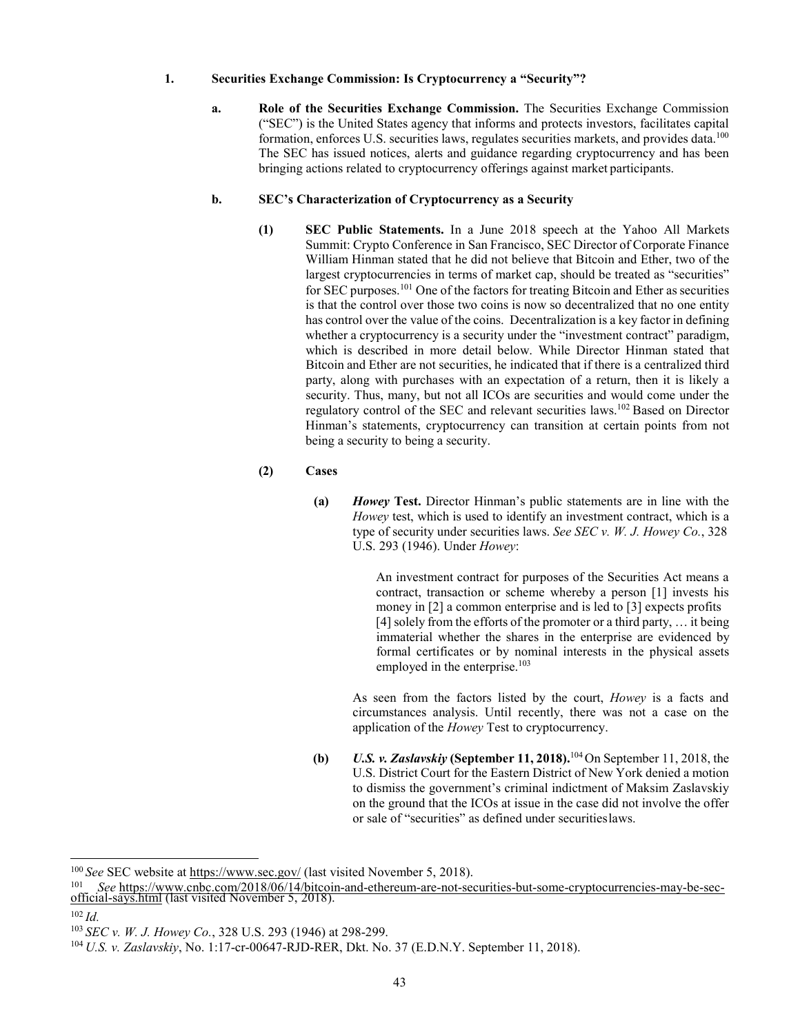**1. Securities Exchange Commission: Is Cryptocurrency a "Security"?**

**a. Role of the Securities Exchange Commission.** The Securities Exchange Commission ("SEC") is the United States agency that informs and protects investors, facilitates capital formation, enforces U.S. securities laws, regulates securities markets, and provides data.[100] The SEC has issued notices, alerts and guidance regarding cryptocurrency and has been bringing actions related to cryptocurrency offerings against market participants.

**b. SEC's Characterization of Cryptocurrency as a Security**

**(1) SEC Public Statements.** In a June 2018 speech at the Yahoo All Markets Summit: Crypto Conference in San Francisco, SEC Director of Corporate Finance William Hinman stated that he did not believe that Bitcoin and Ether, two of the largest cryptocurrencies in terms of market cap, should be treated as "securities" for SEC purposes.[101] One of the factors for treating Bitcoin and Ether as securities is that the control over those two coins is now so decentralized that no one entity has control over the value of the coins. Decentralization is a key factor in defining whether a cryptocurrency is a security under the "investment contract" paradigm, which is described in more detail below. While Director Hinman stated that Bitcoin and Ether are not securities, he indicated that if there is a centralized third party, along with purchases with an expectation of a return, then it is likely a security. Thus, many, but not all ICOs are securities and would come under the regulatory control of the SEC and relevant securities laws.[102] Based on Director Hinman's statements, cryptocurrency can transition at certain points from not being a security to being a security.

**(2) Cases**

**(a) *Howey* Test.** Director Hinman's public statements are in line with the *Howey* test, which is used to identify an investment contract, which is a type of security under securities laws. *See SEC v. W. J. Howey Co.*, 328 U.S. 293 (1946). Under *Howey*:

> An investment contract for purposes of the Securities Act means a contract, transaction or scheme whereby a person [1] invests his money in [2] a common enterprise and is led to [3] expects profits [4] solely from the efforts of the promoter or a third party, … it being immaterial whether the shares in the enterprise are evidenced by formal certificates or by nominal interests in the physical assets employed in the enterprise.[103]

As seen from the factors listed by the court, *Howey* is a facts and circumstances analysis. Until recently, there was not a case on the application of the *Howey* Test to cryptocurrency.

**(b) *U.S. v. Zaslavskiy* (September 11, 2018).**[104] On September 11, 2018, the U.S. District Court for the Eastern District of New York denied a motion to dismiss the government's criminal indictment of Maksim Zaslavskiy on the ground that the ICOs at issue in the case did not involve the offer or sale of "securities" as defined under securities laws.

---

[100] *See* SEC website at https://www.sec.gov/ (last visited November 5, 2018).

[101] *See* https://www.cnbc.com/2018/06/14/bitcoin-and-ethereum-are-not-securities-but-some-cryptocurrencies-may-be-sec-official-says.html (last visited November 5, 2018).

[102] *Id.*

[103] *SEC v. W. J. Howey Co.*, 328 U.S. 293 (1946) at 298-299.

[104] *U.S. v. Zaslavskiy*, No. 1:17-cr-00647-RJD-RER, Dkt. No. 37 (E.D.N.Y. September 11, 2018).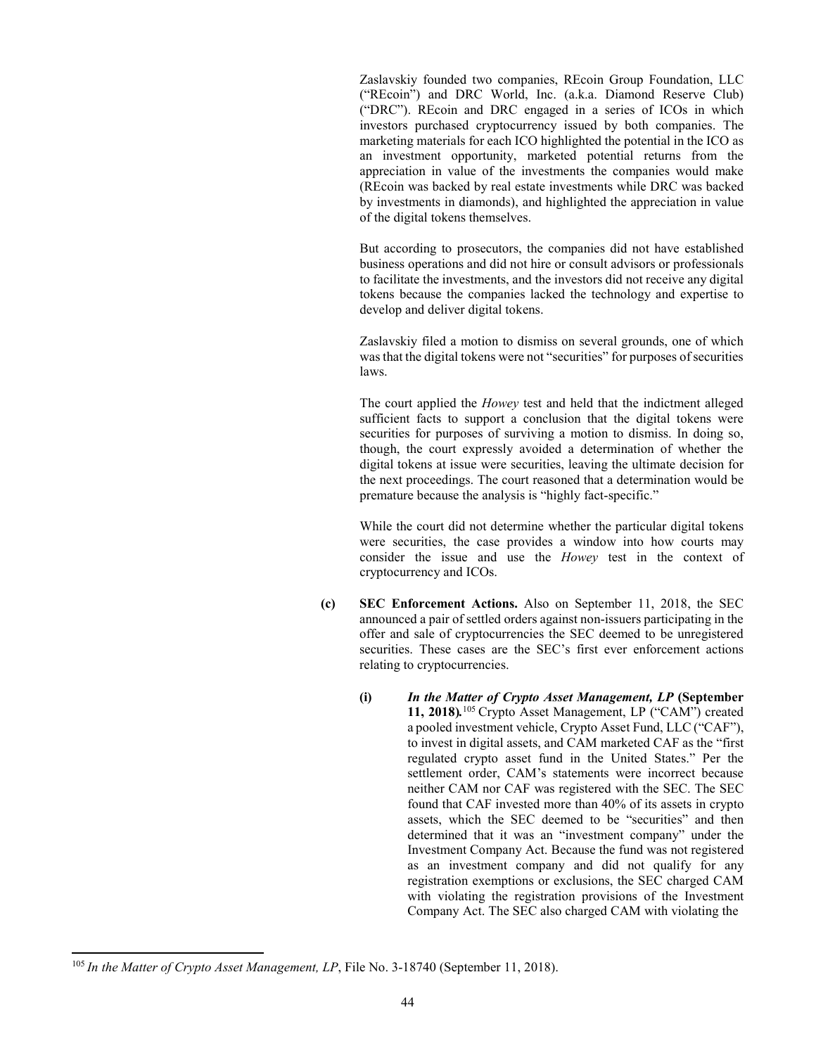Zaslavskiy founded two companies, REcoin Group Foundation, LLC ("REcoin") and DRC World, Inc. (a.k.a. Diamond Reserve Club) ("DRC"). REcoin and DRC engaged in a series of ICOs in which investors purchased cryptocurrency issued by both companies. The marketing materials for each ICO highlighted the potential in the ICO as an investment opportunity, marketed potential returns from the appreciation in value of the investments the companies would make (REcoin was backed by real estate investments while DRC was backed by investments in diamonds), and highlighted the appreciation in value of the digital tokens themselves.

But according to prosecutors, the companies did not have established business operations and did not hire or consult advisors or professionals to facilitate the investments, and the investors did not receive any digital tokens because the companies lacked the technology and expertise to develop and deliver digital tokens.

Zaslavskiy filed a motion to dismiss on several grounds, one of which was that the digital tokens were not "securities" for purposes of securities laws.

The court applied the *Howey* test and held that the indictment alleged sufficient facts to support a conclusion that the digital tokens were securities for purposes of surviving a motion to dismiss. In doing so, though, the court expressly avoided a determination of whether the digital tokens at issue were securities, leaving the ultimate decision for the next proceedings. The court reasoned that a determination would be premature because the analysis is "highly fact-specific."

While the court did not determine whether the particular digital tokens were securities, the case provides a window into how courts may consider the issue and use the *Howey* test in the context of cryptocurrency and ICOs.

**(c) SEC Enforcement Actions.** Also on September 11, 2018, the SEC announced a pair of settled orders against non-issuers participating in the offer and sale of cryptocurrencies the SEC deemed to be unregistered securities. These cases are the SEC's first ever enforcement actions relating to cryptocurrencies.

**(i) *In the Matter of Crypto Asset Management, LP* (September 11, 2018).**[105] Crypto Asset Management, LP ("CAM") created a pooled investment vehicle, Crypto Asset Fund, LLC ("CAF"), to invest in digital assets, and CAM marketed CAF as the "first regulated crypto asset fund in the United States." Per the settlement order, CAM's statements were incorrect because neither CAM nor CAF was registered with the SEC. The SEC found that CAF invested more than 40% of its assets in crypto assets, which the SEC deemed to be "securities" and then determined that it was an "investment company" under the Investment Company Act. Because the fund was not registered as an investment company and did not qualify for any registration exemptions or exclusions, the SEC charged CAM with violating the registration provisions of the Investment Company Act. The SEC also charged CAM with violating the

---

[105] *In the Matter of Crypto Asset Management, LP*, File No. 3-18740 (September 11, 2018).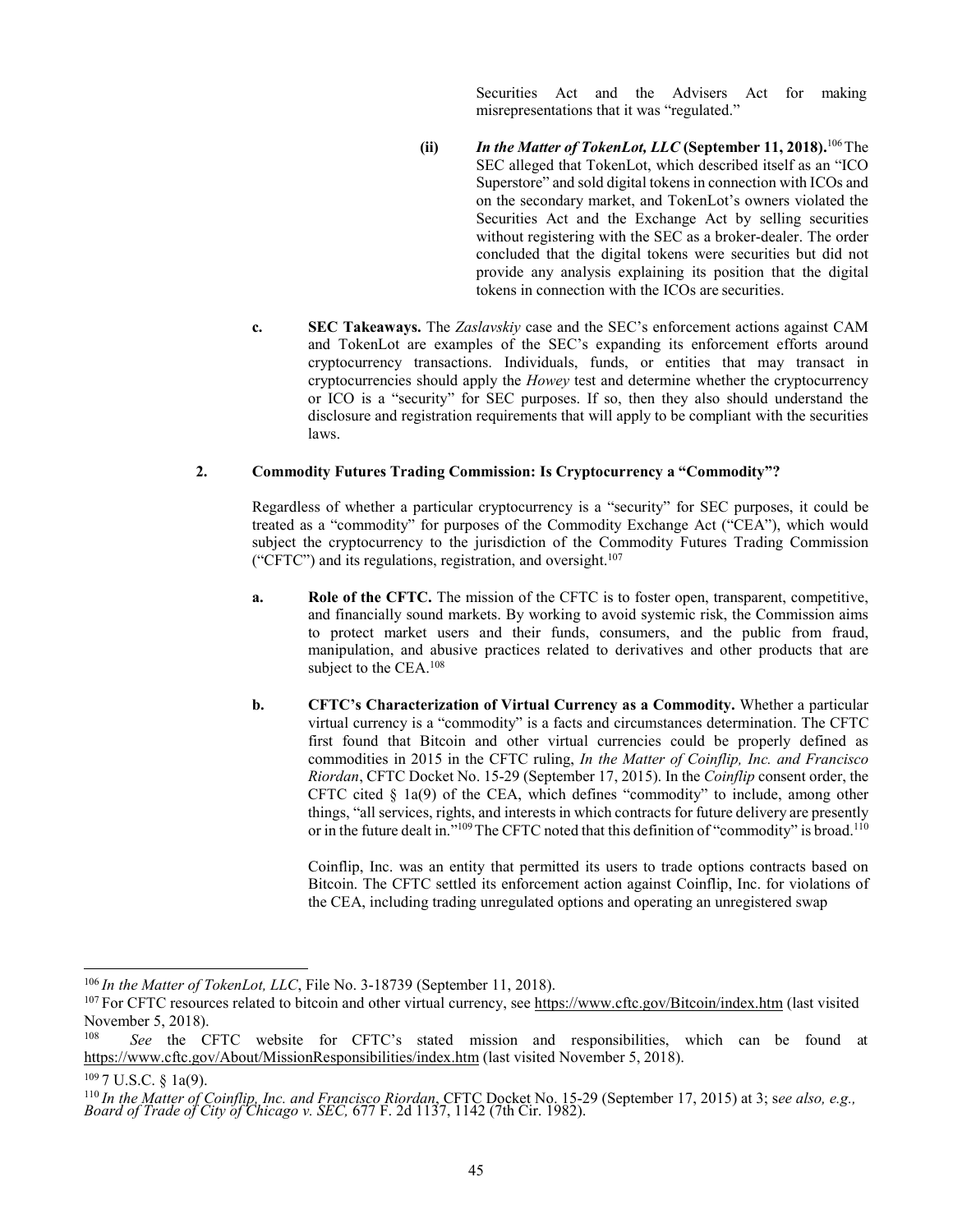Securities Act and the Advisers Act for making misrepresentations that it was "regulated."

**(ii)** ***In the Matter of TokenLot, LLC* (September 11, 2018).**[106] The SEC alleged that TokenLot, which described itself as an "ICO Superstore" and sold digital tokens in connection with ICOs and on the secondary market, and TokenLot's owners violated the Securities Act and the Exchange Act by selling securities without registering with the SEC as a broker-dealer. The order concluded that the digital tokens were securities but did not provide any analysis explaining its position that the digital tokens in connection with the ICOs are securities.

**c. SEC Takeaways.** The *Zaslavskiy* case and the SEC's enforcement actions against CAM and TokenLot are examples of the SEC's expanding its enforcement efforts around cryptocurrency transactions. Individuals, funds, or entities that may transact in cryptocurrencies should apply the *Howey* test and determine whether the cryptocurrency or ICO is a "security" for SEC purposes. If so, then they also should understand the disclosure and registration requirements that will apply to be compliant with the securities laws.

### 2. Commodity Futures Trading Commission: Is Cryptocurrency a "Commodity"?

Regardless of whether a particular cryptocurrency is a "security" for SEC purposes, it could be treated as a "commodity" for purposes of the Commodity Exchange Act ("CEA"), which would subject the cryptocurrency to the jurisdiction of the Commodity Futures Trading Commission ("CFTC") and its regulations, registration, and oversight.[107]

**a. Role of the CFTC.** The mission of the CFTC is to foster open, transparent, competitive, and financially sound markets. By working to avoid systemic risk, the Commission aims to protect market users and their funds, consumers, and the public from fraud, manipulation, and abusive practices related to derivatives and other products that are subject to the CEA.[108]

**b. CFTC's Characterization of Virtual Currency as a Commodity.** Whether a particular virtual currency is a "commodity" is a facts and circumstances determination. The CFTC first found that Bitcoin and other virtual currencies could be properly defined as commodities in 2015 in the CFTC ruling, *In the Matter of Coinflip, Inc. and Francisco Riordan*, CFTC Docket No. 15-29 (September 17, 2015). In the *Coinflip* consent order, the CFTC cited § 1a(9) of the CEA, which defines "commodity" to include, among other things, "all services, rights, and interests in which contracts for future delivery are presently or in the future dealt in."[109] The CFTC noted that this definition of "commodity" is broad.[110]

Coinflip, Inc. was an entity that permitted its users to trade options contracts based on Bitcoin. The CFTC settled its enforcement action against Coinflip, Inc. for violations of the CEA, including trading unregulated options and operating an unregistered swap

---

[106] *In the Matter of TokenLot, LLC*, File No. 3-18739 (September 11, 2018).

[107] For CFTC resources related to bitcoin and other virtual currency, see https://www.cftc.gov/Bitcoin/index.htm (last visited November 5, 2018).

[108] *See* the CFTC website for CFTC's stated mission and responsibilities, which can be found at https://www.cftc.gov/About/MissionResponsibilities/index.htm (last visited November 5, 2018).

[109] 7 U.S.C. § 1a(9).

[110] *In the Matter of Coinflip, Inc. and Francisco Riordan*, CFTC Docket No. 15-29 (September 17, 2015) at 3; s*ee also, e.g., Board of Trade of City of Chicago v. SEC,* 677 F. 2d 1137, 1142 (7th Cir. 1982).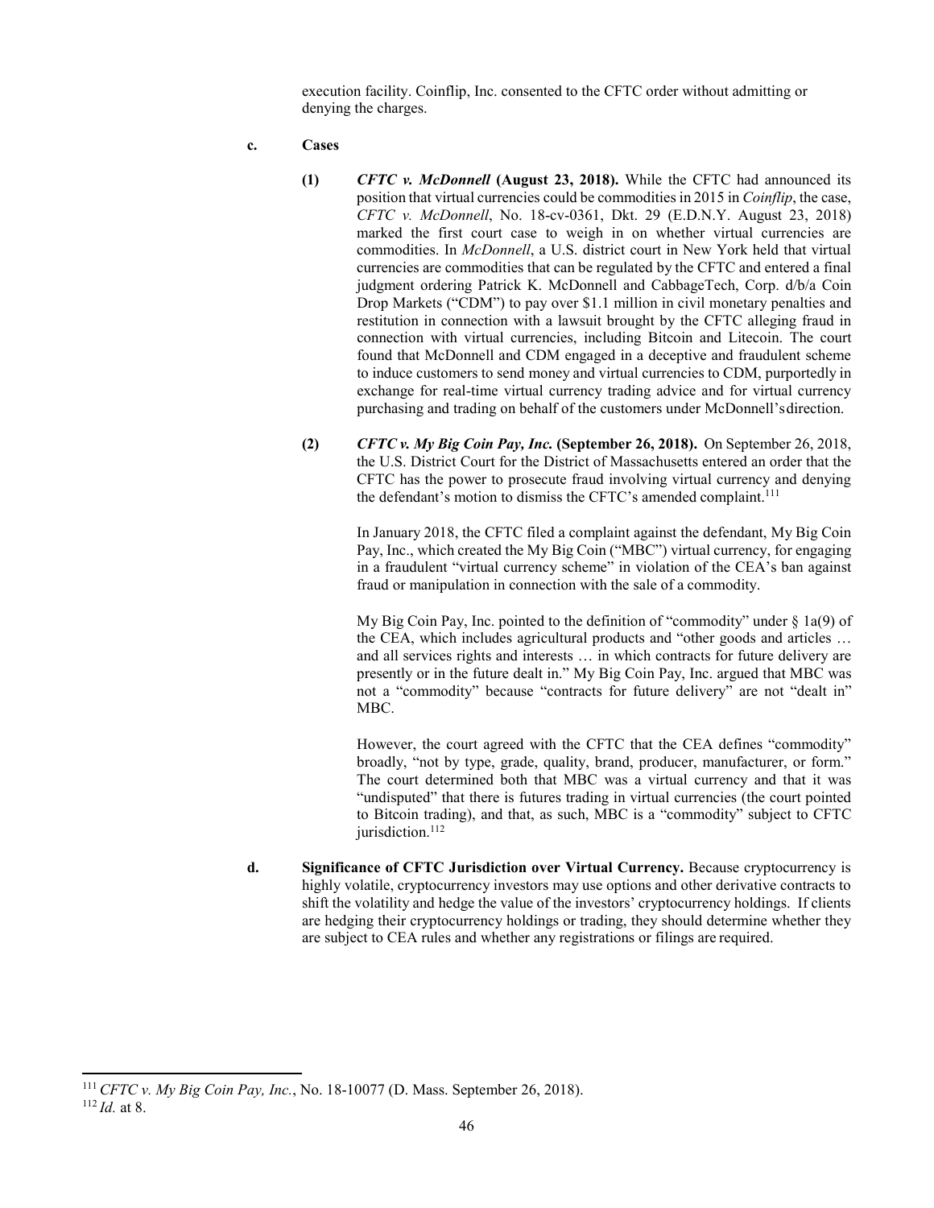execution facility. Coinflip, Inc. consented to the CFTC order without admitting or denying the charges.

**c. Cases**

**(1)** ***CFTC v. McDonnell* (August 23, 2018).** While the CFTC had announced its position that virtual currencies could be commodities in 2015 in *Coinflip*, the case, *CFTC v. McDonnell*, No. 18-cv-0361, Dkt. 29 (E.D.N.Y. August 23, 2018) marked the first court case to weigh in on whether virtual currencies are commodities. In *McDonnell*, a U.S. district court in New York held that virtual currencies are commodities that can be regulated by the CFTC and entered a final judgment ordering Patrick K. McDonnell and CabbageTech, Corp. d/b/a Coin Drop Markets ("CDM") to pay over $1.1 million in civil monetary penalties and restitution in connection with a lawsuit brought by the CFTC alleging fraud in connection with virtual currencies, including Bitcoin and Litecoin. The court found that McDonnell and CDM engaged in a deceptive and fraudulent scheme to induce customers to send money and virtual currencies to CDM, purportedly in exchange for real-time virtual currency trading advice and for virtual currency purchasing and trading on behalf of the customers under McDonnell's direction.

**(2)** ***CFTC v. My Big Coin Pay, Inc.* (September 26, 2018).** On September 26, 2018, the U.S. District Court for the District of Massachusetts entered an order that the CFTC has the power to prosecute fraud involving virtual currency and denying the defendant's motion to dismiss the CFTC's amended complaint.[111]

In January 2018, the CFTC filed a complaint against the defendant, My Big Coin Pay, Inc., which created the My Big Coin ("MBC") virtual currency, for engaging in a fraudulent "virtual currency scheme" in violation of the CEA's ban against fraud or manipulation in connection with the sale of a commodity.

My Big Coin Pay, Inc. pointed to the definition of "commodity" under § 1a(9) of the CEA, which includes agricultural products and "other goods and articles … and all services rights and interests … in which contracts for future delivery are presently or in the future dealt in." My Big Coin Pay, Inc. argued that MBC was not a "commodity" because "contracts for future delivery" are not "dealt in" MBC.

However, the court agreed with the CFTC that the CEA defines "commodity" broadly, "not by type, grade, quality, brand, producer, manufacturer, or form." The court determined both that MBC was a virtual currency and that it was "undisputed" that there is futures trading in virtual currencies (the court pointed to Bitcoin trading), and that, as such, MBC is a "commodity" subject to CFTC jurisdiction.[112]

**d. Significance of CFTC Jurisdiction over Virtual Currency.** Because cryptocurrency is highly volatile, cryptocurrency investors may use options and other derivative contracts to shift the volatility and hedge the value of the investors' cryptocurrency holdings. If clients are hedging their cryptocurrency holdings or trading, they should determine whether they are subject to CEA rules and whether any registrations or filings are required.

---

[111] *CFTC v. My Big Coin Pay, Inc.*, No. 18-10077 (D. Mass. September 26, 2018).

[112] *Id.* at 8.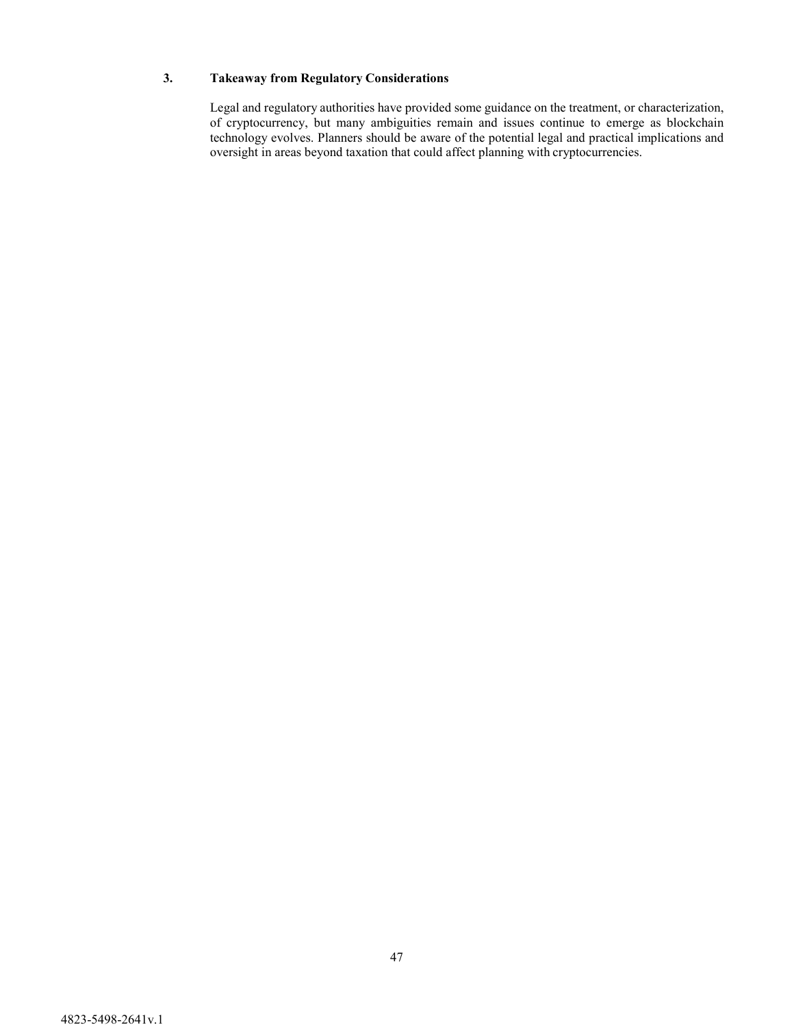### 3. Takeaway from Regulatory Considerations

Legal and regulatory authorities have provided some guidance on the treatment, or characterization, of cryptocurrency, but many ambiguities remain and issues continue to emerge as blockchain technology evolves. Planners should be aware of the potential legal and practical implications and oversight in areas beyond taxation that could affect planning with cryptocurrencies.